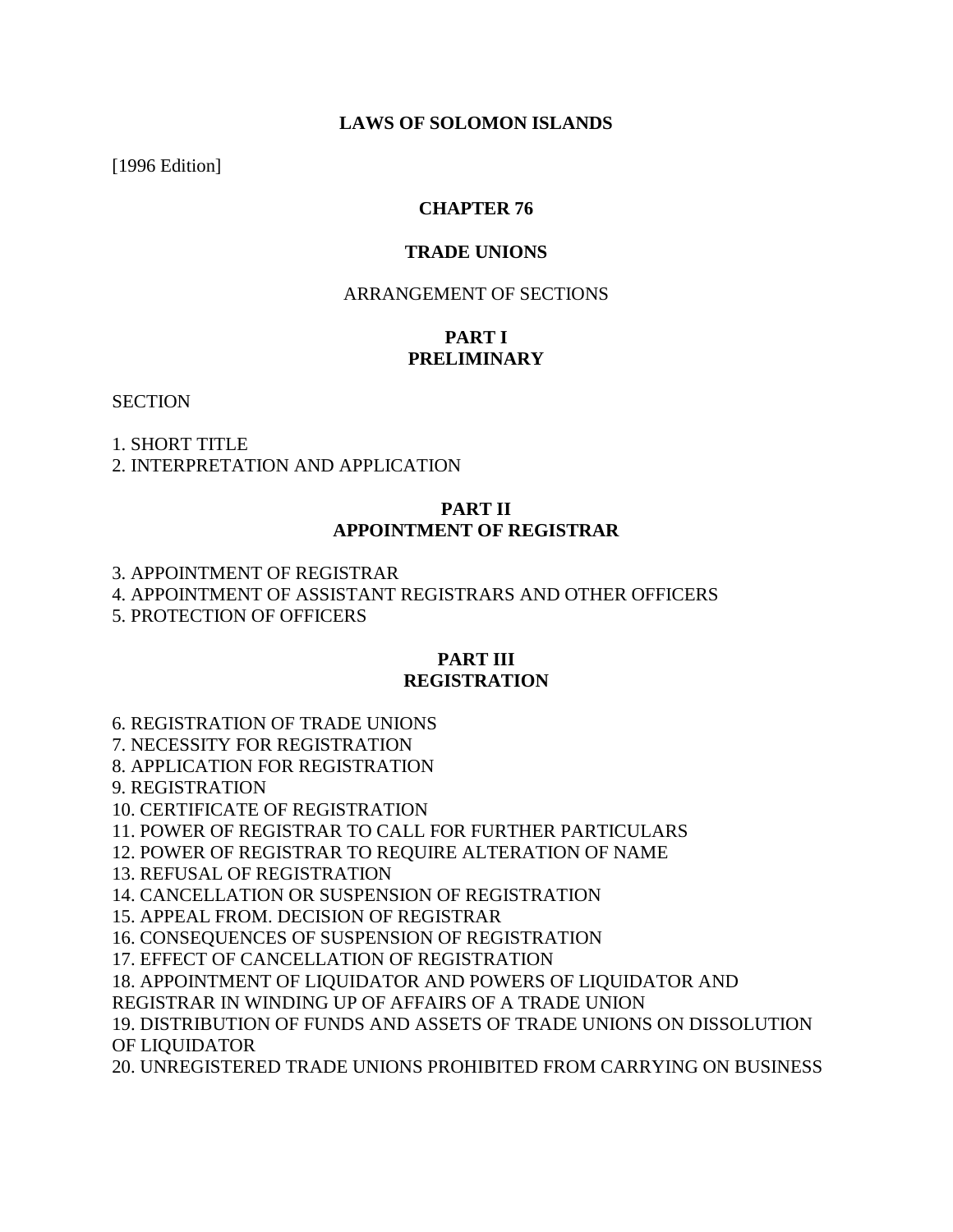**LAWS OF SOLOMON ISLANDS**

[1996 Edition]

# CHAPTER 76

# TRADE UNIONS

ARRANGEMENT OF SECTIONS

## PART I
## PRELIMINARY

SECTION

1. SHORT TITLE
2. INTERPRETATION AND APPLICATION

## PART II
## APPOINTMENT OF REGISTRAR

3. APPOINTMENT OF REGISTRAR
4. APPOINTMENT OF ASSISTANT REGISTRARS AND OTHER OFFICERS
5. PROTECTION OF OFFICERS

## PART III
## REGISTRATION

6. REGISTRATION OF TRADE UNIONS
7. NECESSITY FOR REGISTRATION
8. APPLICATION FOR REGISTRATION
9. REGISTRATION
10. CERTIFICATE OF REGISTRATION
11. POWER OF REGISTRAR TO CALL FOR FURTHER PARTICULARS
12. POWER OF REGISTRAR TO REQUIRE ALTERATION OF NAME
13. REFUSAL OF REGISTRATION
14. CANCELLATION OR SUSPENSION OF REGISTRATION
15. APPEAL FROM. DECISION OF REGISTRAR
16. CONSEQUENCES OF SUSPENSION OF REGISTRATION
17. EFFECT OF CANCELLATION OF REGISTRATION
18. APPOINTMENT OF LIQUIDATOR AND POWERS OF LIQUIDATOR AND REGISTRAR IN WINDING UP OF AFFAIRS OF A TRADE UNION
19. DISTRIBUTION OF FUNDS AND ASSETS OF TRADE UNIONS ON DISSOLUTION OF LIQUIDATOR
20. UNREGISTERED TRADE UNIONS PROHIBITED FROM CARRYING ON BUSINESS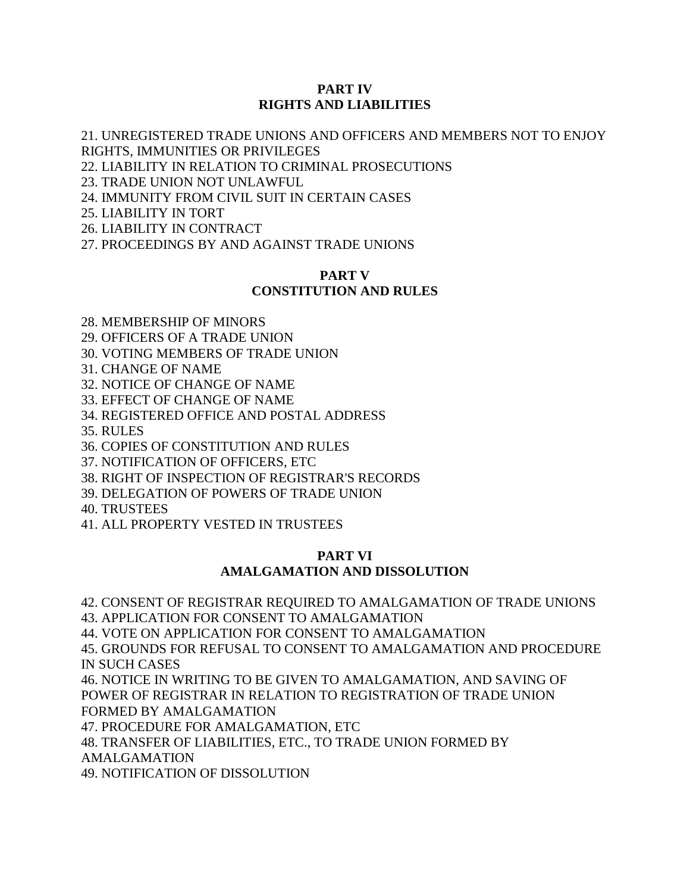## PART IV
## RIGHTS AND LIABILITIES

21. UNREGISTERED TRADE UNIONS AND OFFICERS AND MEMBERS NOT TO ENJOY RIGHTS, IMMUNITIES OR PRIVILEGES
22. LIABILITY IN RELATION TO CRIMINAL PROSECUTIONS
23. TRADE UNION NOT UNLAWFUL
24. IMMUNITY FROM CIVIL SUIT IN CERTAIN CASES
25. LIABILITY IN TORT
26. LIABILITY IN CONTRACT
27. PROCEEDINGS BY AND AGAINST TRADE UNIONS

## PART V
## CONSTITUTION AND RULES

28. MEMBERSHIP OF MINORS
29. OFFICERS OF A TRADE UNION
30. VOTING MEMBERS OF TRADE UNION
31. CHANGE OF NAME
32. NOTICE OF CHANGE OF NAME
33. EFFECT OF CHANGE OF NAME
34. REGISTERED OFFICE AND POSTAL ADDRESS
35. RULES
36. COPIES OF CONSTITUTION AND RULES
37. NOTIFICATION OF OFFICERS, ETC
38. RIGHT OF INSPECTION OF REGISTRAR'S RECORDS
39. DELEGATION OF POWERS OF TRADE UNION
40. TRUSTEES
41. ALL PROPERTY VESTED IN TRUSTEES

## PART VI
## AMALGAMATION AND DISSOLUTION

42. CONSENT OF REGISTRAR REQUIRED TO AMALGAMATION OF TRADE UNIONS
43. APPLICATION FOR CONSENT TO AMALGAMATION
44. VOTE ON APPLICATION FOR CONSENT TO AMALGAMATION
45. GROUNDS FOR REFUSAL TO CONSENT TO AMALGAMATION AND PROCEDURE IN SUCH CASES
46. NOTICE IN WRITING TO BE GIVEN TO AMALGAMATION, AND SAVING OF POWER OF REGISTRAR IN RELATION TO REGISTRATION OF TRADE UNION FORMED BY AMALGAMATION
47. PROCEDURE FOR AMALGAMATION, ETC
48. TRANSFER OF LIABILITIES, ETC., TO TRADE UNION FORMED BY AMALGAMATION
49. NOTIFICATION OF DISSOLUTION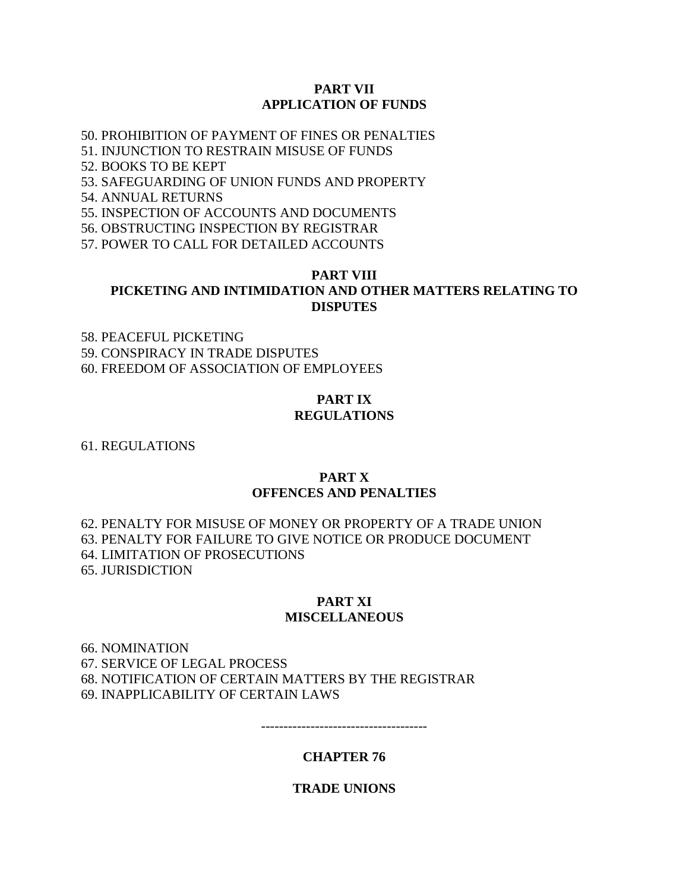## PART VII
## APPLICATION OF FUNDS

50. PROHIBITION OF PAYMENT OF FINES OR PENALTIES
51. INJUNCTION TO RESTRAIN MISUSE OF FUNDS
52. BOOKS TO BE KEPT
53. SAFEGUARDING OF UNION FUNDS AND PROPERTY
54. ANNUAL RETURNS
55. INSPECTION OF ACCOUNTS AND DOCUMENTS
56. OBSTRUCTING INSPECTION BY REGISTRAR
57. POWER TO CALL FOR DETAILED ACCOUNTS

## PART VIII
## PICKETING AND INTIMIDATION AND OTHER MATTERS RELATING TO DISPUTES

58. PEACEFUL PICKETING
59. CONSPIRACY IN TRADE DISPUTES
60. FREEDOM OF ASSOCIATION OF EMPLOYEES

## PART IX
## REGULATIONS

61. REGULATIONS

## PART X
## OFFENCES AND PENALTIES

62. PENALTY FOR MISUSE OF MONEY OR PROPERTY OF A TRADE UNION
63. PENALTY FOR FAILURE TO GIVE NOTICE OR PRODUCE DOCUMENT
64. LIMITATION OF PROSECUTIONS
65. JURISDICTION

## PART XI
## MISCELLANEOUS

66. NOMINATION
67. SERVICE OF LEGAL PROCESS
68. NOTIFICATION OF CERTAIN MATTERS BY THE REGISTRAR
69. INAPPLICABILITY OF CERTAIN LAWS

-------------------------------------

# CHAPTER 76

# TRADE UNIONS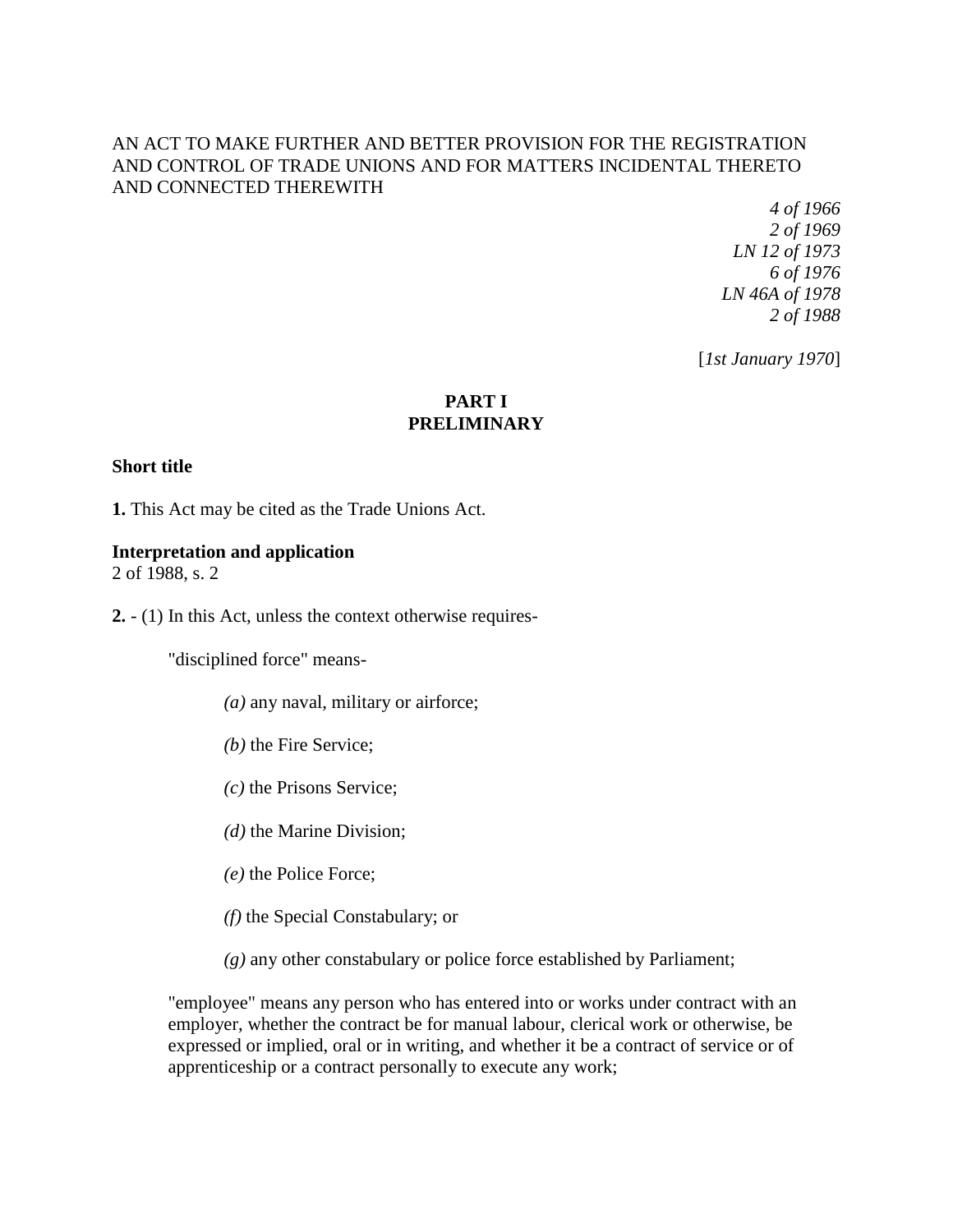AN ACT TO MAKE FURTHER AND BETTER PROVISION FOR THE REGISTRATION AND CONTROL OF TRADE UNIONS AND FOR MATTERS INCIDENTAL THERETO AND CONNECTED THEREWITH

*4 of 1966*
*2 of 1969*
*LN 12 of 1973*
*6 of 1976*
*LN 46A of 1978*
*2 of 1988*

[*1st January 1970*]

## PART I
## PRELIMINARY

**Short title**

**1.** This Act may be cited as the Trade Unions Act.

**Interpretation and application**
2 of 1988, s. 2

**2.** - (1) In this Act, unless the context otherwise requires-

"disciplined force" means-

*(a)* any naval, military or airforce;

*(b)* the Fire Service;

*(c)* the Prisons Service;

*(d)* the Marine Division;

*(e)* the Police Force;

*(f)* the Special Constabulary; or

*(g)* any other constabulary or police force established by Parliament;

"employee" means any person who has entered into or works under contract with an employer, whether the contract be for manual labour, clerical work or otherwise, be expressed or implied, oral or in writing, and whether it be a contract of service or of apprenticeship or a contract personally to execute any work;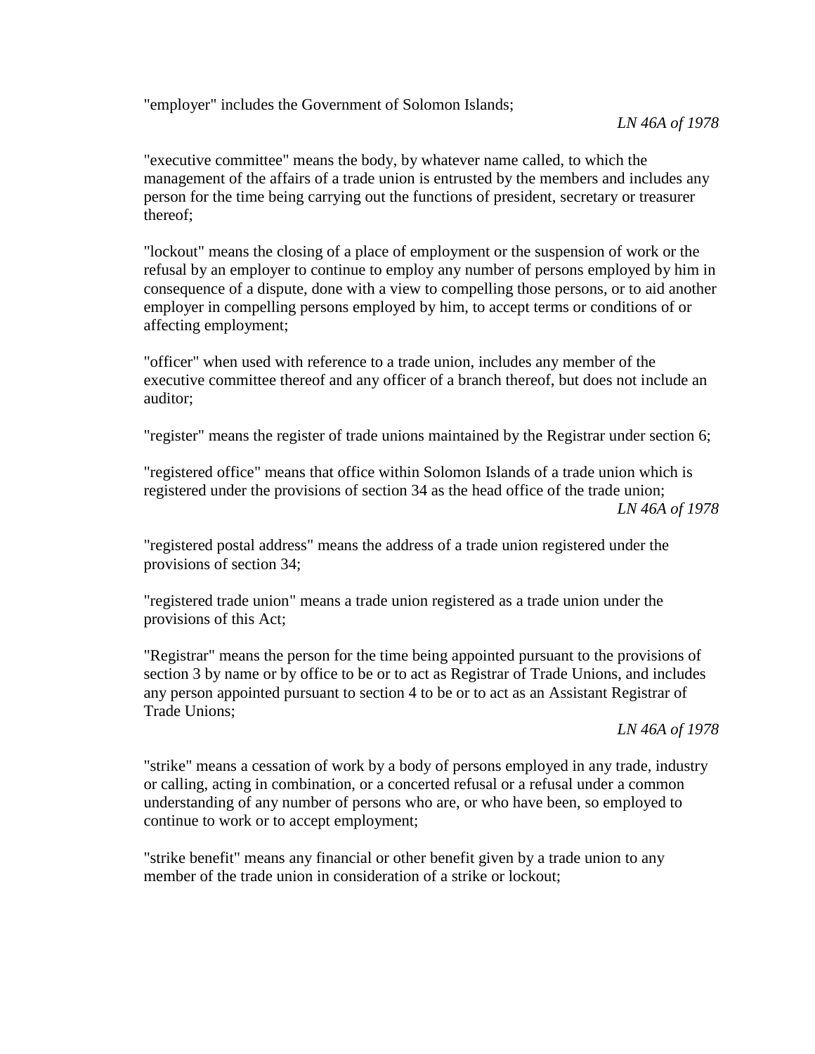"employer" includes the Government of Solomon Islands;

*LN 46A of 1978*

"executive committee" means the body, by whatever name called, to which the management of the affairs of a trade union is entrusted by the members and includes any person for the time being carrying out the functions of president, secretary or treasurer thereof;

"lockout" means the closing of a place of employment or the suspension of work or the refusal by an employer to continue to employ any number of persons employed by him in consequence of a dispute, done with a view to compelling those persons, or to aid another employer in compelling persons employed by him, to accept terms or conditions of or affecting employment;

"officer" when used with reference to a trade union, includes any member of the executive committee thereof and any officer of a branch thereof, but does not include an auditor;

"register" means the register of trade unions maintained by the Registrar under section 6;

"registered office" means that office within Solomon Islands of a trade union which is registered under the provisions of section 34 as the head office of the trade union;

*LN 46A of 1978*

"registered postal address" means the address of a trade union registered under the provisions of section 34;

"registered trade union" means a trade union registered as a trade union under the provisions of this Act;

"Registrar" means the person for the time being appointed pursuant to the provisions of section 3 by name or by office to be or to act as Registrar of Trade Unions, and includes any person appointed pursuant to section 4 to be or to act as an Assistant Registrar of Trade Unions;

*LN 46A of 1978*

"strike" means a cessation of work by a body of persons employed in any trade, industry or calling, acting in combination, or a concerted refusal or a refusal under a common understanding of any number of persons who are, or who have been, so employed to continue to work or to accept employment;

"strike benefit" means any financial or other benefit given by a trade union to any member of the trade union in consideration of a strike or lockout;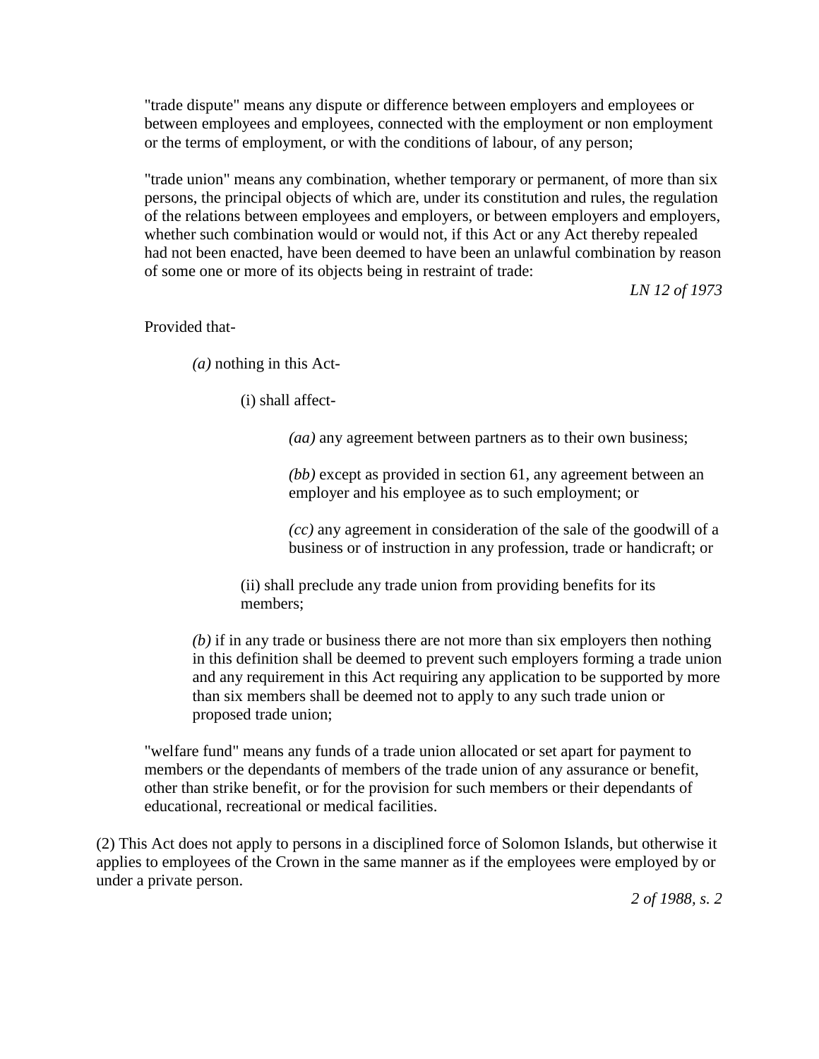"trade dispute" means any dispute or difference between employers and employees or between employees and employees, connected with the employment or non employment or the terms of employment, or with the conditions of labour, of any person;

"trade union" means any combination, whether temporary or permanent, of more than six persons, the principal objects of which are, under its constitution and rules, the regulation of the relations between employees and employers, or between employers and employers, whether such combination would or would not, if this Act or any Act thereby repealed had not been enacted, have been deemed to have been an unlawful combination by reason of some one or more of its objects being in restraint of trade:

*LN 12 of 1973*

Provided that-

*(a)* nothing in this Act-

(i) shall affect-

*(aa)* any agreement between partners as to their own business;

*(bb)* except as provided in section 61, any agreement between an employer and his employee as to such employment; or

*(cc)* any agreement in consideration of the sale of the goodwill of a business or of instruction in any profession, trade or handicraft; or

(ii) shall preclude any trade union from providing benefits for its members;

*(b)* if in any trade or business there are not more than six employers then nothing in this definition shall be deemed to prevent such employers forming a trade union and any requirement in this Act requiring any application to be supported by more than six members shall be deemed not to apply to any such trade union or proposed trade union;

"welfare fund" means any funds of a trade union allocated or set apart for payment to members or the dependants of members of the trade union of any assurance or benefit, other than strike benefit, or for the provision for such members or their dependants of educational, recreational or medical facilities.

(2) This Act does not apply to persons in a disciplined force of Solomon Islands, but otherwise it applies to employees of the Crown in the same manner as if the employees were employed by or under a private person.

*2 of 1988, s. 2*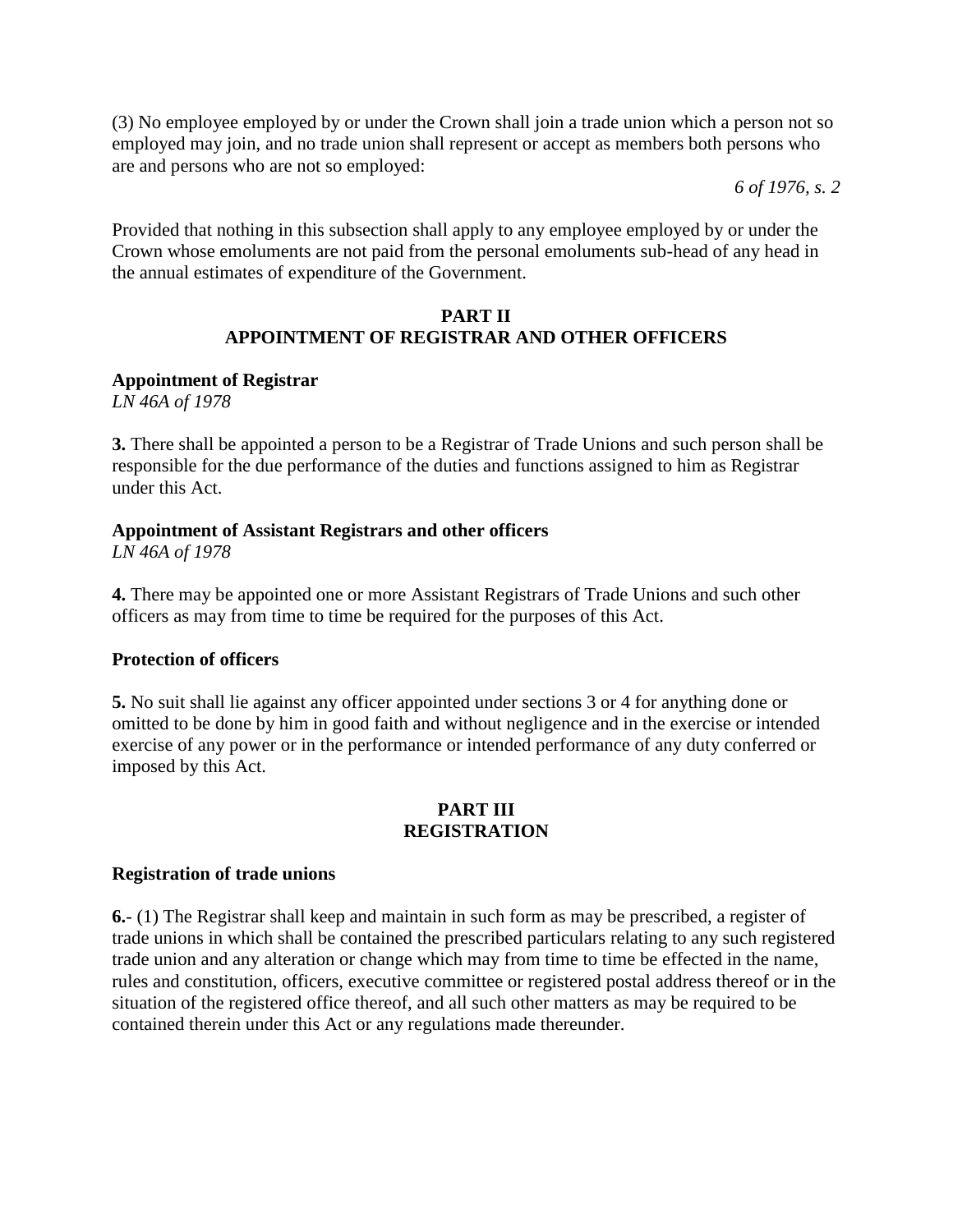(3) No employee employed by or under the Crown shall join a trade union which a person not so employed may join, and no trade union shall represent or accept as members both persons who are and persons who are not so employed:

*6 of 1976, s. 2*

Provided that nothing in this subsection shall apply to any employee employed by or under the Crown whose emoluments are not paid from the personal emoluments sub-head of any head in the annual estimates of expenditure of the Government.

## PART II
## APPOINTMENT OF REGISTRAR AND OTHER OFFICERS

**Appointment of Registrar**
*LN 46A of 1978*

**3.** There shall be appointed a person to be a Registrar of Trade Unions and such person shall be responsible for the due performance of the duties and functions assigned to him as Registrar under this Act.

**Appointment of Assistant Registrars and other officers**
*LN 46A of 1978*

**4.** There may be appointed one or more Assistant Registrars of Trade Unions and such other officers as may from time to time be required for the purposes of this Act.

**Protection of officers**

**5.** No suit shall lie against any officer appointed under sections 3 or 4 for anything done or omitted to be done by him in good faith and without negligence and in the exercise or intended exercise of any power or in the performance or intended performance of any duty conferred or imposed by this Act.

## PART III
## REGISTRATION

**Registration of trade unions**

**6.**- (1) The Registrar shall keep and maintain in such form as may be prescribed, a register of trade unions in which shall be contained the prescribed particulars relating to any such registered trade union and any alteration or change which may from time to time be effected in the name, rules and constitution, officers, executive committee or registered postal address thereof or in the situation of the registered office thereof, and all such other matters as may be required to be contained therein under this Act or any regulations made thereunder.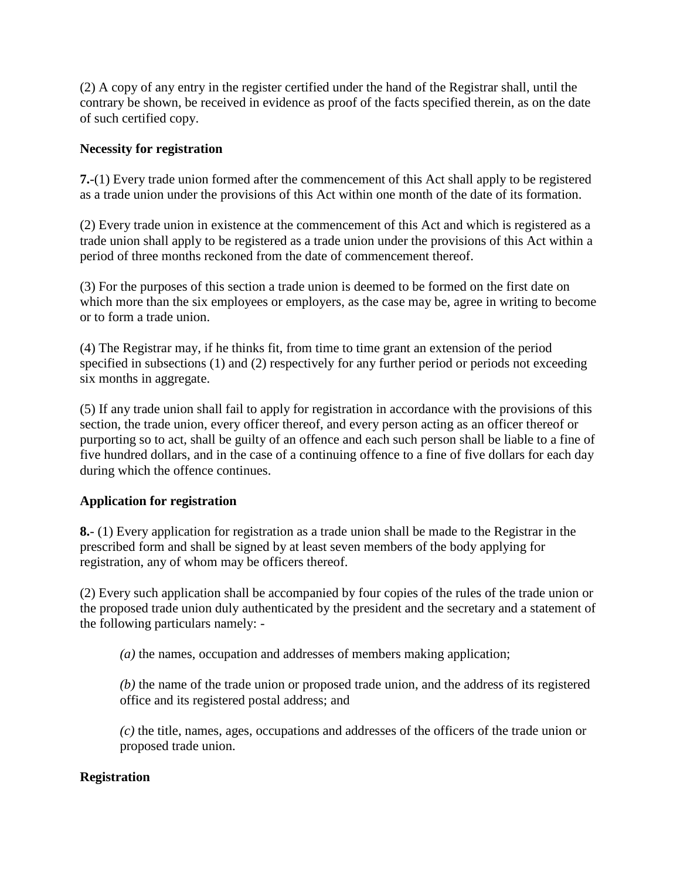(2) A copy of any entry in the register certified under the hand of the Registrar shall, until the contrary be shown, be received in evidence as proof of the facts specified therein, as on the date of such certified copy.

**Necessity for registration**

**7.**-(1) Every trade union formed after the commencement of this Act shall apply to be registered as a trade union under the provisions of this Act within one month of the date of its formation.

(2) Every trade union in existence at the commencement of this Act and which is registered as a trade union shall apply to be registered as a trade union under the provisions of this Act within a period of three months reckoned from the date of commencement thereof.

(3) For the purposes of this section a trade union is deemed to be formed on the first date on which more than the six employees or employers, as the case may be, agree in writing to become or to form a trade union.

(4) The Registrar may, if he thinks fit, from time to time grant an extension of the period specified in subsections (1) and (2) respectively for any further period or periods not exceeding six months in aggregate.

(5) If any trade union shall fail to apply for registration in accordance with the provisions of this section, the trade union, every officer thereof, and every person acting as an officer thereof or purporting so to act, shall be guilty of an offence and each such person shall be liable to a fine of five hundred dollars, and in the case of a continuing offence to a fine of five dollars for each day during which the offence continues.

**Application for registration**

**8.**- (1) Every application for registration as a trade union shall be made to the Registrar in the prescribed form and shall be signed by at least seven members of the body applying for registration, any of whom may be officers thereof.

(2) Every such application shall be accompanied by four copies of the rules of the trade union or the proposed trade union duly authenticated by the president and the secretary and a statement of the following particulars namely: -

*(a)* the names, occupation and addresses of members making application;

*(b)* the name of the trade union or proposed trade union, and the address of its registered office and its registered postal address; and

*(c)* the title, names, ages, occupations and addresses of the officers of the trade union or proposed trade union.

**Registration**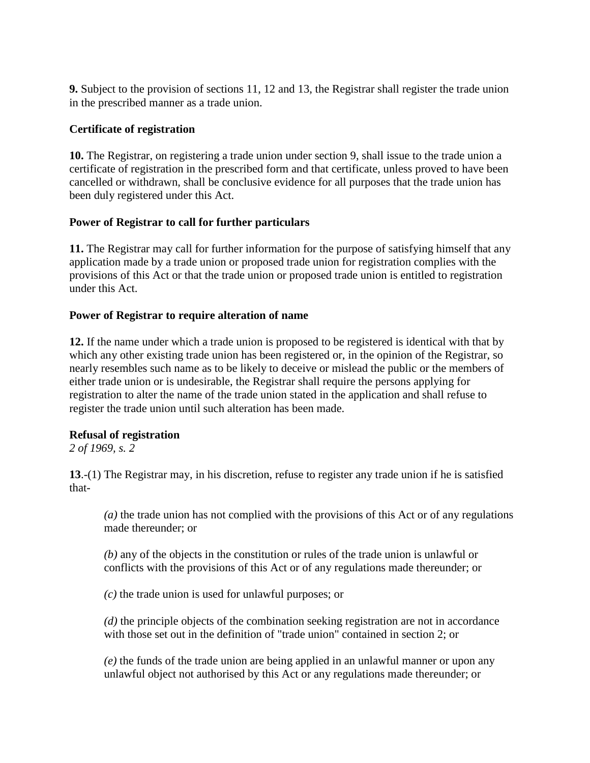**9.** Subject to the provision of sections 11, 12 and 13, the Registrar shall register the trade union in the prescribed manner as a trade union.

**Certificate of registration**

**10.** The Registrar, on registering a trade union under section 9, shall issue to the trade union a certificate of registration in the prescribed form and that certificate, unless proved to have been cancelled or withdrawn, shall be conclusive evidence for all purposes that the trade union has been duly registered under this Act.

**Power of Registrar to call for further particulars**

**11.** The Registrar may call for further information for the purpose of satisfying himself that any application made by a trade union or proposed trade union for registration complies with the provisions of this Act or that the trade union or proposed trade union is entitled to registration under this Act.

**Power of Registrar to require alteration of name**

**12.** If the name under which a trade union is proposed to be registered is identical with that by which any other existing trade union has been registered or, in the opinion of the Registrar, so nearly resembles such name as to be likely to deceive or mislead the public or the members of either trade union or is undesirable, the Registrar shall require the persons applying for registration to alter the name of the trade union stated in the application and shall refuse to register the trade union until such alteration has been made.

**Refusal of registration**
*2 of 1969, s. 2*

**13**.-(1) The Registrar may, in his discretion, refuse to register any trade union if he is satisfied that-

*(a)* the trade union has not complied with the provisions of this Act or of any regulations made thereunder; or

*(b)* any of the objects in the constitution or rules of the trade union is unlawful or conflicts with the provisions of this Act or of any regulations made thereunder; or

*(c)* the trade union is used for unlawful purposes; or

*(d)* the principle objects of the combination seeking registration are not in accordance with those set out in the definition of "trade union" contained in section 2; or

*(e)* the funds of the trade union are being applied in an unlawful manner or upon any unlawful object not authorised by this Act or any regulations made thereunder; or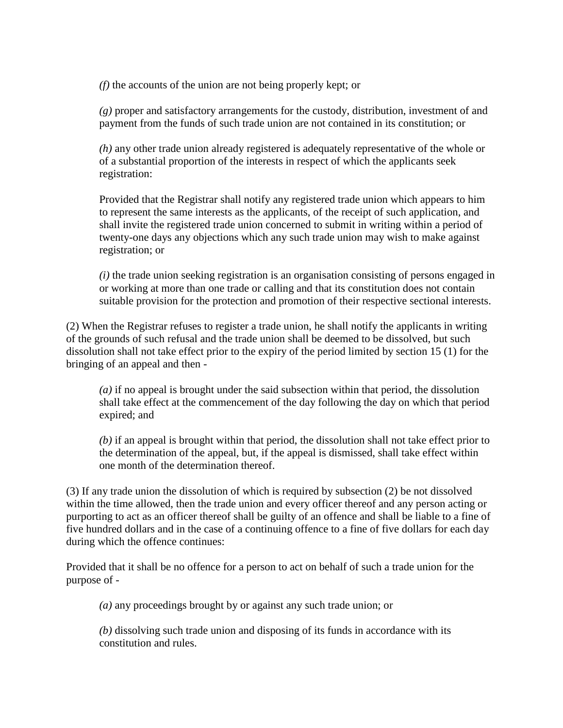*(f)* the accounts of the union are not being properly kept; or

*(g)* proper and satisfactory arrangements for the custody, distribution, investment of and payment from the funds of such trade union are not contained in its constitution; or

*(h)* any other trade union already registered is adequately representative of the whole or of a substantial proportion of the interests in respect of which the applicants seek registration:

Provided that the Registrar shall notify any registered trade union which appears to him to represent the same interests as the applicants, of the receipt of such application, and shall invite the registered trade union concerned to submit in writing within a period of twenty-one days any objections which any such trade union may wish to make against registration; or

*(i)* the trade union seeking registration is an organisation consisting of persons engaged in or working at more than one trade or calling and that its constitution does not contain suitable provision for the protection and promotion of their respective sectional interests.

(2) When the Registrar refuses to register a trade union, he shall notify the applicants in writing of the grounds of such refusal and the trade union shall be deemed to be dissolved, but such dissolution shall not take effect prior to the expiry of the period limited by section 15 (1) for the bringing of an appeal and then -

*(a)* if no appeal is brought under the said subsection within that period, the dissolution shall take effect at the commencement of the day following the day on which that period expired; and

*(b)* if an appeal is brought within that period, the dissolution shall not take effect prior to the determination of the appeal, but, if the appeal is dismissed, shall take effect within one month of the determination thereof.

(3) If any trade union the dissolution of which is required by subsection (2) be not dissolved within the time allowed, then the trade union and every officer thereof and any person acting or purporting to act as an officer thereof shall be guilty of an offence and shall be liable to a fine of five hundred dollars and in the case of a continuing offence to a fine of five dollars for each day during which the offence continues:

Provided that it shall be no offence for a person to act on behalf of such a trade union for the purpose of -

*(a)* any proceedings brought by or against any such trade union; or

*(b)* dissolving such trade union and disposing of its funds in accordance with its constitution and rules.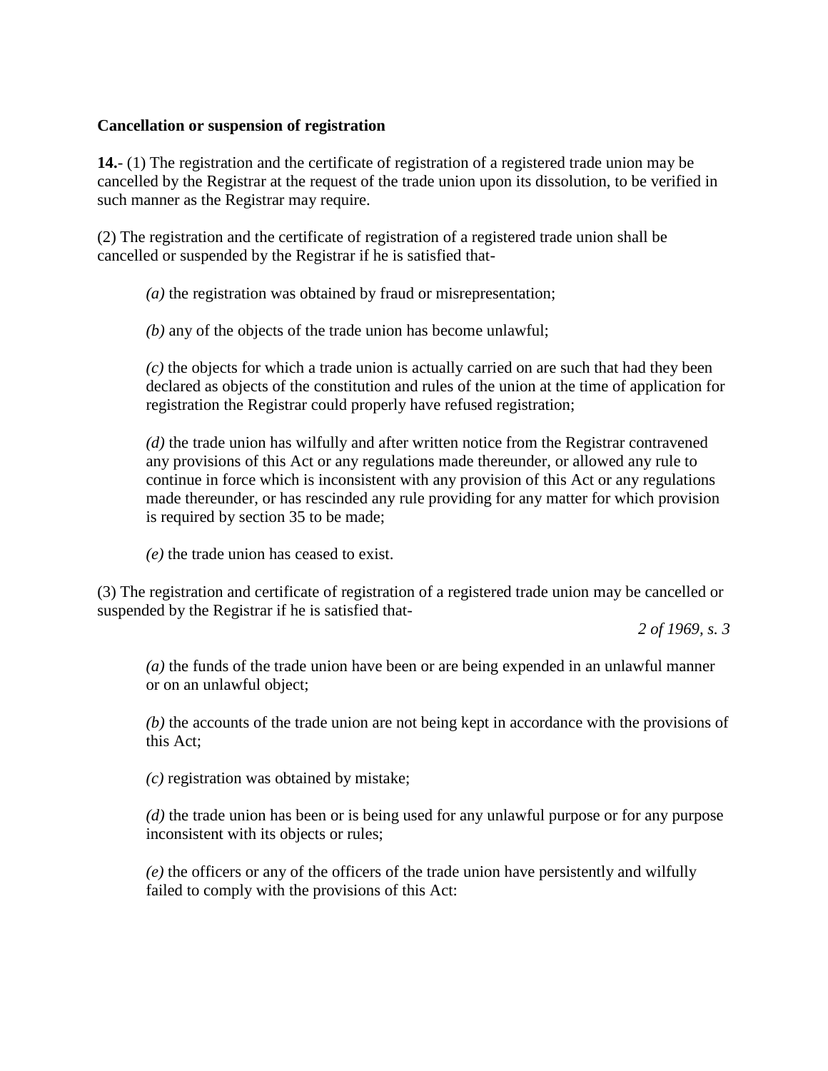**Cancellation or suspension of registration**

**14.-** (1) The registration and the certificate of registration of a registered trade union may be cancelled by the Registrar at the request of the trade union upon its dissolution, to be verified in such manner as the Registrar may require.

(2) The registration and the certificate of registration of a registered trade union shall be cancelled or suspended by the Registrar if he is satisfied that-

*(a)* the registration was obtained by fraud or misrepresentation;

*(b)* any of the objects of the trade union has become unlawful;

*(c)* the objects for which a trade union is actually carried on are such that had they been declared as objects of the constitution and rules of the union at the time of application for registration the Registrar could properly have refused registration;

*(d)* the trade union has wilfully and after written notice from the Registrar contravened any provisions of this Act or any regulations made thereunder, or allowed any rule to continue in force which is inconsistent with any provision of this Act or any regulations made thereunder, or has rescinded any rule providing for any matter for which provision is required by section 35 to be made;

*(e)* the trade union has ceased to exist.

(3) The registration and certificate of registration of a registered trade union may be cancelled or suspended by the Registrar if he is satisfied that-

*2 of 1969, s. 3*

*(a)* the funds of the trade union have been or are being expended in an unlawful manner or on an unlawful object;

*(b)* the accounts of the trade union are not being kept in accordance with the provisions of this Act;

*(c)* registration was obtained by mistake;

*(d)* the trade union has been or is being used for any unlawful purpose or for any purpose inconsistent with its objects or rules;

*(e)* the officers or any of the officers of the trade union have persistently and wilfully failed to comply with the provisions of this Act: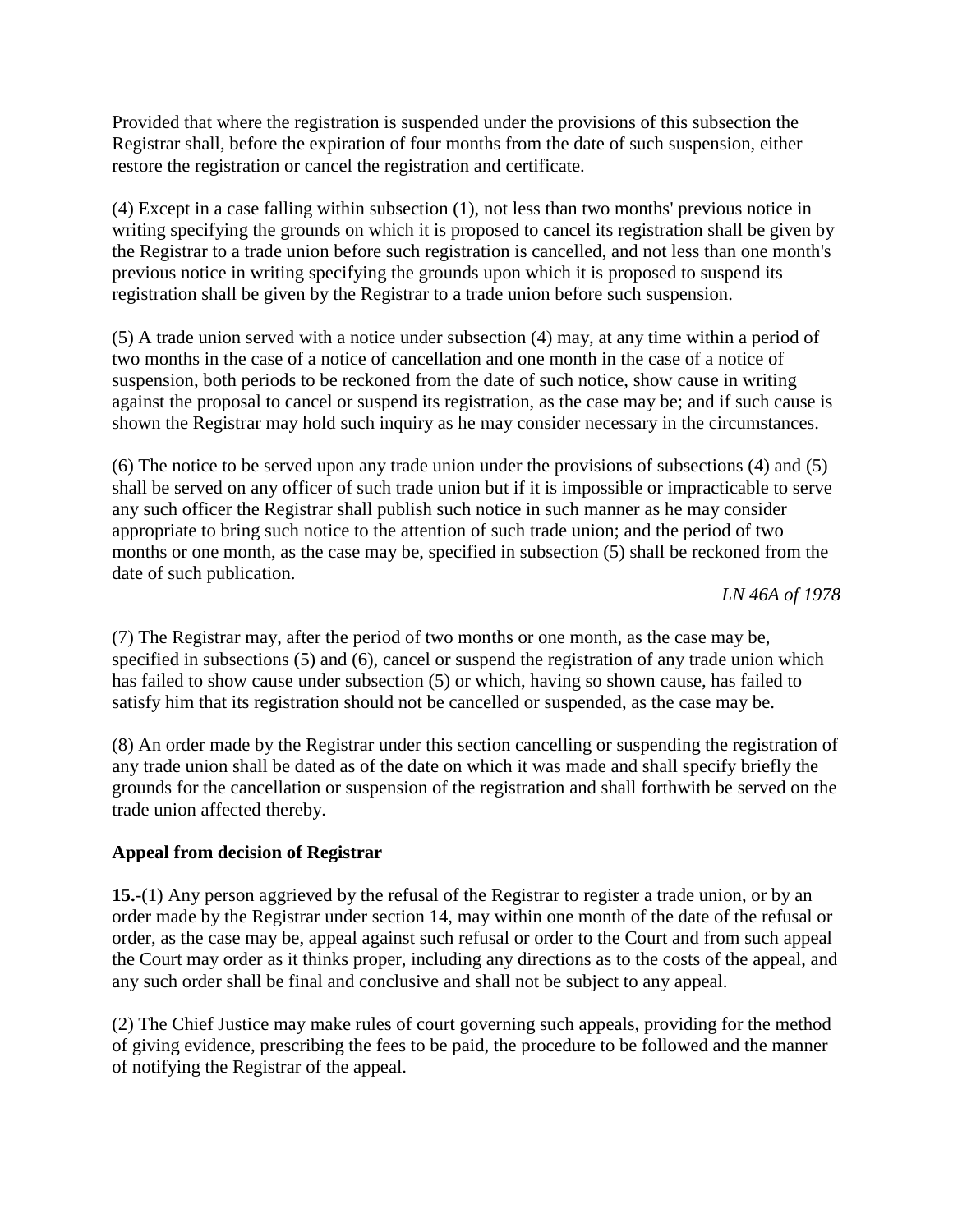Provided that where the registration is suspended under the provisions of this subsection the Registrar shall, before the expiration of four months from the date of such suspension, either restore the registration or cancel the registration and certificate.

(4) Except in a case falling within subsection (1), not less than two months' previous notice in writing specifying the grounds on which it is proposed to cancel its registration shall be given by the Registrar to a trade union before such registration is cancelled, and not less than one month's previous notice in writing specifying the grounds upon which it is proposed to suspend its registration shall be given by the Registrar to a trade union before such suspension.

(5) A trade union served with a notice under subsection (4) may, at any time within a period of two months in the case of a notice of cancellation and one month in the case of a notice of suspension, both periods to be reckoned from the date of such notice, show cause in writing against the proposal to cancel or suspend its registration, as the case may be; and if such cause is shown the Registrar may hold such inquiry as he may consider necessary in the circumstances.

(6) The notice to be served upon any trade union under the provisions of subsections (4) and (5) shall be served on any officer of such trade union but if it is impossible or impracticable to serve any such officer the Registrar shall publish such notice in such manner as he may consider appropriate to bring such notice to the attention of such trade union; and the period of two months or one month, as the case may be, specified in subsection (5) shall be reckoned from the date of such publication.

*LN 46A of 1978*

(7) The Registrar may, after the period of two months or one month, as the case may be, specified in subsections (5) and (6), cancel or suspend the registration of any trade union which has failed to show cause under subsection (5) or which, having so shown cause, has failed to satisfy him that its registration should not be cancelled or suspended, as the case may be.

(8) An order made by the Registrar under this section cancelling or suspending the registration of any trade union shall be dated as of the date on which it was made and shall specify briefly the grounds for the cancellation or suspension of the registration and shall forthwith be served on the trade union affected thereby.

**Appeal from decision of Registrar**

**15.**-(1) Any person aggrieved by the refusal of the Registrar to register a trade union, or by an order made by the Registrar under section 14, may within one month of the date of the refusal or order, as the case may be, appeal against such refusal or order to the Court and from such appeal the Court may order as it thinks proper, including any directions as to the costs of the appeal, and any such order shall be final and conclusive and shall not be subject to any appeal.

(2) The Chief Justice may make rules of court governing such appeals, providing for the method of giving evidence, prescribing the fees to be paid, the procedure to be followed and the manner of notifying the Registrar of the appeal.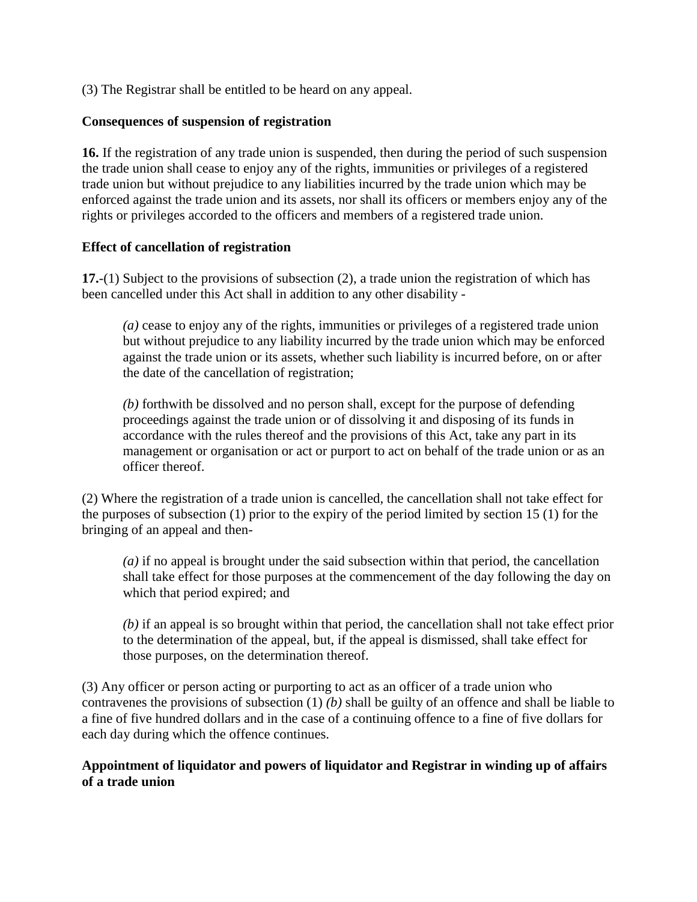(3) The Registrar shall be entitled to be heard on any appeal.

**Consequences of suspension of registration**

**16.** If the registration of any trade union is suspended, then during the period of such suspension the trade union shall cease to enjoy any of the rights, immunities or privileges of a registered trade union but without prejudice to any liabilities incurred by the trade union which may be enforced against the trade union and its assets, nor shall its officers or members enjoy any of the rights or privileges accorded to the officers and members of a registered trade union.

**Effect of cancellation of registration**

**17.-**(1) Subject to the provisions of subsection (2), a trade union the registration of which has been cancelled under this Act shall in addition to any other disability -

> *(a)* cease to enjoy any of the rights, immunities or privileges of a registered trade union but without prejudice to any liability incurred by the trade union which may be enforced against the trade union or its assets, whether such liability is incurred before, on or after the date of the cancellation of registration;
>
> *(b)* forthwith be dissolved and no person shall, except for the purpose of defending proceedings against the trade union or of dissolving it and disposing of its funds in accordance with the rules thereof and the provisions of this Act, take any part in its management or organisation or act or purport to act on behalf of the trade union or as an officer thereof.

(2) Where the registration of a trade union is cancelled, the cancellation shall not take effect for the purposes of subsection (1) prior to the expiry of the period limited by section 15 (1) for the bringing of an appeal and then-

> *(a)* if no appeal is brought under the said subsection within that period, the cancellation shall take effect for those purposes at the commencement of the day following the day on which that period expired; and
>
> *(b)* if an appeal is so brought within that period, the cancellation shall not take effect prior to the determination of the appeal, but, if the appeal is dismissed, shall take effect for those purposes, on the determination thereof.

(3) Any officer or person acting or purporting to act as an officer of a trade union who contravenes the provisions of subsection (1) *(b)* shall be guilty of an offence and shall be liable to a fine of five hundred dollars and in the case of a continuing offence to a fine of five dollars for each day during which the offence continues.

**Appointment of liquidator and powers of liquidator and Registrar in winding up of affairs of a trade union**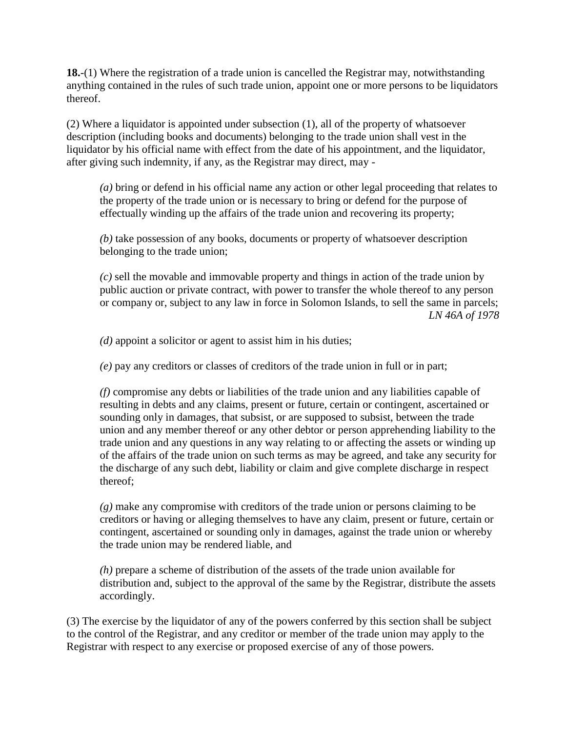**18.**-(1) Where the registration of a trade union is cancelled the Registrar may, notwithstanding anything contained in the rules of such trade union, appoint one or more persons to be liquidators thereof.

(2) Where a liquidator is appointed under subsection (1), all of the property of whatsoever description (including books and documents) belonging to the trade union shall vest in the liquidator by his official name with effect from the date of his appointment, and the liquidator, after giving such indemnity, if any, as the Registrar may direct, may -

> *(a)* bring or defend in his official name any action or other legal proceeding that relates to the property of the trade union or is necessary to bring or defend for the purpose of effectually winding up the affairs of the trade union and recovering its property;
>
> *(b)* take possession of any books, documents or property of whatsoever description belonging to the trade union;
>
> *(c)* sell the movable and immovable property and things in action of the trade union by public auction or private contract, with power to transfer the whole thereof to any person or company or, subject to any law in force in Solomon Islands, to sell the same in parcels;
>
> *LN 46A of 1978*
>
> *(d)* appoint a solicitor or agent to assist him in his duties;
>
> *(e)* pay any creditors or classes of creditors of the trade union in full or in part;
>
> *(f)* compromise any debts or liabilities of the trade union and any liabilities capable of resulting in debts and any claims, present or future, certain or contingent, ascertained or sounding only in damages, that subsist, or are supposed to subsist, between the trade union and any member thereof or any other debtor or person apprehending liability to the trade union and any questions in any way relating to or affecting the assets or winding up of the affairs of the trade union on such terms as may be agreed, and take any security for the discharge of any such debt, liability or claim and give complete discharge in respect thereof;
>
> *(g)* make any compromise with creditors of the trade union or persons claiming to be creditors or having or alleging themselves to have any claim, present or future, certain or contingent, ascertained or sounding only in damages, against the trade union or whereby the trade union may be rendered liable, and
>
> *(h)* prepare a scheme of distribution of the assets of the trade union available for distribution and, subject to the approval of the same by the Registrar, distribute the assets accordingly.

(3) The exercise by the liquidator of any of the powers conferred by this section shall be subject to the control of the Registrar, and any creditor or member of the trade union may apply to the Registrar with respect to any exercise or proposed exercise of any of those powers.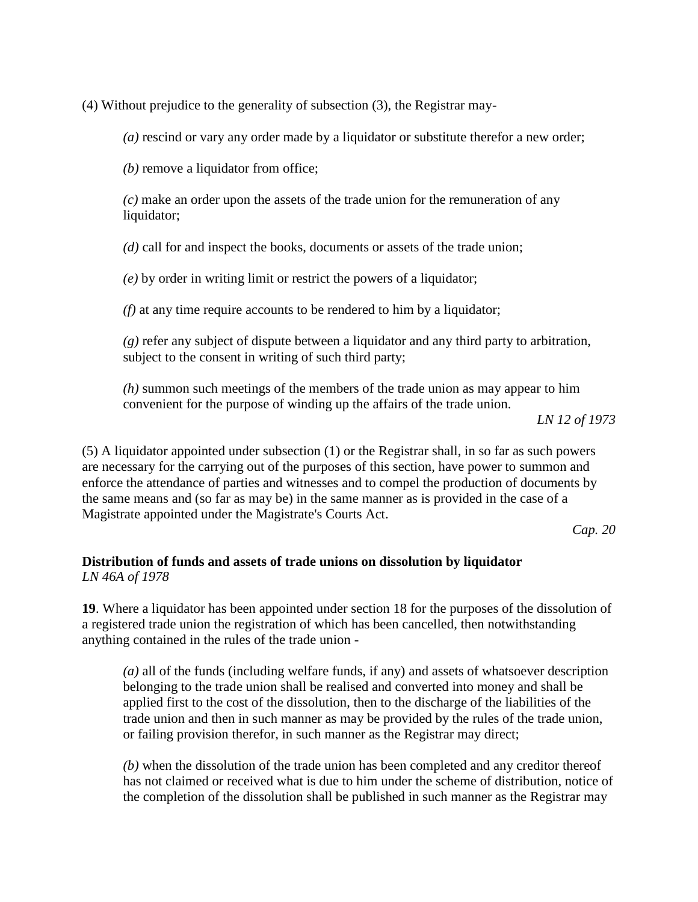(4) Without prejudice to the generality of subsection (3), the Registrar may-

*(a)* rescind or vary any order made by a liquidator or substitute therefor a new order;

*(b)* remove a liquidator from office;

*(c)* make an order upon the assets of the trade union for the remuneration of any liquidator;

*(d)* call for and inspect the books, documents or assets of the trade union;

*(e)* by order in writing limit or restrict the powers of a liquidator;

*(f)* at any time require accounts to be rendered to him by a liquidator;

*(g)* refer any subject of dispute between a liquidator and any third party to arbitration, subject to the consent in writing of such third party;

*(h)* summon such meetings of the members of the trade union as may appear to him convenient for the purpose of winding up the affairs of the trade union.

*LN 12 of 1973*

(5) A liquidator appointed under subsection (1) or the Registrar shall, in so far as such powers are necessary for the carrying out of the purposes of this section, have power to summon and enforce the attendance of parties and witnesses and to compel the production of documents by the same means and (so far as may be) in the same manner as is provided in the case of a Magistrate appointed under the Magistrate's Courts Act.

*Cap. 20*

**Distribution of funds and assets of trade unions on dissolution by liquidator**
*LN 46A of 1978*

**19**. Where a liquidator has been appointed under section 18 for the purposes of the dissolution of a registered trade union the registration of which has been cancelled, then notwithstanding anything contained in the rules of the trade union -

*(a)* all of the funds (including welfare funds, if any) and assets of whatsoever description belonging to the trade union shall be realised and converted into money and shall be applied first to the cost of the dissolution, then to the discharge of the liabilities of the trade union and then in such manner as may be provided by the rules of the trade union, or failing provision therefor, in such manner as the Registrar may direct;

*(b)* when the dissolution of the trade union has been completed and any creditor thereof has not claimed or received what is due to him under the scheme of distribution, notice of the completion of the dissolution shall be published in such manner as the Registrar may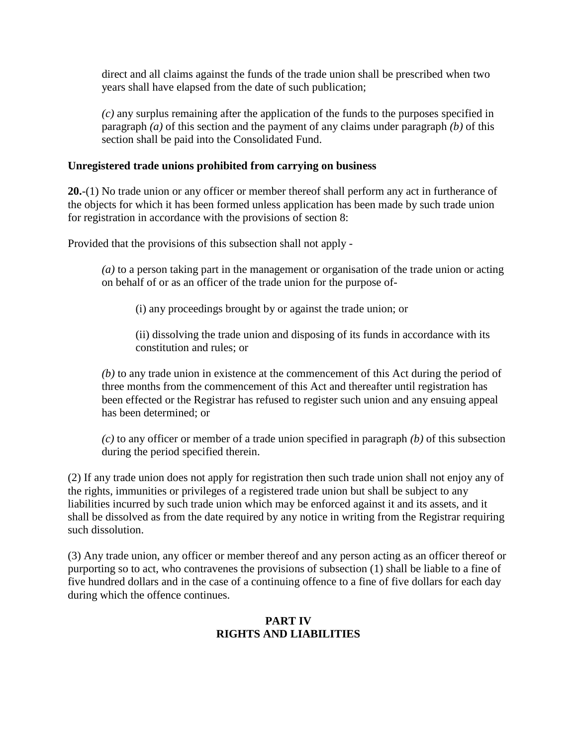direct and all claims against the funds of the trade union shall be prescribed when two years shall have elapsed from the date of such publication;

*(c)* any surplus remaining after the application of the funds to the purposes specified in paragraph *(a)* of this section and the payment of any claims under paragraph *(b)* of this section shall be paid into the Consolidated Fund.

**Unregistered trade unions prohibited from carrying on business**

**20.**-(1) No trade union or any officer or member thereof shall perform any act in furtherance of the objects for which it has been formed unless application has been made by such trade union for registration in accordance with the provisions of section 8:

Provided that the provisions of this subsection shall not apply -

*(a)* to a person taking part in the management or organisation of the trade union or acting on behalf of or as an officer of the trade union for the purpose of-

(i) any proceedings brought by or against the trade union; or

(ii) dissolving the trade union and disposing of its funds in accordance with its constitution and rules; or

*(b)* to any trade union in existence at the commencement of this Act during the period of three months from the commencement of this Act and thereafter until registration has been effected or the Registrar has refused to register such union and any ensuing appeal has been determined; or

*(c)* to any officer or member of a trade union specified in paragraph *(b)* of this subsection during the period specified therein.

(2) If any trade union does not apply for registration then such trade union shall not enjoy any of the rights, immunities or privileges of a registered trade union but shall be subject to any liabilities incurred by such trade union which may be enforced against it and its assets, and it shall be dissolved as from the date required by any notice in writing from the Registrar requiring such dissolution.

(3) Any trade union, any officer or member thereof and any person acting as an officer thereof or purporting so to act, who contravenes the provisions of subsection (1) shall be liable to a fine of five hundred dollars and in the case of a continuing offence to a fine of five dollars for each day during which the offence continues.

## PART IV
## RIGHTS AND LIABILITIES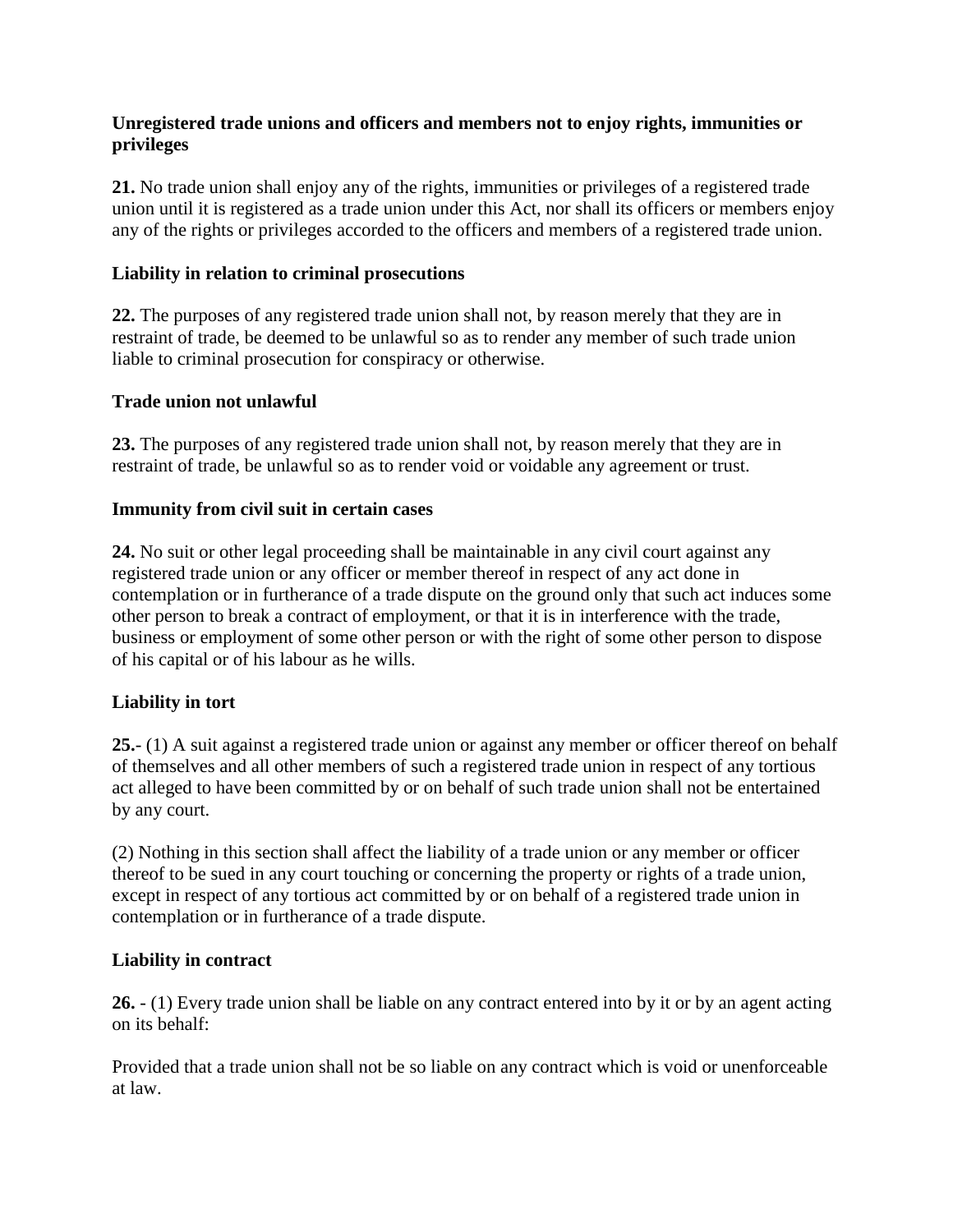**Unregistered trade unions and officers and members not to enjoy rights, immunities or privileges**

**21.** No trade union shall enjoy any of the rights, immunities or privileges of a registered trade union until it is registered as a trade union under this Act, nor shall its officers or members enjoy any of the rights or privileges accorded to the officers and members of a registered trade union.

**Liability in relation to criminal prosecutions**

**22.** The purposes of any registered trade union shall not, by reason merely that they are in restraint of trade, be deemed to be unlawful so as to render any member of such trade union liable to criminal prosecution for conspiracy or otherwise.

**Trade union not unlawful**

**23.** The purposes of any registered trade union shall not, by reason merely that they are in restraint of trade, be unlawful so as to render void or voidable any agreement or trust.

**Immunity from civil suit in certain cases**

**24.** No suit or other legal proceeding shall be maintainable in any civil court against any registered trade union or any officer or member thereof in respect of any act done in contemplation or in furtherance of a trade dispute on the ground only that such act induces some other person to break a contract of employment, or that it is in interference with the trade, business or employment of some other person or with the right of some other person to dispose of his capital or of his labour as he wills.

**Liability in tort**

**25.-** (1) A suit against a registered trade union or against any member or officer thereof on behalf of themselves and all other members of such a registered trade union in respect of any tortious act alleged to have been committed by or on behalf of such trade union shall not be entertained by any court.

(2) Nothing in this section shall affect the liability of a trade union or any member or officer thereof to be sued in any court touching or concerning the property or rights of a trade union, except in respect of any tortious act committed by or on behalf of a registered trade union in contemplation or in furtherance of a trade dispute.

**Liability in contract**

**26.** - (1) Every trade union shall be liable on any contract entered into by it or by an agent acting on its behalf:

Provided that a trade union shall not be so liable on any contract which is void or unenforceable at law.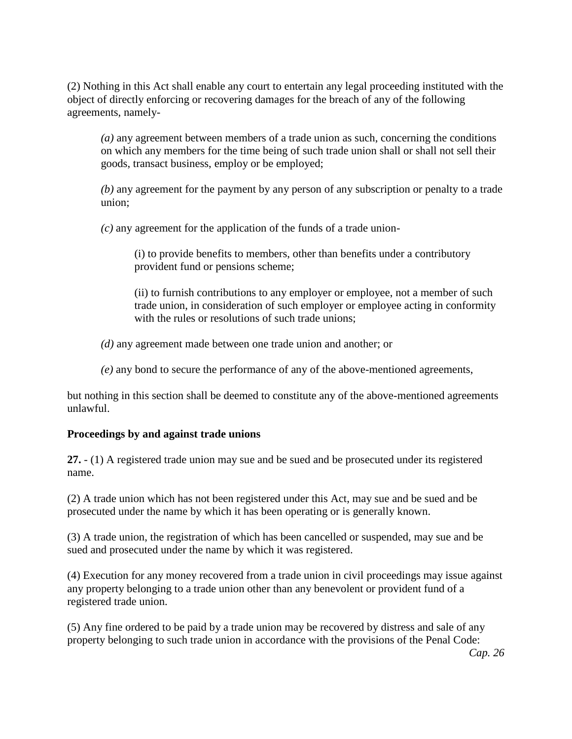(2) Nothing in this Act shall enable any court to entertain any legal proceeding instituted with the object of directly enforcing or recovering damages for the breach of any of the following agreements, namely-

*(a)* any agreement between members of a trade union as such, concerning the conditions on which any members for the time being of such trade union shall or shall not sell their goods, transact business, employ or be employed;

*(b)* any agreement for the payment by any person of any subscription or penalty to a trade union;

*(c)* any agreement for the application of the funds of a trade union-

(i) to provide benefits to members, other than benefits under a contributory provident fund or pensions scheme;

(ii) to furnish contributions to any employer or employee, not a member of such trade union, in consideration of such employer or employee acting in conformity with the rules or resolutions of such trade unions;

*(d)* any agreement made between one trade union and another; or

*(e)* any bond to secure the performance of any of the above-mentioned agreements,

but nothing in this section shall be deemed to constitute any of the above-mentioned agreements unlawful.

**Proceedings by and against trade unions**

**27.** - (1) A registered trade union may sue and be sued and be prosecuted under its registered name.

(2) A trade union which has not been registered under this Act, may sue and be sued and be prosecuted under the name by which it has been operating or is generally known.

(3) A trade union, the registration of which has been cancelled or suspended, may sue and be sued and prosecuted under the name by which it was registered.

(4) Execution for any money recovered from a trade union in civil proceedings may issue against any property belonging to a trade union other than any benevolent or provident fund of a registered trade union.

(5) Any fine ordered to be paid by a trade union may be recovered by distress and sale of any property belonging to such trade union in accordance with the provisions of the Penal Code:

*Cap. 26*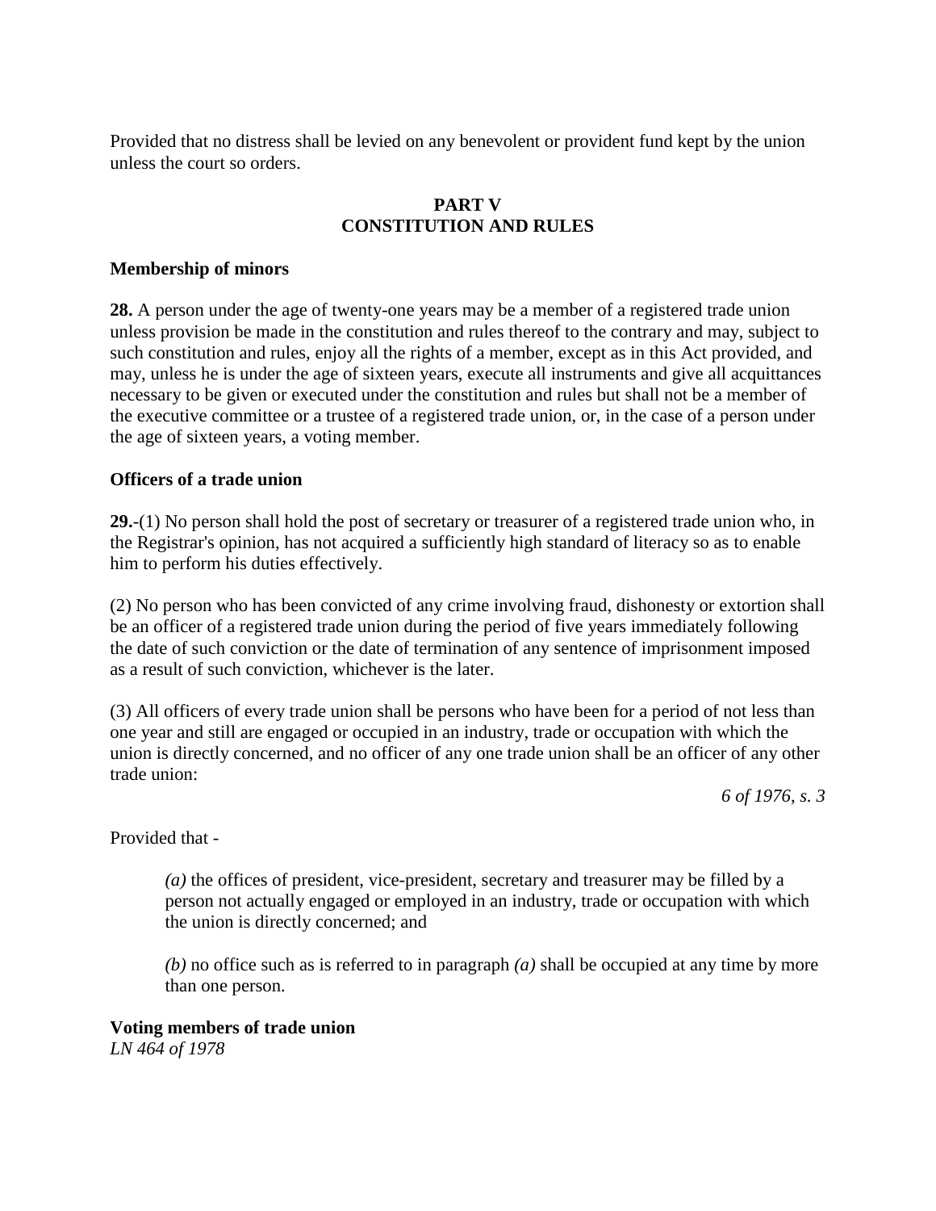Provided that no distress shall be levied on any benevolent or provident fund kept by the union unless the court so orders.

## PART V
## CONSTITUTION AND RULES

**Membership of minors**

**28.** A person under the age of twenty-one years may be a member of a registered trade union unless provision be made in the constitution and rules thereof to the contrary and may, subject to such constitution and rules, enjoy all the rights of a member, except as in this Act provided, and may, unless he is under the age of sixteen years, execute all instruments and give all acquittances necessary to be given or executed under the constitution and rules but shall not be a member of the executive committee or a trustee of a registered trade union, or, in the case of a person under the age of sixteen years, a voting member.

**Officers of a trade union**

**29.**-(1) No person shall hold the post of secretary or treasurer of a registered trade union who, in the Registrar's opinion, has not acquired a sufficiently high standard of literacy so as to enable him to perform his duties effectively.

(2) No person who has been convicted of any crime involving fraud, dishonesty or extortion shall be an officer of a registered trade union during the period of five years immediately following the date of such conviction or the date of termination of any sentence of imprisonment imposed as a result of such conviction, whichever is the later.

(3) All officers of every trade union shall be persons who have been for a period of not less than one year and still are engaged or occupied in an industry, trade or occupation with which the union is directly concerned, and no officer of any one trade union shall be an officer of any other trade union:

*6 of 1976, s. 3*

Provided that -

> *(a)* the offices of president, vice-president, secretary and treasurer may be filled by a person not actually engaged or employed in an industry, trade or occupation with which the union is directly concerned; and
>
> *(b)* no office such as is referred to in paragraph *(a)* shall be occupied at any time by more than one person.

**Voting members of trade union**
*LN 464 of 1978*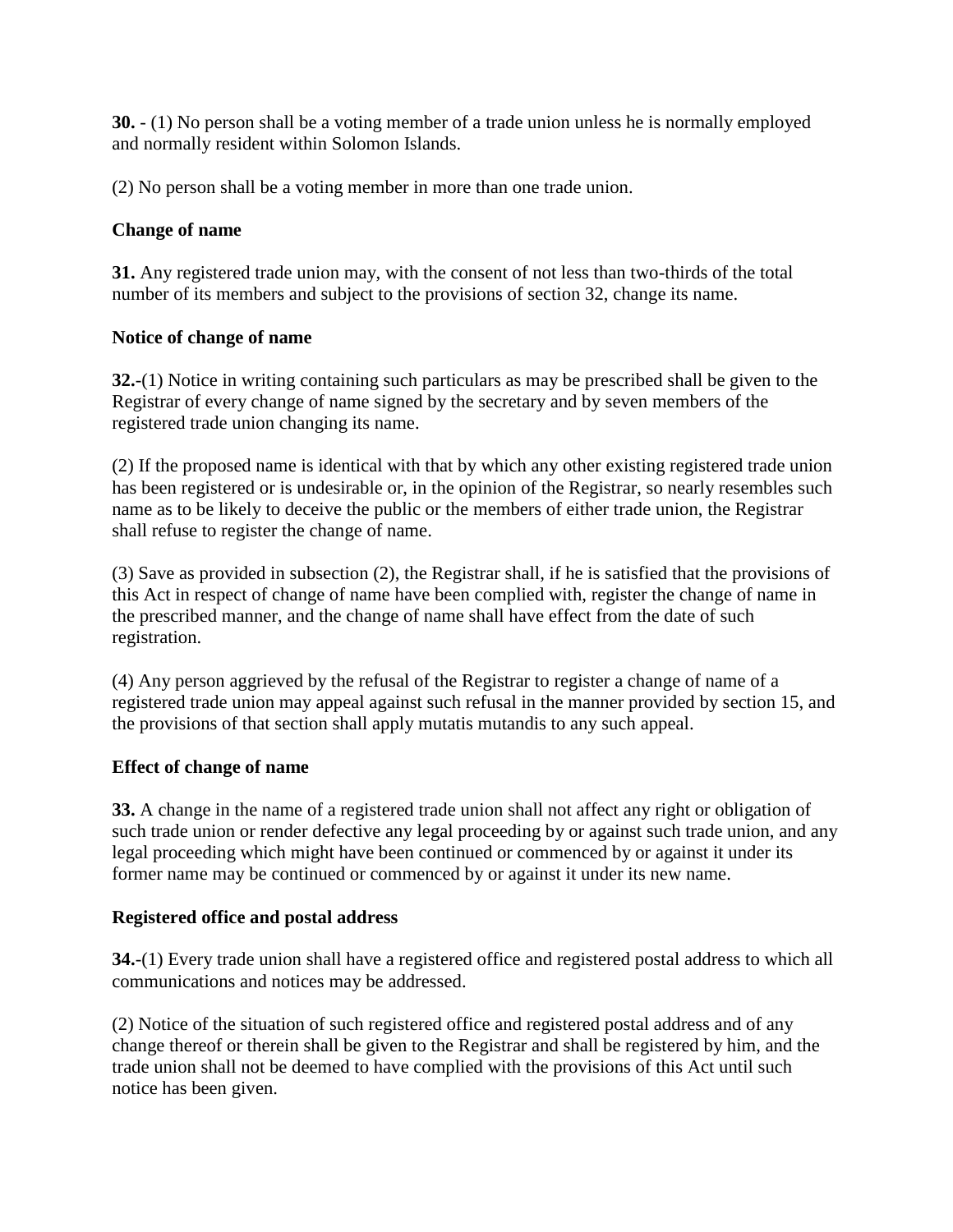**30.** - (1) No person shall be a voting member of a trade union unless he is normally employed and normally resident within Solomon Islands.

(2) No person shall be a voting member in more than one trade union.

**Change of name**

**31.** Any registered trade union may, with the consent of not less than two-thirds of the total number of its members and subject to the provisions of section 32, change its name.

**Notice of change of name**

**32.**-(1) Notice in writing containing such particulars as may be prescribed shall be given to the Registrar of every change of name signed by the secretary and by seven members of the registered trade union changing its name.

(2) If the proposed name is identical with that by which any other existing registered trade union has been registered or is undesirable or, in the opinion of the Registrar, so nearly resembles such name as to be likely to deceive the public or the members of either trade union, the Registrar shall refuse to register the change of name.

(3) Save as provided in subsection (2), the Registrar shall, if he is satisfied that the provisions of this Act in respect of change of name have been complied with, register the change of name in the prescribed manner, and the change of name shall have effect from the date of such registration.

(4) Any person aggrieved by the refusal of the Registrar to register a change of name of a registered trade union may appeal against such refusal in the manner provided by section 15, and the provisions of that section shall apply mutatis mutandis to any such appeal.

**Effect of change of name**

**33.** A change in the name of a registered trade union shall not affect any right or obligation of such trade union or render defective any legal proceeding by or against such trade union, and any legal proceeding which might have been continued or commenced by or against it under its former name may be continued or commenced by or against it under its new name.

**Registered office and postal address**

**34.**-(1) Every trade union shall have a registered office and registered postal address to which all communications and notices may be addressed.

(2) Notice of the situation of such registered office and registered postal address and of any change thereof or therein shall be given to the Registrar and shall be registered by him, and the trade union shall not be deemed to have complied with the provisions of this Act until such notice has been given.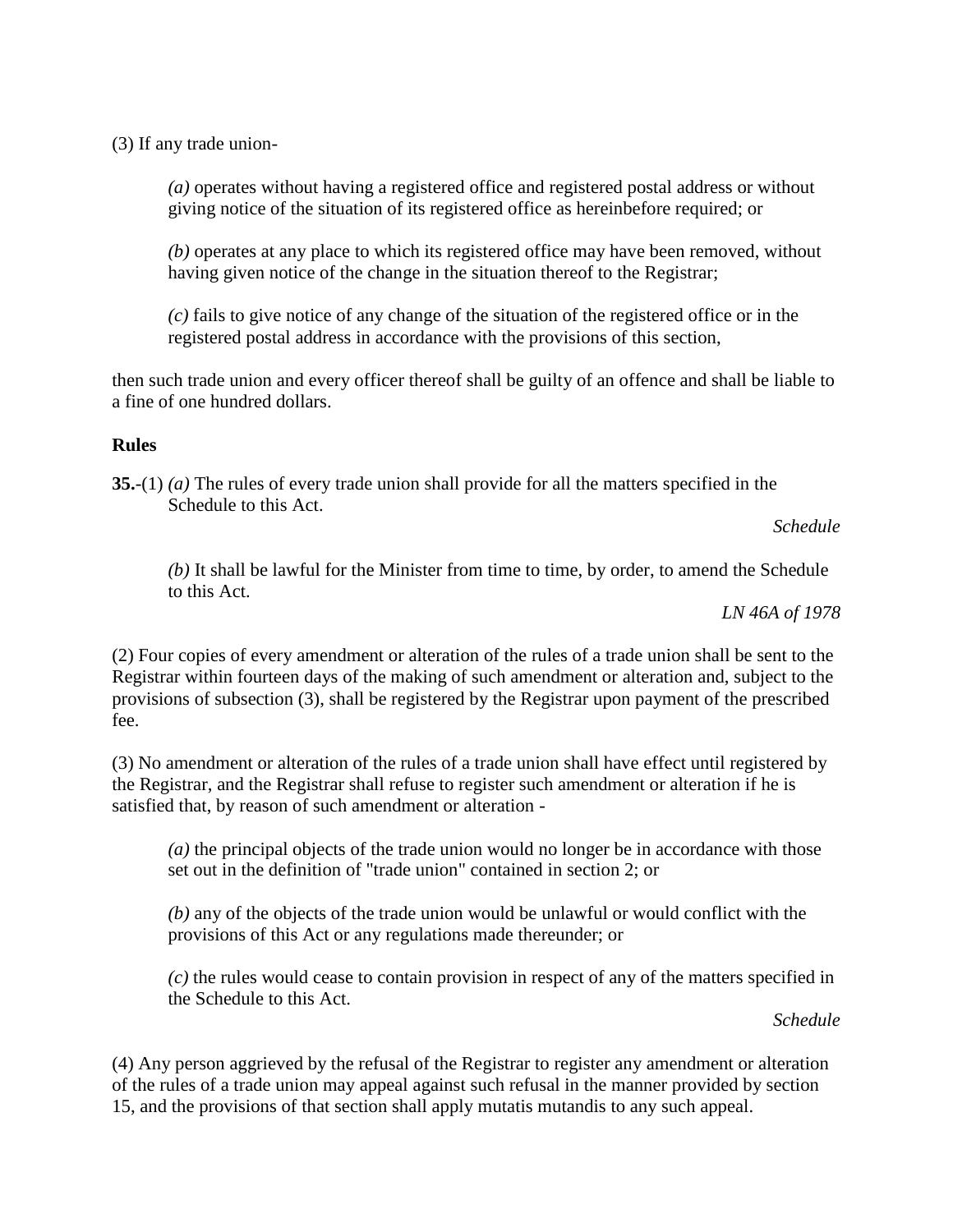(3) If any trade union-

*(a)* operates without having a registered office and registered postal address or without giving notice of the situation of its registered office as hereinbefore required; or

*(b)* operates at any place to which its registered office may have been removed, without having given notice of the change in the situation thereof to the Registrar;

*(c)* fails to give notice of any change of the situation of the registered office or in the registered postal address in accordance with the provisions of this section,

then such trade union and every officer thereof shall be guilty of an offence and shall be liable to a fine of one hundred dollars.

**Rules**

**35.**-(1) *(a)* The rules of every trade union shall provide for all the matters specified in the Schedule to this Act.

*Schedule*

*(b)* It shall be lawful for the Minister from time to time, by order, to amend the Schedule to this Act.

*LN 46A of 1978*

(2) Four copies of every amendment or alteration of the rules of a trade union shall be sent to the Registrar within fourteen days of the making of such amendment or alteration and, subject to the provisions of subsection (3), shall be registered by the Registrar upon payment of the prescribed fee.

(3) No amendment or alteration of the rules of a trade union shall have effect until registered by the Registrar, and the Registrar shall refuse to register such amendment or alteration if he is satisfied that, by reason of such amendment or alteration -

*(a)* the principal objects of the trade union would no longer be in accordance with those set out in the definition of "trade union" contained in section 2; or

*(b)* any of the objects of the trade union would be unlawful or would conflict with the provisions of this Act or any regulations made thereunder; or

*(c)* the rules would cease to contain provision in respect of any of the matters specified in the Schedule to this Act.

*Schedule*

(4) Any person aggrieved by the refusal of the Registrar to register any amendment or alteration of the rules of a trade union may appeal against such refusal in the manner provided by section 15, and the provisions of that section shall apply mutatis mutandis to any such appeal.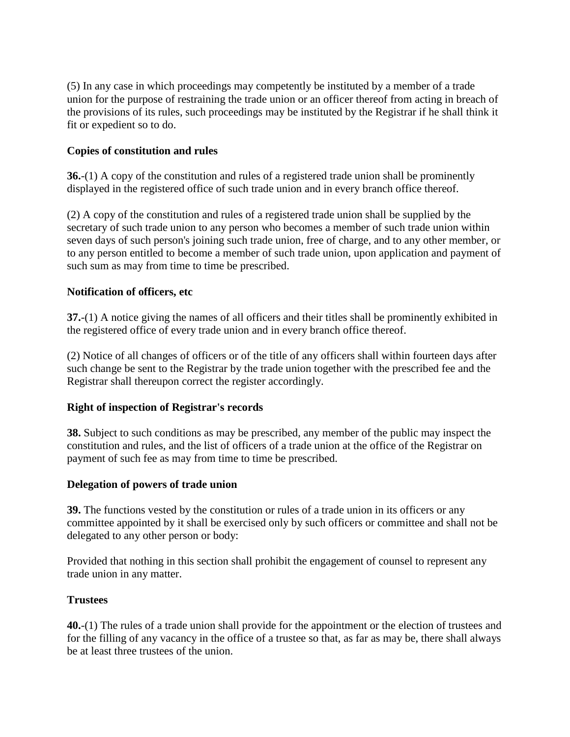(5) In any case in which proceedings may competently be instituted by a member of a trade union for the purpose of restraining the trade union or an officer thereof from acting in breach of the provisions of its rules, such proceedings may be instituted by the Registrar if he shall think it fit or expedient so to do.

**Copies of constitution and rules**

**36.**-(1) A copy of the constitution and rules of a registered trade union shall be prominently displayed in the registered office of such trade union and in every branch office thereof.

(2) A copy of the constitution and rules of a registered trade union shall be supplied by the secretary of such trade union to any person who becomes a member of such trade union within seven days of such person's joining such trade union, free of charge, and to any other member, or to any person entitled to become a member of such trade union, upon application and payment of such sum as may from time to time be prescribed.

**Notification of officers, etc**

**37.**-(1) A notice giving the names of all officers and their titles shall be prominently exhibited in the registered office of every trade union and in every branch office thereof.

(2) Notice of all changes of officers or of the title of any officers shall within fourteen days after such change be sent to the Registrar by the trade union together with the prescribed fee and the Registrar shall thereupon correct the register accordingly.

**Right of inspection of Registrar's records**

**38.** Subject to such conditions as may be prescribed, any member of the public may inspect the constitution and rules, and the list of officers of a trade union at the office of the Registrar on payment of such fee as may from time to time be prescribed.

**Delegation of powers of trade union**

**39.** The functions vested by the constitution or rules of a trade union in its officers or any committee appointed by it shall be exercised only by such officers or committee and shall not be delegated to any other person or body:

Provided that nothing in this section shall prohibit the engagement of counsel to represent any trade union in any matter.

**Trustees**

**40.**-(1) The rules of a trade union shall provide for the appointment or the election of trustees and for the filling of any vacancy in the office of a trustee so that, as far as may be, there shall always be at least three trustees of the union.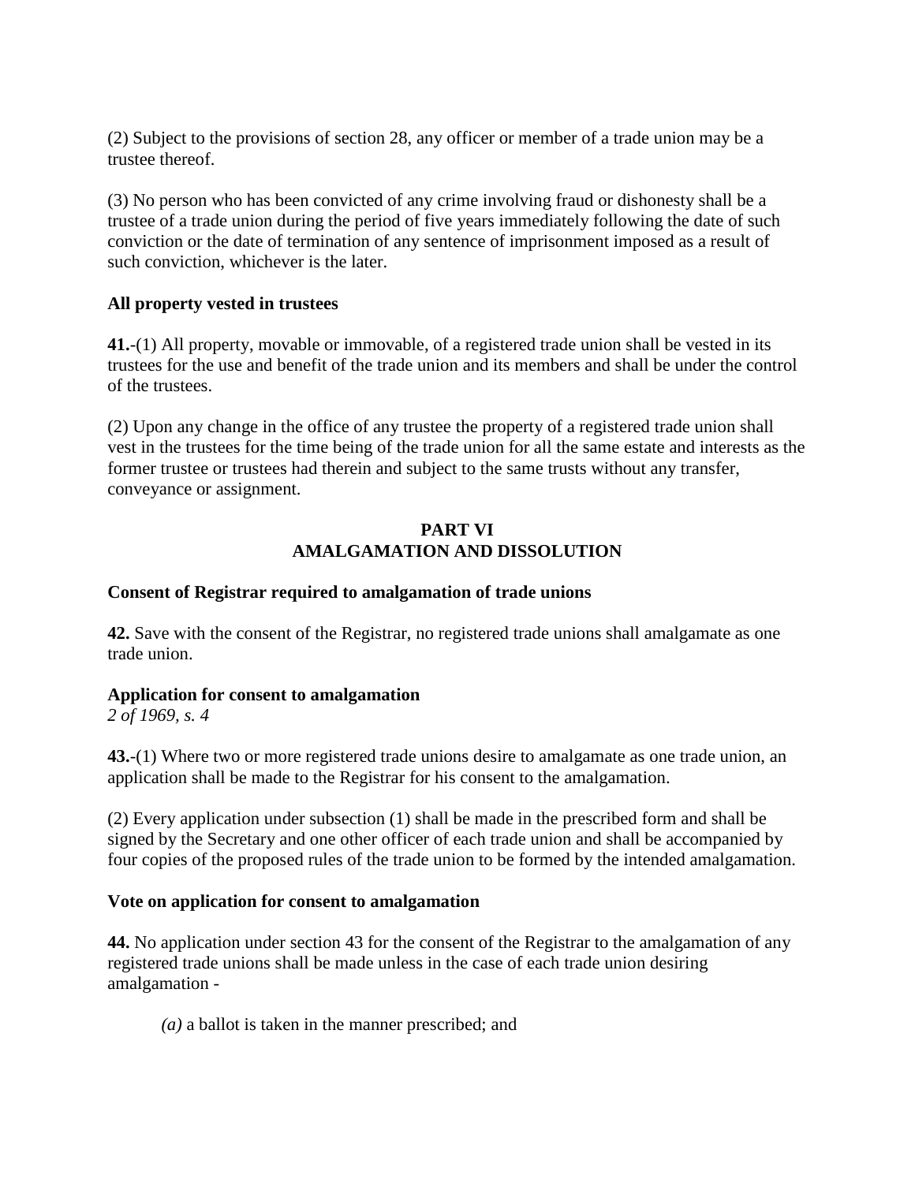(2) Subject to the provisions of section 28, any officer or member of a trade union may be a trustee thereof.

(3) No person who has been convicted of any crime involving fraud or dishonesty shall be a trustee of a trade union during the period of five years immediately following the date of such conviction or the date of termination of any sentence of imprisonment imposed as a result of such conviction, whichever is the later.

**All property vested in trustees**

**41.**-(1) All property, movable or immovable, of a registered trade union shall be vested in its trustees for the use and benefit of the trade union and its members and shall be under the control of the trustees.

(2) Upon any change in the office of any trustee the property of a registered trade union shall vest in the trustees for the time being of the trade union for all the same estate and interests as the former trustee or trustees had therein and subject to the same trusts without any transfer, conveyance or assignment.

## PART VI
## AMALGAMATION AND DISSOLUTION

**Consent of Registrar required to amalgamation of trade unions**

**42.** Save with the consent of the Registrar, no registered trade unions shall amalgamate as one trade union.

**Application for consent to amalgamation**
*2 of 1969, s. 4*

**43.**-(1) Where two or more registered trade unions desire to amalgamate as one trade union, an application shall be made to the Registrar for his consent to the amalgamation.

(2) Every application under subsection (1) shall be made in the prescribed form and shall be signed by the Secretary and one other officer of each trade union and shall be accompanied by four copies of the proposed rules of the trade union to be formed by the intended amalgamation.

**Vote on application for consent to amalgamation**

**44.** No application under section 43 for the consent of the Registrar to the amalgamation of any registered trade unions shall be made unless in the case of each trade union desiring amalgamation -

*(a)* a ballot is taken in the manner prescribed; and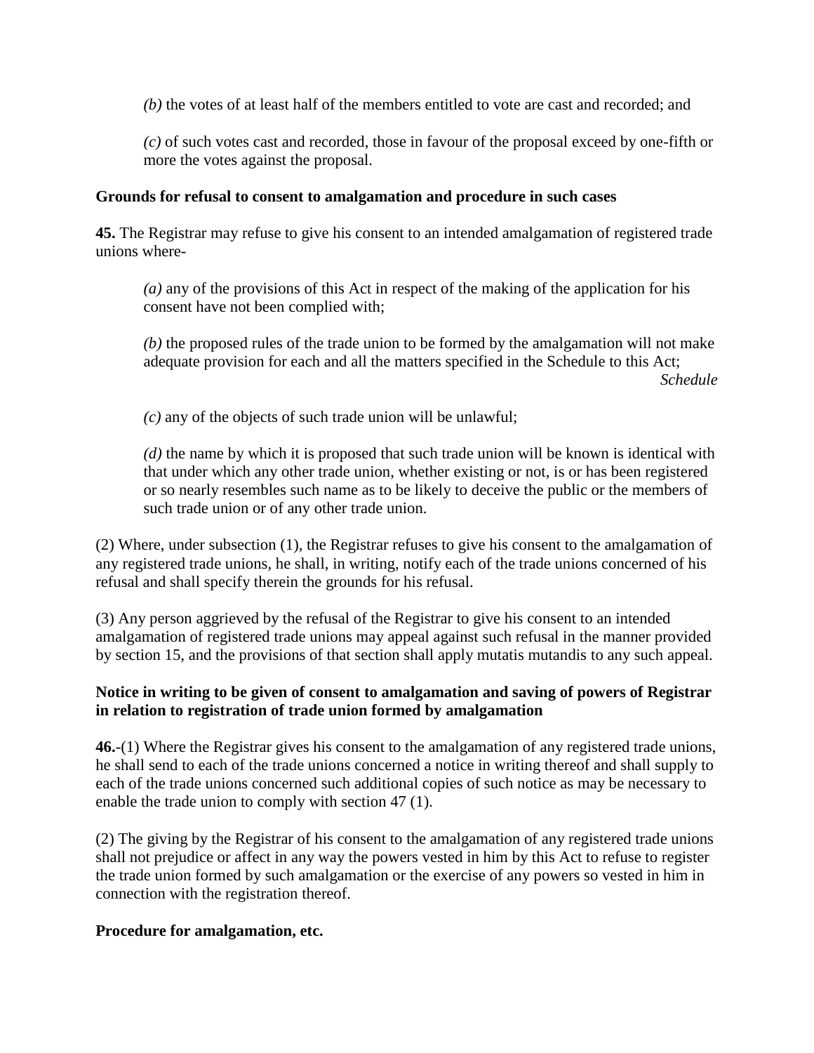*(b)* the votes of at least half of the members entitled to vote are cast and recorded; and

*(c)* of such votes cast and recorded, those in favour of the proposal exceed by one-fifth or more the votes against the proposal.

**Grounds for refusal to consent to amalgamation and procedure in such cases**

**45.** The Registrar may refuse to give his consent to an intended amalgamation of registered trade unions where-

*(a)* any of the provisions of this Act in respect of the making of the application for his consent have not been complied with;

*(b)* the proposed rules of the trade union to be formed by the amalgamation will not make adequate provision for each and all the matters specified in the Schedule to this Act;
*Schedule*

*(c)* any of the objects of such trade union will be unlawful;

*(d)* the name by which it is proposed that such trade union will be known is identical with that under which any other trade union, whether existing or not, is or has been registered or so nearly resembles such name as to be likely to deceive the public or the members of such trade union or of any other trade union.

(2) Where, under subsection (1), the Registrar refuses to give his consent to the amalgamation of any registered trade unions, he shall, in writing, notify each of the trade unions concerned of his refusal and shall specify therein the grounds for his refusal.

(3) Any person aggrieved by the refusal of the Registrar to give his consent to an intended amalgamation of registered trade unions may appeal against such refusal in the manner provided by section 15, and the provisions of that section shall apply mutatis mutandis to any such appeal.

**Notice in writing to be given of consent to amalgamation and saving of powers of Registrar in relation to registration of trade union formed by amalgamation**

**46.**-(1) Where the Registrar gives his consent to the amalgamation of any registered trade unions, he shall send to each of the trade unions concerned a notice in writing thereof and shall supply to each of the trade unions concerned such additional copies of such notice as may be necessary to enable the trade union to comply with section 47 (1).

(2) The giving by the Registrar of his consent to the amalgamation of any registered trade unions shall not prejudice or affect in any way the powers vested in him by this Act to refuse to register the trade union formed by such amalgamation or the exercise of any powers so vested in him in connection with the registration thereof.

**Procedure for amalgamation, etc.**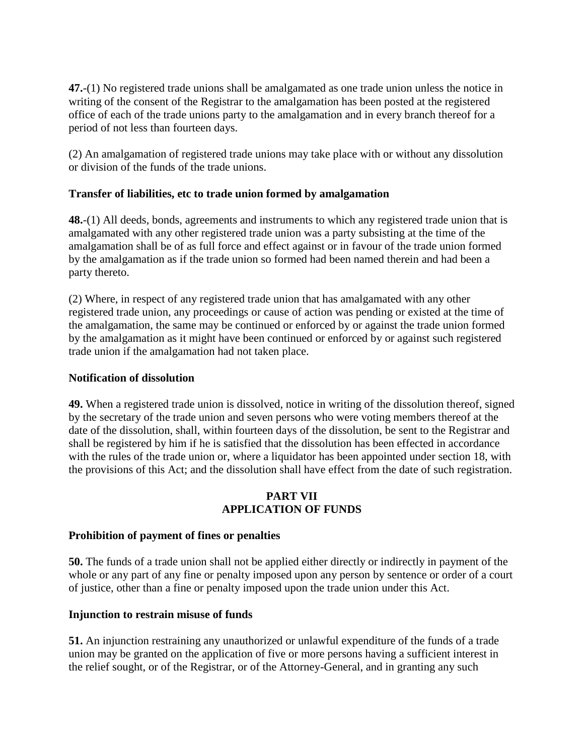**47.**-(1) No registered trade unions shall be amalgamated as one trade union unless the notice in writing of the consent of the Registrar to the amalgamation has been posted at the registered office of each of the trade unions party to the amalgamation and in every branch thereof for a period of not less than fourteen days.

(2) An amalgamation of registered trade unions may take place with or without any dissolution or division of the funds of the trade unions.

**Transfer of liabilities, etc to trade union formed by amalgamation**

**48.**-(1) All deeds, bonds, agreements and instruments to which any registered trade union that is amalgamated with any other registered trade union was a party subsisting at the time of the amalgamation shall be of as full force and effect against or in favour of the trade union formed by the amalgamation as if the trade union so formed had been named therein and had been a party thereto.

(2) Where, in respect of any registered trade union that has amalgamated with any other registered trade union, any proceedings or cause of action was pending or existed at the time of the amalgamation, the same may be continued or enforced by or against the trade union formed by the amalgamation as it might have been continued or enforced by or against such registered trade union if the amalgamation had not taken place.

**Notification of dissolution**

**49.** When a registered trade union is dissolved, notice in writing of the dissolution thereof, signed by the secretary of the trade union and seven persons who were voting members thereof at the date of the dissolution, shall, within fourteen days of the dissolution, be sent to the Registrar and shall be registered by him if he is satisfied that the dissolution has been effected in accordance with the rules of the trade union or, where a liquidator has been appointed under section 18, with the provisions of this Act; and the dissolution shall have effect from the date of such registration.

## PART VII
## APPLICATION OF FUNDS

**Prohibition of payment of fines or penalties**

**50.** The funds of a trade union shall not be applied either directly or indirectly in payment of the whole or any part of any fine or penalty imposed upon any person by sentence or order of a court of justice, other than a fine or penalty imposed upon the trade union under this Act.

**Injunction to restrain misuse of funds**

**51.** An injunction restraining any unauthorized or unlawful expenditure of the funds of a trade union may be granted on the application of five or more persons having a sufficient interest in the relief sought, or of the Registrar, or of the Attorney-General, and in granting any such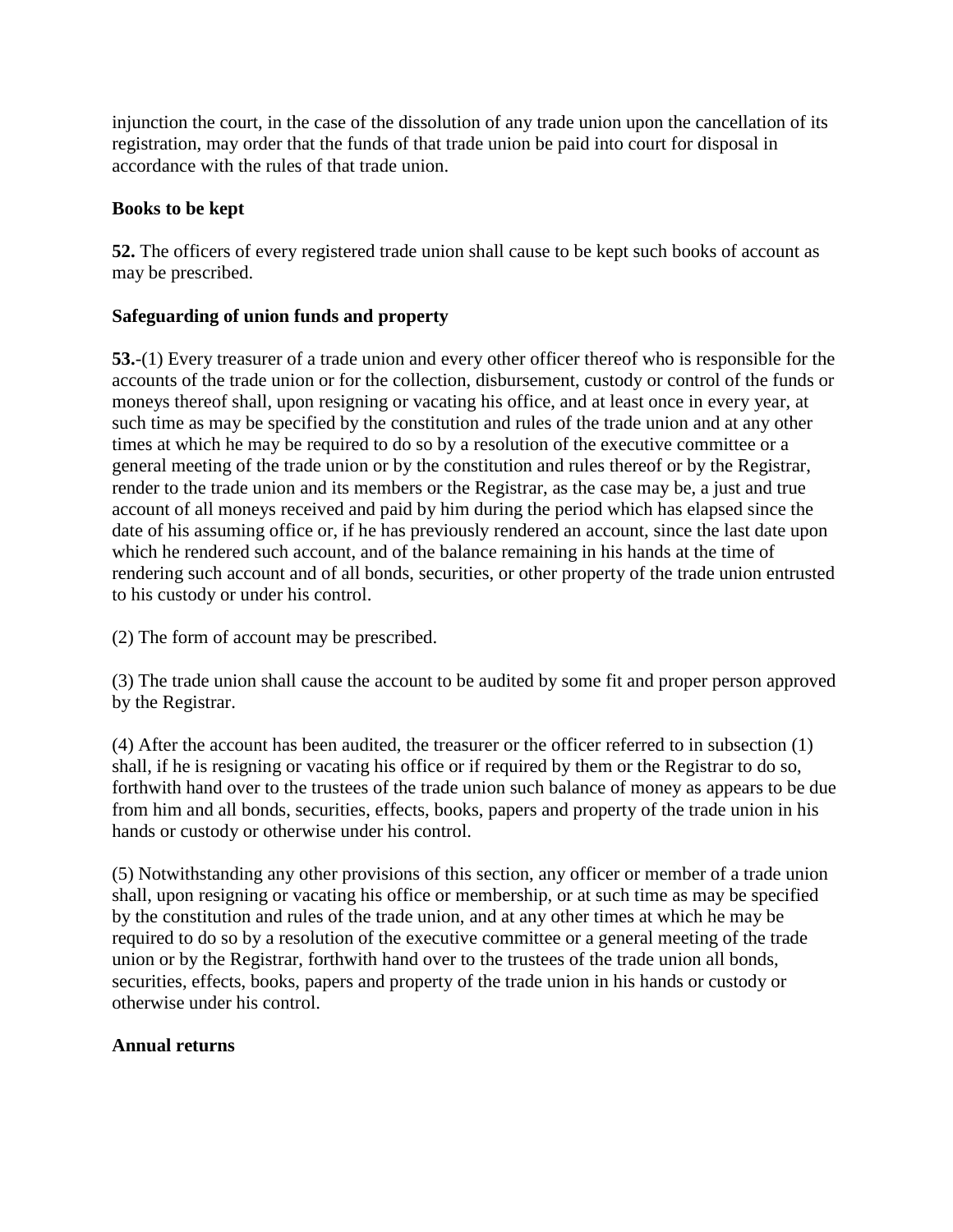injunction the court, in the case of the dissolution of any trade union upon the cancellation of its registration, may order that the funds of that trade union be paid into court for disposal in accordance with the rules of that trade union.

**Books to be kept**

**52.** The officers of every registered trade union shall cause to be kept such books of account as may be prescribed.

**Safeguarding of union funds and property**

**53.**-(1) Every treasurer of a trade union and every other officer thereof who is responsible for the accounts of the trade union or for the collection, disbursement, custody or control of the funds or moneys thereof shall, upon resigning or vacating his office, and at least once in every year, at such time as may be specified by the constitution and rules of the trade union and at any other times at which he may be required to do so by a resolution of the executive committee or a general meeting of the trade union or by the constitution and rules thereof or by the Registrar, render to the trade union and its members or the Registrar, as the case may be, a just and true account of all moneys received and paid by him during the period which has elapsed since the date of his assuming office or, if he has previously rendered an account, since the last date upon which he rendered such account, and of the balance remaining in his hands at the time of rendering such account and of all bonds, securities, or other property of the trade union entrusted to his custody or under his control.

(2) The form of account may be prescribed.

(3) The trade union shall cause the account to be audited by some fit and proper person approved by the Registrar.

(4) After the account has been audited, the treasurer or the officer referred to in subsection (1) shall, if he is resigning or vacating his office or if required by them or the Registrar to do so, forthwith hand over to the trustees of the trade union such balance of money as appears to be due from him and all bonds, securities, effects, books, papers and property of the trade union in his hands or custody or otherwise under his control.

(5) Notwithstanding any other provisions of this section, any officer or member of a trade union shall, upon resigning or vacating his office or membership, or at such time as may be specified by the constitution and rules of the trade union, and at any other times at which he may be required to do so by a resolution of the executive committee or a general meeting of the trade union or by the Registrar, forthwith hand over to the trustees of the trade union all bonds, securities, effects, books, papers and property of the trade union in his hands or custody or otherwise under his control.

**Annual returns**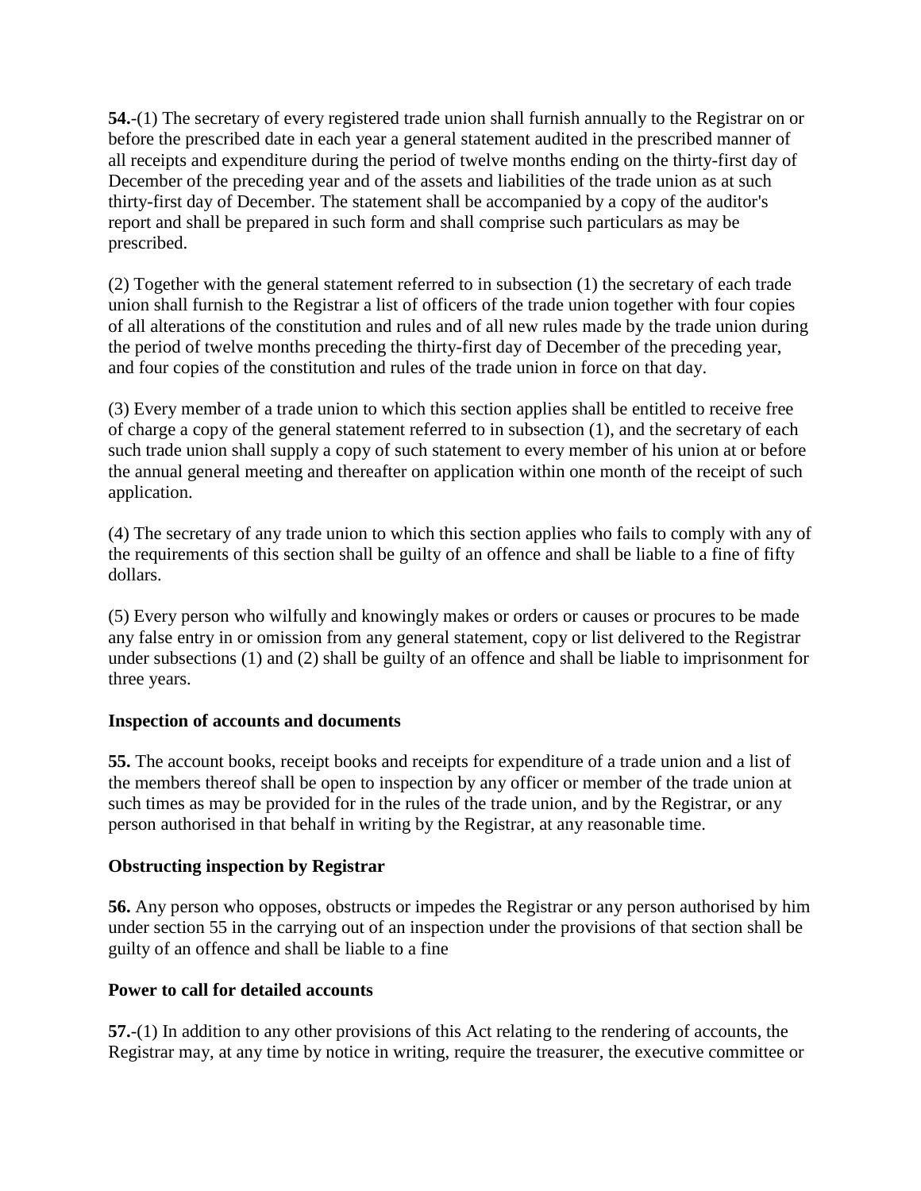**54.**-(1) The secretary of every registered trade union shall furnish annually to the Registrar on or before the prescribed date in each year a general statement audited in the prescribed manner of all receipts and expenditure during the period of twelve months ending on the thirty-first day of December of the preceding year and of the assets and liabilities of the trade union as at such thirty-first day of December. The statement shall be accompanied by a copy of the auditor's report and shall be prepared in such form and shall comprise such particulars as may be prescribed.

(2) Together with the general statement referred to in subsection (1) the secretary of each trade union shall furnish to the Registrar a list of officers of the trade union together with four copies of all alterations of the constitution and rules and of all new rules made by the trade union during the period of twelve months preceding the thirty-first day of December of the preceding year, and four copies of the constitution and rules of the trade union in force on that day.

(3) Every member of a trade union to which this section applies shall be entitled to receive free of charge a copy of the general statement referred to in subsection (1), and the secretary of each such trade union shall supply a copy of such statement to every member of his union at or before the annual general meeting and thereafter on application within one month of the receipt of such application.

(4) The secretary of any trade union to which this section applies who fails to comply with any of the requirements of this section shall be guilty of an offence and shall be liable to a fine of fifty dollars.

(5) Every person who wilfully and knowingly makes or orders or causes or procures to be made any false entry in or omission from any general statement, copy or list delivered to the Registrar under subsections (1) and (2) shall be guilty of an offence and shall be liable to imprisonment for three years.

**Inspection of accounts and documents**

**55.** The account books, receipt books and receipts for expenditure of a trade union and a list of the members thereof shall be open to inspection by any officer or member of the trade union at such times as may be provided for in the rules of the trade union, and by the Registrar, or any person authorised in that behalf in writing by the Registrar, at any reasonable time.

**Obstructing inspection by Registrar**

**56.** Any person who opposes, obstructs or impedes the Registrar or any person authorised by him under section 55 in the carrying out of an inspection under the provisions of that section shall be guilty of an offence and shall be liable to a fine

**Power to call for detailed accounts**

**57.**-(1) In addition to any other provisions of this Act relating to the rendering of accounts, the Registrar may, at any time by notice in writing, require the treasurer, the executive committee or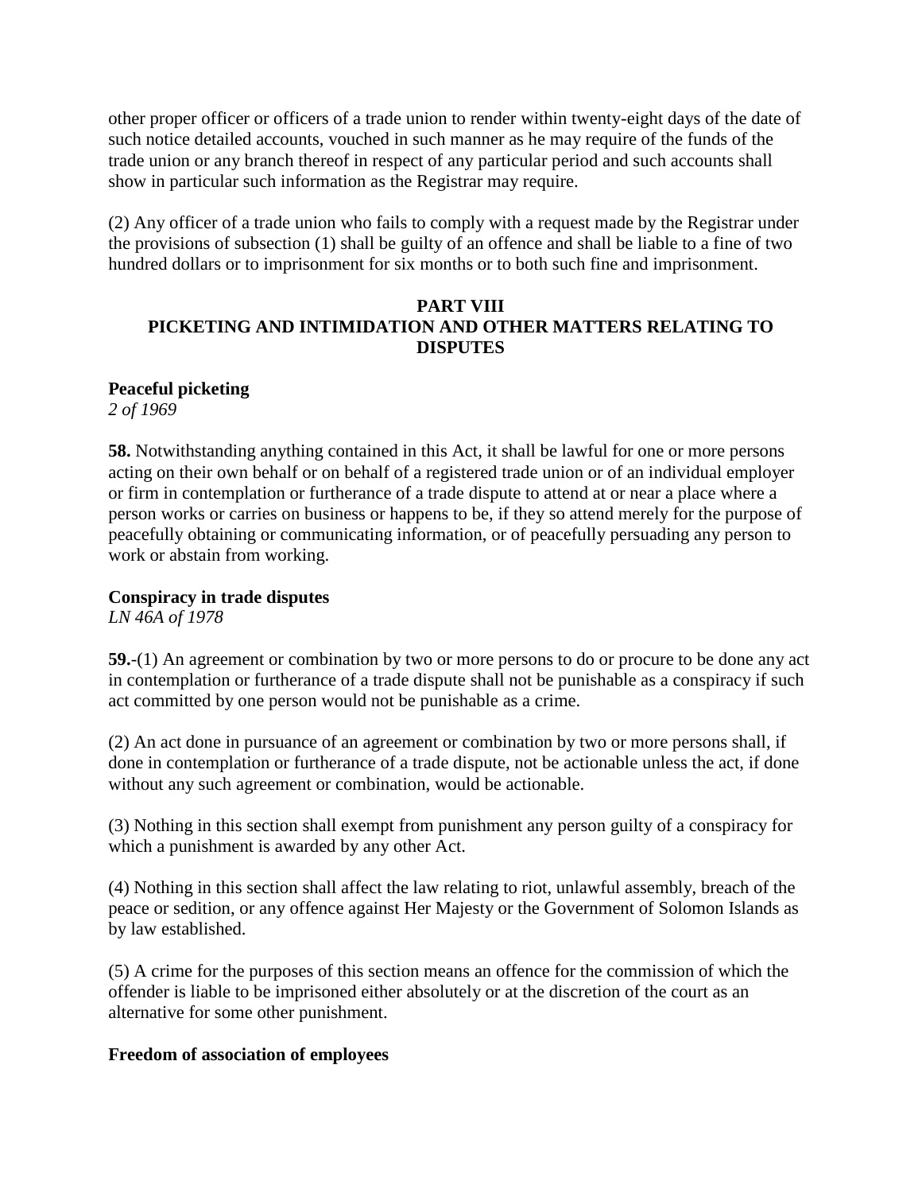other proper officer or officers of a trade union to render within twenty-eight days of the date of such notice detailed accounts, vouched in such manner as he may require of the funds of the trade union or any branch thereof in respect of any particular period and such accounts shall show in particular such information as the Registrar may require.

(2) Any officer of a trade union who fails to comply with a request made by the Registrar under the provisions of subsection (1) shall be guilty of an offence and shall be liable to a fine of two hundred dollars or to imprisonment for six months or to both such fine and imprisonment.

## PART VIII
## PICKETING AND INTIMIDATION AND OTHER MATTERS RELATING TO DISPUTES

**Peaceful picketing**
*2 of 1969*

**58.** Notwithstanding anything contained in this Act, it shall be lawful for one or more persons acting on their own behalf or on behalf of a registered trade union or of an individual employer or firm in contemplation or furtherance of a trade dispute to attend at or near a place where a person works or carries on business or happens to be, if they so attend merely for the purpose of peacefully obtaining or communicating information, or of peacefully persuading any person to work or abstain from working.

**Conspiracy in trade disputes**
*LN 46A of 1978*

**59.**-(1) An agreement or combination by two or more persons to do or procure to be done any act in contemplation or furtherance of a trade dispute shall not be punishable as a conspiracy if such act committed by one person would not be punishable as a crime.

(2) An act done in pursuance of an agreement or combination by two or more persons shall, if done in contemplation or furtherance of a trade dispute, not be actionable unless the act, if done without any such agreement or combination, would be actionable.

(3) Nothing in this section shall exempt from punishment any person guilty of a conspiracy for which a punishment is awarded by any other Act.

(4) Nothing in this section shall affect the law relating to riot, unlawful assembly, breach of the peace or sedition, or any offence against Her Majesty or the Government of Solomon Islands as by law established.

(5) A crime for the purposes of this section means an offence for the commission of which the offender is liable to be imprisoned either absolutely or at the discretion of the court as an alternative for some other punishment.

**Freedom of association of employees**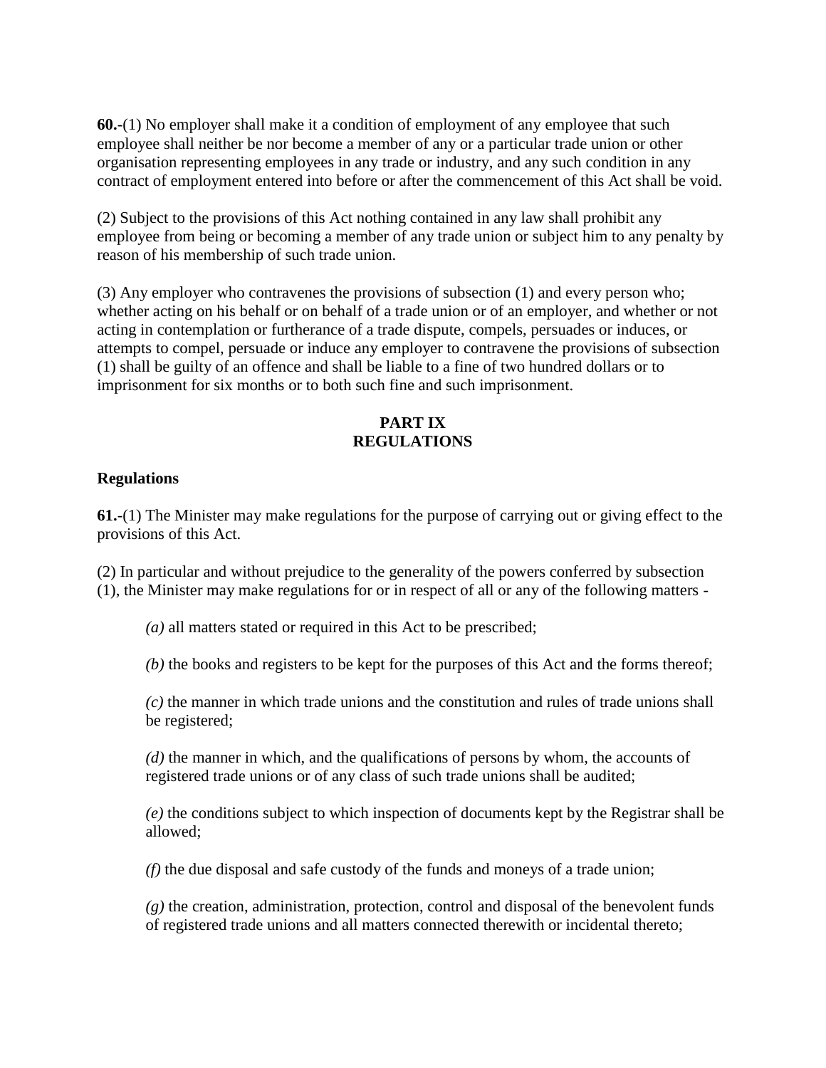**60.**-(1) No employer shall make it a condition of employment of any employee that such employee shall neither be nor become a member of any or a particular trade union or other organisation representing employees in any trade or industry, and any such condition in any contract of employment entered into before or after the commencement of this Act shall be void.

(2) Subject to the provisions of this Act nothing contained in any law shall prohibit any employee from being or becoming a member of any trade union or subject him to any penalty by reason of his membership of such trade union.

(3) Any employer who contravenes the provisions of subsection (1) and every person who; whether acting on his behalf or on behalf of a trade union or of an employer, and whether or not acting in contemplation or furtherance of a trade dispute, compels, persuades or induces, or attempts to compel, persuade or induce any employer to contravene the provisions of subsection (1) shall be guilty of an offence and shall be liable to a fine of two hundred dollars or to imprisonment for six months or to both such fine and such imprisonment.

## PART IX
## REGULATIONS

**Regulations**

**61.**-(1) The Minister may make regulations for the purpose of carrying out or giving effect to the provisions of this Act.

(2) In particular and without prejudice to the generality of the powers conferred by subsection (1), the Minister may make regulations for or in respect of all or any of the following matters -

*(a)* all matters stated or required in this Act to be prescribed;

*(b)* the books and registers to be kept for the purposes of this Act and the forms thereof;

*(c)* the manner in which trade unions and the constitution and rules of trade unions shall be registered;

*(d)* the manner in which, and the qualifications of persons by whom, the accounts of registered trade unions or of any class of such trade unions shall be audited;

*(e)* the conditions subject to which inspection of documents kept by the Registrar shall be allowed;

*(f)* the due disposal and safe custody of the funds and moneys of a trade union;

*(g)* the creation, administration, protection, control and disposal of the benevolent funds of registered trade unions and all matters connected therewith or incidental thereto;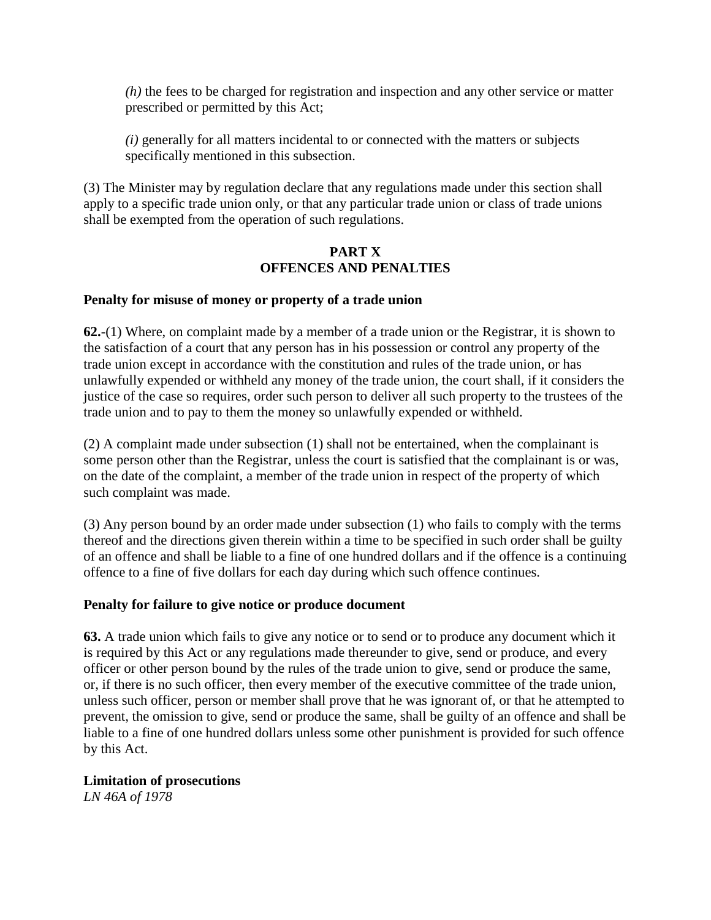*(h)* the fees to be charged for registration and inspection and any other service or matter prescribed or permitted by this Act;

*(i)* generally for all matters incidental to or connected with the matters or subjects specifically mentioned in this subsection.

(3) The Minister may by regulation declare that any regulations made under this section shall apply to a specific trade union only, or that any particular trade union or class of trade unions shall be exempted from the operation of such regulations.

## PART X
## OFFENCES AND PENALTIES

**Penalty for misuse of money or property of a trade union**

**62.**-(1) Where, on complaint made by a member of a trade union or the Registrar, it is shown to the satisfaction of a court that any person has in his possession or control any property of the trade union except in accordance with the constitution and rules of the trade union, or has unlawfully expended or withheld any money of the trade union, the court shall, if it considers the justice of the case so requires, order such person to deliver all such property to the trustees of the trade union and to pay to them the money so unlawfully expended or withheld.

(2) A complaint made under subsection (1) shall not be entertained, when the complainant is some person other than the Registrar, unless the court is satisfied that the complainant is or was, on the date of the complaint, a member of the trade union in respect of the property of which such complaint was made.

(3) Any person bound by an order made under subsection (1) who fails to comply with the terms thereof and the directions given therein within a time to be specified in such order shall be guilty of an offence and shall be liable to a fine of one hundred dollars and if the offence is a continuing offence to a fine of five dollars for each day during which such offence continues.

**Penalty for failure to give notice or produce document**

**63.** A trade union which fails to give any notice or to send or to produce any document which it is required by this Act or any regulations made thereunder to give, send or produce, and every officer or other person bound by the rules of the trade union to give, send or produce the same, or, if there is no such officer, then every member of the executive committee of the trade union, unless such officer, person or member shall prove that he was ignorant of, or that he attempted to prevent, the omission to give, send or produce the same, shall be guilty of an offence and shall be liable to a fine of one hundred dollars unless some other punishment is provided for such offence by this Act.

**Limitation of prosecutions**
*LN 46A of 1978*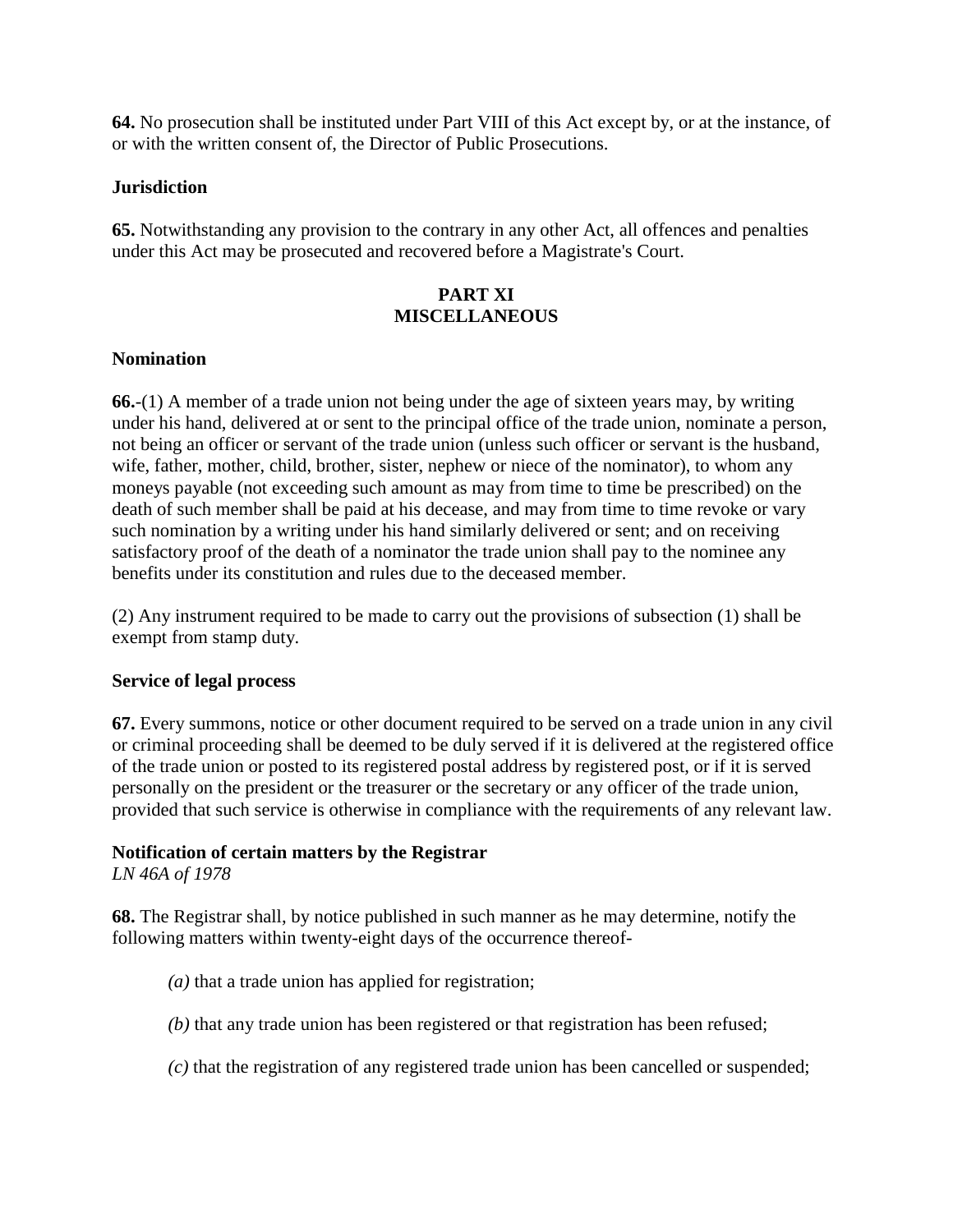**64.** No prosecution shall be instituted under Part VIII of this Act except by, or at the instance, of or with the written consent of, the Director of Public Prosecutions.

**Jurisdiction**

**65.** Notwithstanding any provision to the contrary in any other Act, all offences and penalties under this Act may be prosecuted and recovered before a Magistrate's Court.

## PART XI
## MISCELLANEOUS

**Nomination**

**66.**-(1) A member of a trade union not being under the age of sixteen years may, by writing under his hand, delivered at or sent to the principal office of the trade union, nominate a person, not being an officer or servant of the trade union (unless such officer or servant is the husband, wife, father, mother, child, brother, sister, nephew or niece of the nominator), to whom any moneys payable (not exceeding such amount as may from time to time be prescribed) on the death of such member shall be paid at his decease, and may from time to time revoke or vary such nomination by a writing under his hand similarly delivered or sent; and on receiving satisfactory proof of the death of a nominator the trade union shall pay to the nominee any benefits under its constitution and rules due to the deceased member.

(2) Any instrument required to be made to carry out the provisions of subsection (1) shall be exempt from stamp duty.

**Service of legal process**

**67.** Every summons, notice or other document required to be served on a trade union in any civil or criminal proceeding shall be deemed to be duly served if it is delivered at the registered office of the trade union or posted to its registered postal address by registered post, or if it is served personally on the president or the treasurer or the secretary or any officer of the trade union, provided that such service is otherwise in compliance with the requirements of any relevant law.

**Notification of certain matters by the Registrar**
*LN 46A of 1978*

**68.** The Registrar shall, by notice published in such manner as he may determine, notify the following matters within twenty-eight days of the occurrence thereof-

*(a)* that a trade union has applied for registration;

*(b)* that any trade union has been registered or that registration has been refused;

*(c)* that the registration of any registered trade union has been cancelled or suspended;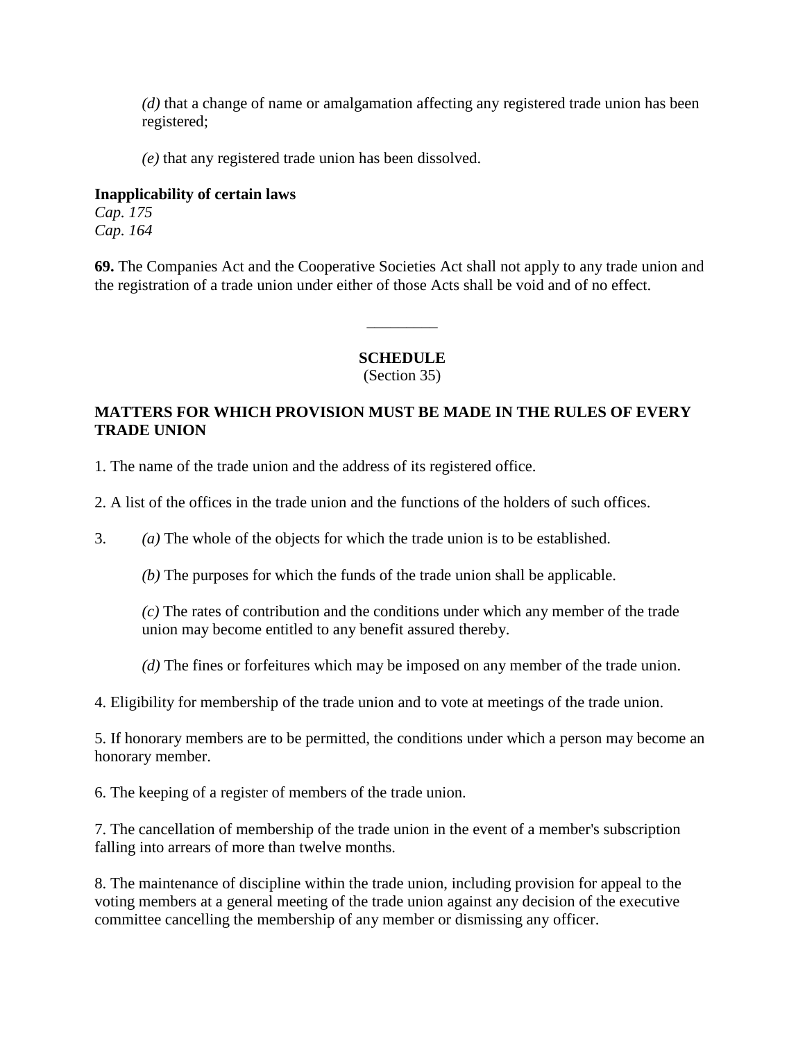*(d)* that a change of name or amalgamation affecting any registered trade union has been registered;

*(e)* that any registered trade union has been dissolved.

**Inapplicability of certain laws**
*Cap. 175*
*Cap. 164*

**69.** The Companies Act and the Cooperative Societies Act shall not apply to any trade union and the registration of a trade union under either of those Acts shall be void and of no effect.

---

## SCHEDULE
(Section 35)

### MATTERS FOR WHICH PROVISION MUST BE MADE IN THE RULES OF EVERY TRADE UNION

1. The name of the trade union and the address of its registered office.

2. A list of the offices in the trade union and the functions of the holders of such offices.

3. *(a)* The whole of the objects for which the trade union is to be established.

   *(b)* The purposes for which the funds of the trade union shall be applicable.

   *(c)* The rates of contribution and the conditions under which any member of the trade union may become entitled to any benefit assured thereby.

   *(d)* The fines or forfeitures which may be imposed on any member of the trade union.

4. Eligibility for membership of the trade union and to vote at meetings of the trade union.

5. If honorary members are to be permitted, the conditions under which a person may become an honorary member.

6. The keeping of a register of members of the trade union.

7. The cancellation of membership of the trade union in the event of a member's subscription falling into arrears of more than twelve months.

8. The maintenance of discipline within the trade union, including provision for appeal to the voting members at a general meeting of the trade union against any decision of the executive committee cancelling the membership of any member or dismissing any officer.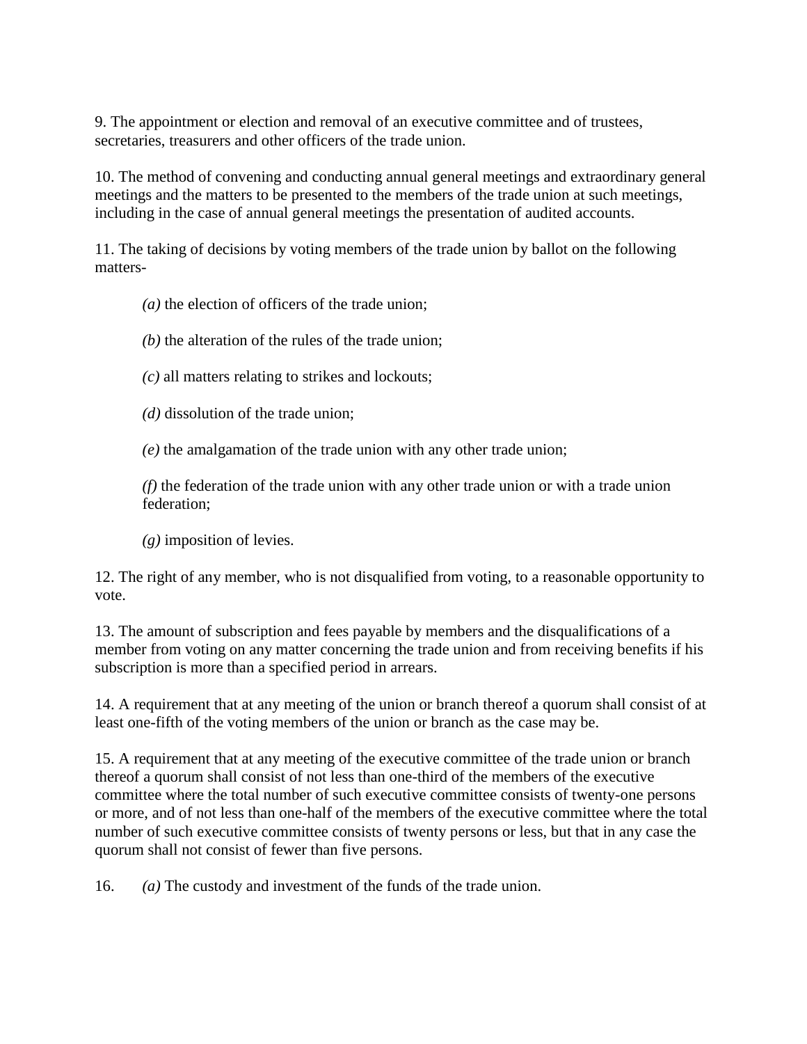9. The appointment or election and removal of an executive committee and of trustees, secretaries, treasurers and other officers of the trade union.

10. The method of convening and conducting annual general meetings and extraordinary general meetings and the matters to be presented to the members of the trade union at such meetings, including in the case of annual general meetings the presentation of audited accounts.

11. The taking of decisions by voting members of the trade union by ballot on the following matters-

> *(a)* the election of officers of the trade union;
>
> *(b)* the alteration of the rules of the trade union;
>
> *(c)* all matters relating to strikes and lockouts;
>
> *(d)* dissolution of the trade union;
>
> *(e)* the amalgamation of the trade union with any other trade union;
>
> *(f)* the federation of the trade union with any other trade union or with a trade union federation;
>
> *(g)* imposition of levies.

12. The right of any member, who is not disqualified from voting, to a reasonable opportunity to vote.

13. The amount of subscription and fees payable by members and the disqualifications of a member from voting on any matter concerning the trade union and from receiving benefits if his subscription is more than a specified period in arrears.

14. A requirement that at any meeting of the union or branch thereof a quorum shall consist of at least one-fifth of the voting members of the union or branch as the case may be.

15. A requirement that at any meeting of the executive committee of the trade union or branch thereof a quorum shall consist of not less than one-third of the members of the executive committee where the total number of such executive committee consists of twenty-one persons or more, and of not less than one-half of the members of the executive committee where the total number of such executive committee consists of twenty persons or less, but that in any case the quorum shall not consist of fewer than five persons.

16. *(a)* The custody and investment of the funds of the trade union.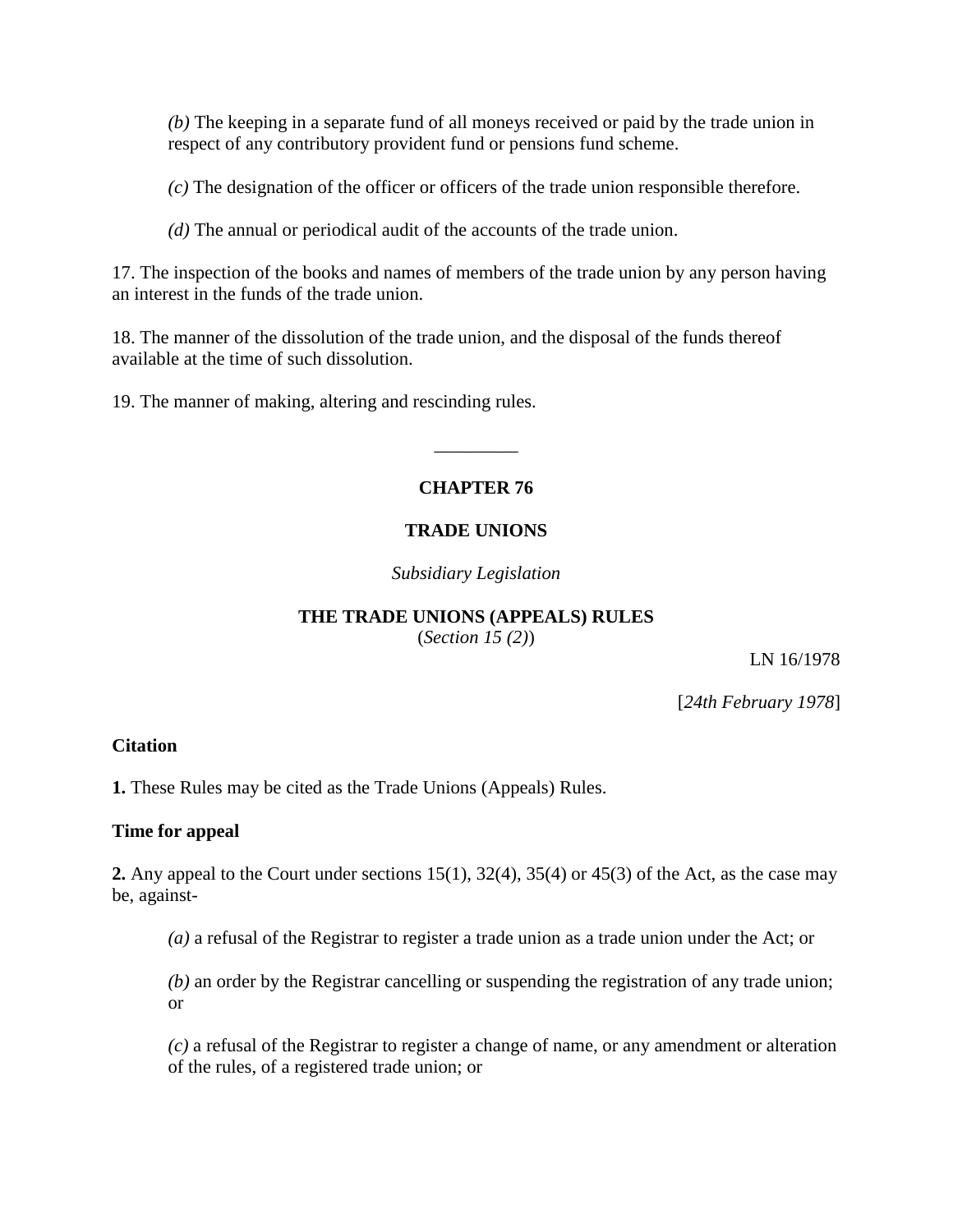*(b)* The keeping in a separate fund of all moneys received or paid by the trade union in respect of any contributory provident fund or pensions fund scheme.

*(c)* The designation of the officer or officers of the trade union responsible therefore.

*(d)* The annual or periodical audit of the accounts of the trade union.

17. The inspection of the books and names of members of the trade union by any person having an interest in the funds of the trade union.

18. The manner of the dissolution of the trade union, and the disposal of the funds thereof available at the time of such dissolution.

19. The manner of making, altering and rescinding rules.

---

**CHAPTER 76**

**TRADE UNIONS**

*Subsidiary Legislation*

**THE TRADE UNIONS (APPEALS) RULES**
(*Section 15 (2)*)

LN 16/1978

[*24th February 1978*]

**Citation**

**1.** These Rules may be cited as the Trade Unions (Appeals) Rules.

**Time for appeal**

**2.** Any appeal to the Court under sections 15(1), 32(4), 35(4) or 45(3) of the Act, as the case may be, against-

*(a)* a refusal of the Registrar to register a trade union as a trade union under the Act; or

*(b)* an order by the Registrar cancelling or suspending the registration of any trade union; or

*(c)* a refusal of the Registrar to register a change of name, or any amendment or alteration of the rules, of a registered trade union; or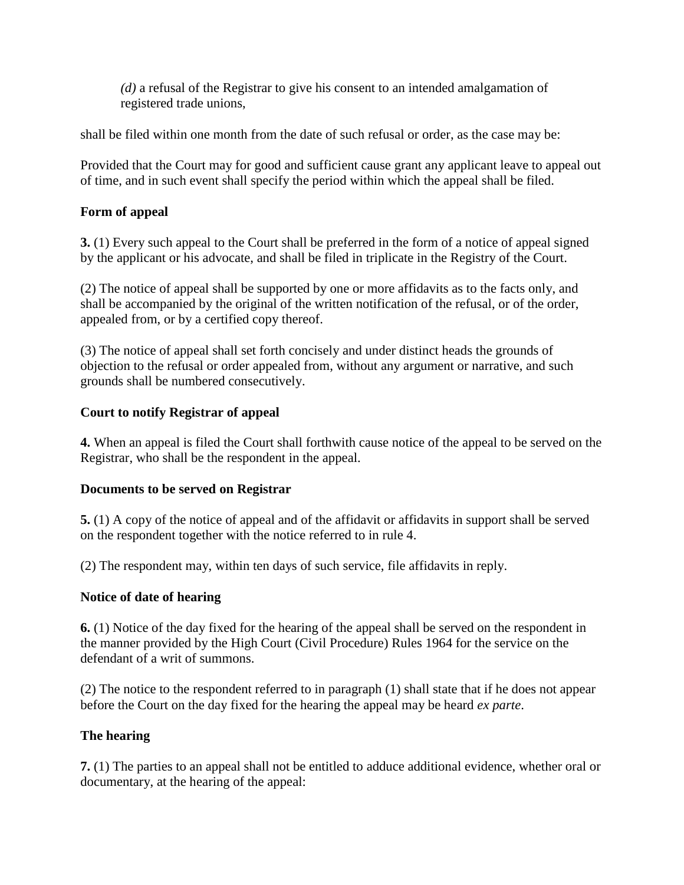*(d)* a refusal of the Registrar to give his consent to an intended amalgamation of registered trade unions,

shall be filed within one month from the date of such refusal or order, as the case may be:

Provided that the Court may for good and sufficient cause grant any applicant leave to appeal out of time, and in such event shall specify the period within which the appeal shall be filed.

**Form of appeal**

**3.** (1) Every such appeal to the Court shall be preferred in the form of a notice of appeal signed by the applicant or his advocate, and shall be filed in triplicate in the Registry of the Court.

(2) The notice of appeal shall be supported by one or more affidavits as to the facts only, and shall be accompanied by the original of the written notification of the refusal, or of the order, appealed from, or by a certified copy thereof.

(3) The notice of appeal shall set forth concisely and under distinct heads the grounds of objection to the refusal or order appealed from, without any argument or narrative, and such grounds shall be numbered consecutively.

**Court to notify Registrar of appeal**

**4.** When an appeal is filed the Court shall forthwith cause notice of the appeal to be served on the Registrar, who shall be the respondent in the appeal.

**Documents to be served on Registrar**

**5.** (1) A copy of the notice of appeal and of the affidavit or affidavits in support shall be served on the respondent together with the notice referred to in rule 4.

(2) The respondent may, within ten days of such service, file affidavits in reply.

**Notice of date of hearing**

**6.** (1) Notice of the day fixed for the hearing of the appeal shall be served on the respondent in the manner provided by the High Court (Civil Procedure) Rules 1964 for the service on the defendant of a writ of summons.

(2) The notice to the respondent referred to in paragraph (1) shall state that if he does not appear before the Court on the day fixed for the hearing the appeal may be heard *ex parte*.

**The hearing**

**7.** (1) The parties to an appeal shall not be entitled to adduce additional evidence, whether oral or documentary, at the hearing of the appeal: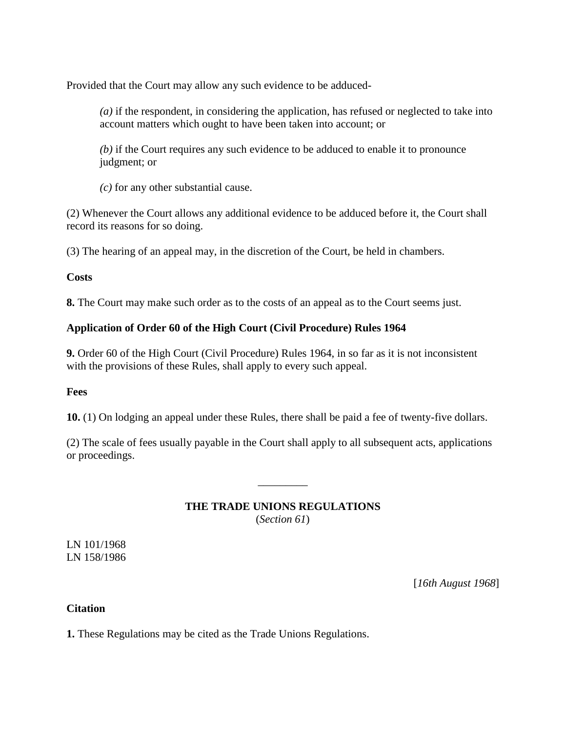Provided that the Court may allow any such evidence to be adduced-

*(a)* if the respondent, in considering the application, has refused or neglected to take into account matters which ought to have been taken into account; or

*(b)* if the Court requires any such evidence to be adduced to enable it to pronounce judgment; or

*(c)* for any other substantial cause.

(2) Whenever the Court allows any additional evidence to be adduced before it, the Court shall record its reasons for so doing.

(3) The hearing of an appeal may, in the discretion of the Court, be held in chambers.

**Costs**

**8.** The Court may make such order as to the costs of an appeal as to the Court seems just.

**Application of Order 60 of the High Court (Civil Procedure) Rules 1964**

**9.** Order 60 of the High Court (Civil Procedure) Rules 1964, in so far as it is not inconsistent with the provisions of these Rules, shall apply to every such appeal.

**Fees**

**10.** (1) On lodging an appeal under these Rules, there shall be paid a fee of twenty-five dollars.

(2) The scale of fees usually payable in the Court shall apply to all subsequent acts, applications or proceedings.

_________

## THE TRADE UNIONS REGULATIONS

(*Section 61*)

LN 101/1968
LN 158/1986

[*16th August 1968*]

**Citation**

**1.** These Regulations may be cited as the Trade Unions Regulations.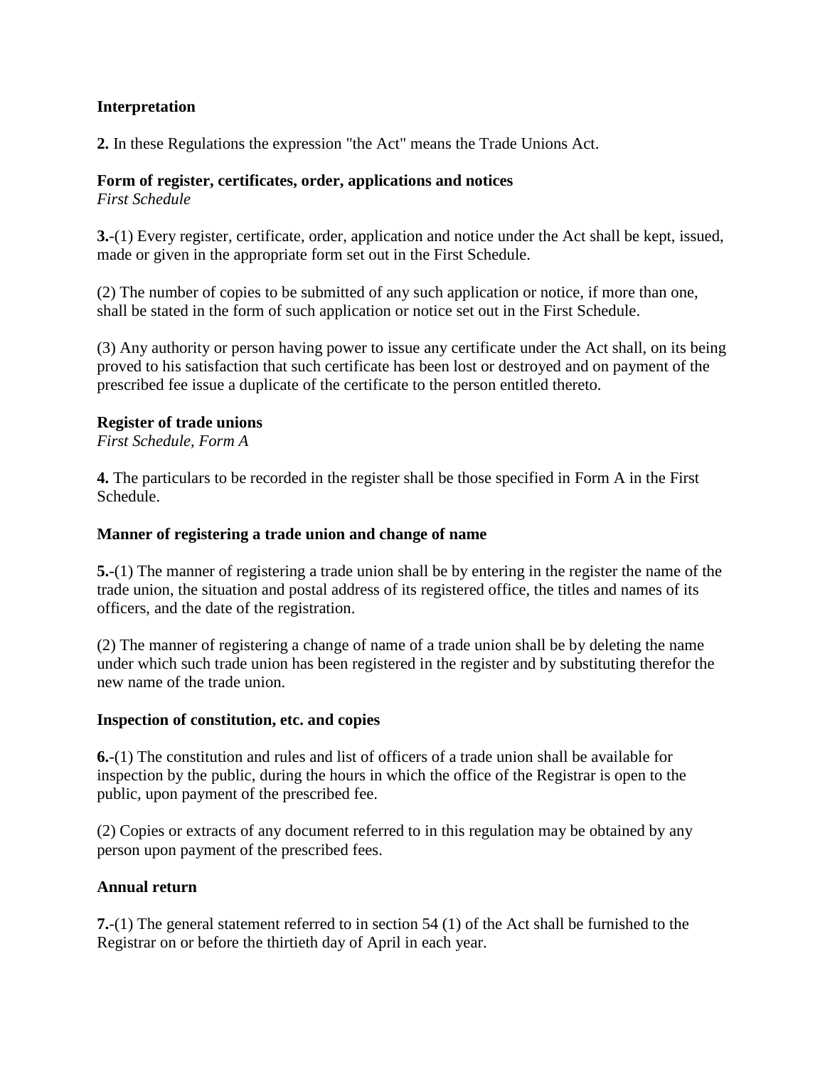**Interpretation**

**2.** In these Regulations the expression "the Act" means the Trade Unions Act.

**Form of register, certificates, order, applications and notices**
*First Schedule*

**3.**-(1) Every register, certificate, order, application and notice under the Act shall be kept, issued, made or given in the appropriate form set out in the First Schedule.

(2) The number of copies to be submitted of any such application or notice, if more than one, shall be stated in the form of such application or notice set out in the First Schedule.

(3) Any authority or person having power to issue any certificate under the Act shall, on its being proved to his satisfaction that such certificate has been lost or destroyed and on payment of the prescribed fee issue a duplicate of the certificate to the person entitled thereto.

**Register of trade unions**
*First Schedule, Form A*

**4.** The particulars to be recorded in the register shall be those specified in Form A in the First Schedule.

**Manner of registering a trade union and change of name**

**5.**-(1) The manner of registering a trade union shall be by entering in the register the name of the trade union, the situation and postal address of its registered office, the titles and names of its officers, and the date of the registration.

(2) The manner of registering a change of name of a trade union shall be by deleting the name under which such trade union has been registered in the register and by substituting therefor the new name of the trade union.

**Inspection of constitution, etc. and copies**

**6.**-(1) The constitution and rules and list of officers of a trade union shall be available for inspection by the public, during the hours in which the office of the Registrar is open to the public, upon payment of the prescribed fee.

(2) Copies or extracts of any document referred to in this regulation may be obtained by any person upon payment of the prescribed fees.

**Annual return**

**7.**-(1) The general statement referred to in section 54 (1) of the Act shall be furnished to the Registrar on or before the thirtieth day of April in each year.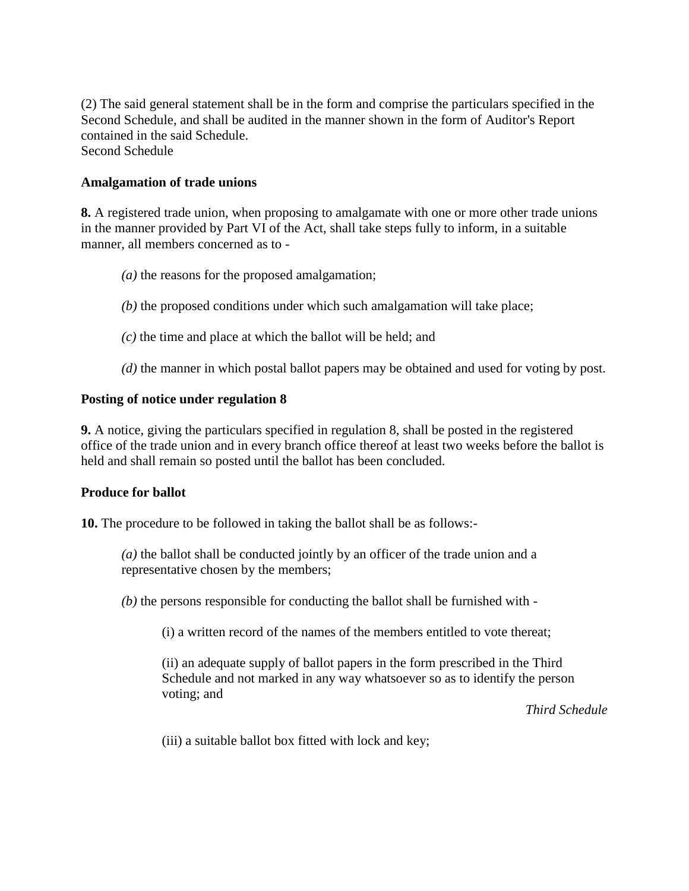(2) The said general statement shall be in the form and comprise the particulars specified in the Second Schedule, and shall be audited in the manner shown in the form of Auditor's Report contained in the said Schedule.
Second Schedule

**Amalgamation of trade unions**

**8.** A registered trade union, when proposing to amalgamate with one or more other trade unions in the manner provided by Part VI of the Act, shall take steps fully to inform, in a suitable manner, all members concerned as to -

*(a)* the reasons for the proposed amalgamation;

*(b)* the proposed conditions under which such amalgamation will take place;

*(c)* the time and place at which the ballot will be held; and

*(d)* the manner in which postal ballot papers may be obtained and used for voting by post.

**Posting of notice under regulation 8**

**9.** A notice, giving the particulars specified in regulation 8, shall be posted in the registered office of the trade union and in every branch office thereof at least two weeks before the ballot is held and shall remain so posted until the ballot has been concluded.

**Produce for ballot**

**10.** The procedure to be followed in taking the ballot shall be as follows:-

*(a)* the ballot shall be conducted jointly by an officer of the trade union and a representative chosen by the members;

*(b)* the persons responsible for conducting the ballot shall be furnished with -

(i) a written record of the names of the members entitled to vote thereat;

(ii) an adequate supply of ballot papers in the form prescribed in the Third Schedule and not marked in any way whatsoever so as to identify the person voting; and

*Third Schedule*

(iii) a suitable ballot box fitted with lock and key;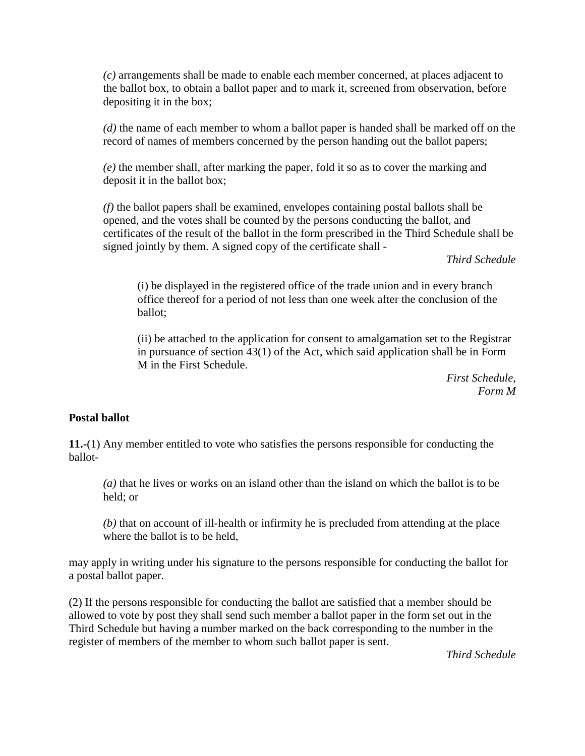*(c)* arrangements shall be made to enable each member concerned, at places adjacent to the ballot box, to obtain a ballot paper and to mark it, screened from observation, before depositing it in the box;

*(d)* the name of each member to whom a ballot paper is handed shall be marked off on the record of names of members concerned by the person handing out the ballot papers;

*(e)* the member shall, after marking the paper, fold it so as to cover the marking and deposit it in the ballot box;

*(f)* the ballot papers shall be examined, envelopes containing postal ballots shall be opened, and the votes shall be counted by the persons conducting the ballot, and certificates of the result of the ballot in the form prescribed in the Third Schedule shall be signed jointly by them. A signed copy of the certificate shall -

*Third Schedule*

(i) be displayed in the registered office of the trade union and in every branch office thereof for a period of not less than one week after the conclusion of the ballot;

(ii) be attached to the application for consent to amalgamation set to the Registrar in pursuance of section 43(1) of the Act, which said application shall be in Form M in the First Schedule.

*First Schedule, Form M*

**Postal ballot**

**11.-**(1) Any member entitled to vote who satisfies the persons responsible for conducting the ballot-

*(a)* that he lives or works on an island other than the island on which the ballot is to be held; or

*(b)* that on account of ill-health or infirmity he is precluded from attending at the place where the ballot is to be held,

may apply in writing under his signature to the persons responsible for conducting the ballot for a postal ballot paper.

(2) If the persons responsible for conducting the ballot are satisfied that a member should be allowed to vote by post they shall send such member a ballot paper in the form set out in the Third Schedule but having a number marked on the back corresponding to the number in the register of members of the member to whom such ballot paper is sent.

*Third Schedule*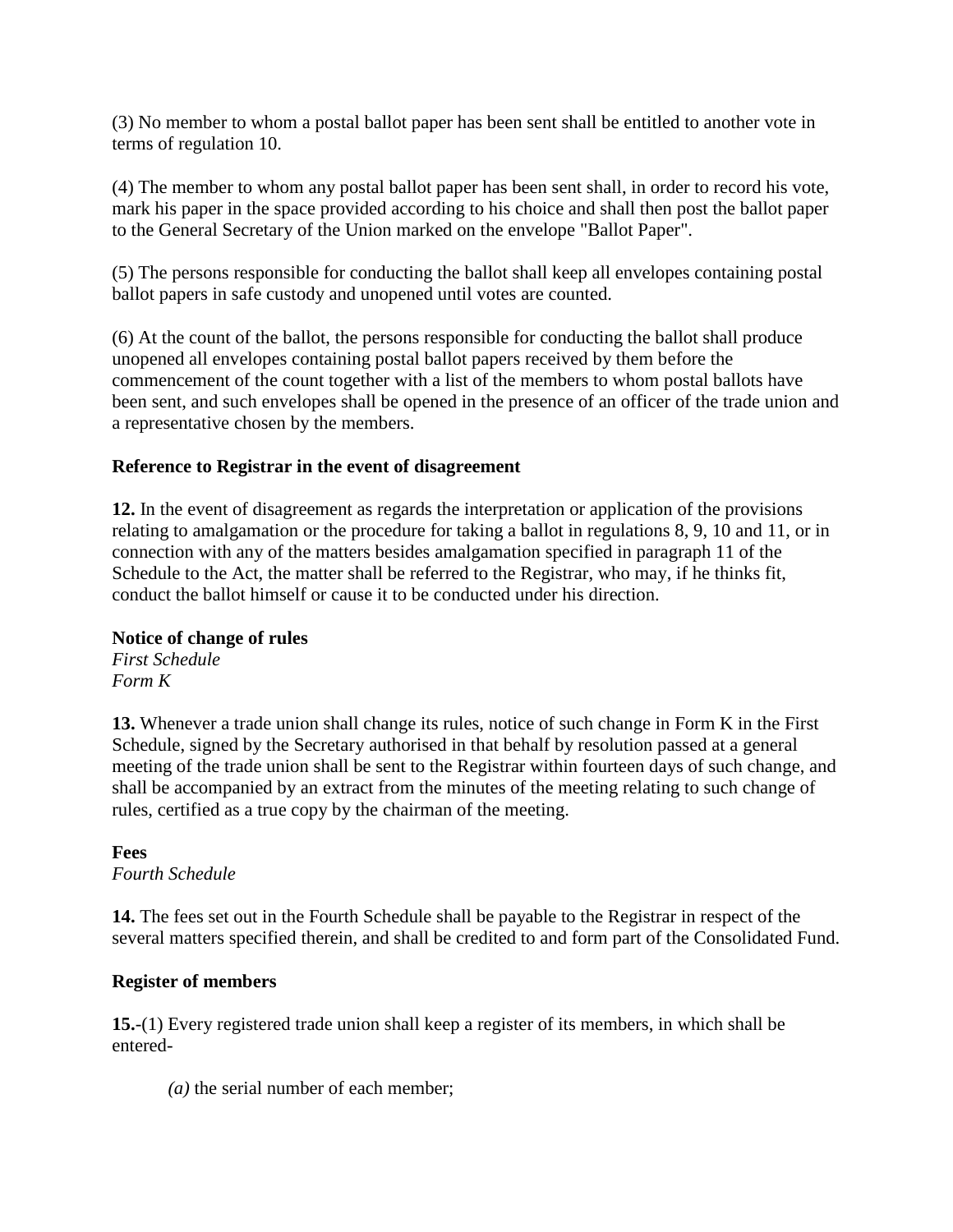(3) No member to whom a postal ballot paper has been sent shall be entitled to another vote in terms of regulation 10.

(4) The member to whom any postal ballot paper has been sent shall, in order to record his vote, mark his paper in the space provided according to his choice and shall then post the ballot paper to the General Secretary of the Union marked on the envelope "Ballot Paper".

(5) The persons responsible for conducting the ballot shall keep all envelopes containing postal ballot papers in safe custody and unopened until votes are counted.

(6) At the count of the ballot, the persons responsible for conducting the ballot shall produce unopened all envelopes containing postal ballot papers received by them before the commencement of the count together with a list of the members to whom postal ballots have been sent, and such envelopes shall be opened in the presence of an officer of the trade union and a representative chosen by the members.

**Reference to Registrar in the event of disagreement**

**12.** In the event of disagreement as regards the interpretation or application of the provisions relating to amalgamation or the procedure for taking a ballot in regulations 8, 9, 10 and 11, or in connection with any of the matters besides amalgamation specified in paragraph 11 of the Schedule to the Act, the matter shall be referred to the Registrar, who may, if he thinks fit, conduct the ballot himself or cause it to be conducted under his direction.

**Notice of change of rules**
*First Schedule*
*Form K*

**13.** Whenever a trade union shall change its rules, notice of such change in Form K in the First Schedule, signed by the Secretary authorised in that behalf by resolution passed at a general meeting of the trade union shall be sent to the Registrar within fourteen days of such change, and shall be accompanied by an extract from the minutes of the meeting relating to such change of rules, certified as a true copy by the chairman of the meeting.

**Fees**
*Fourth Schedule*

**14.** The fees set out in the Fourth Schedule shall be payable to the Registrar in respect of the several matters specified therein, and shall be credited to and form part of the Consolidated Fund.

**Register of members**

**15.**-(1) Every registered trade union shall keep a register of its members, in which shall be entered-

*(a)* the serial number of each member;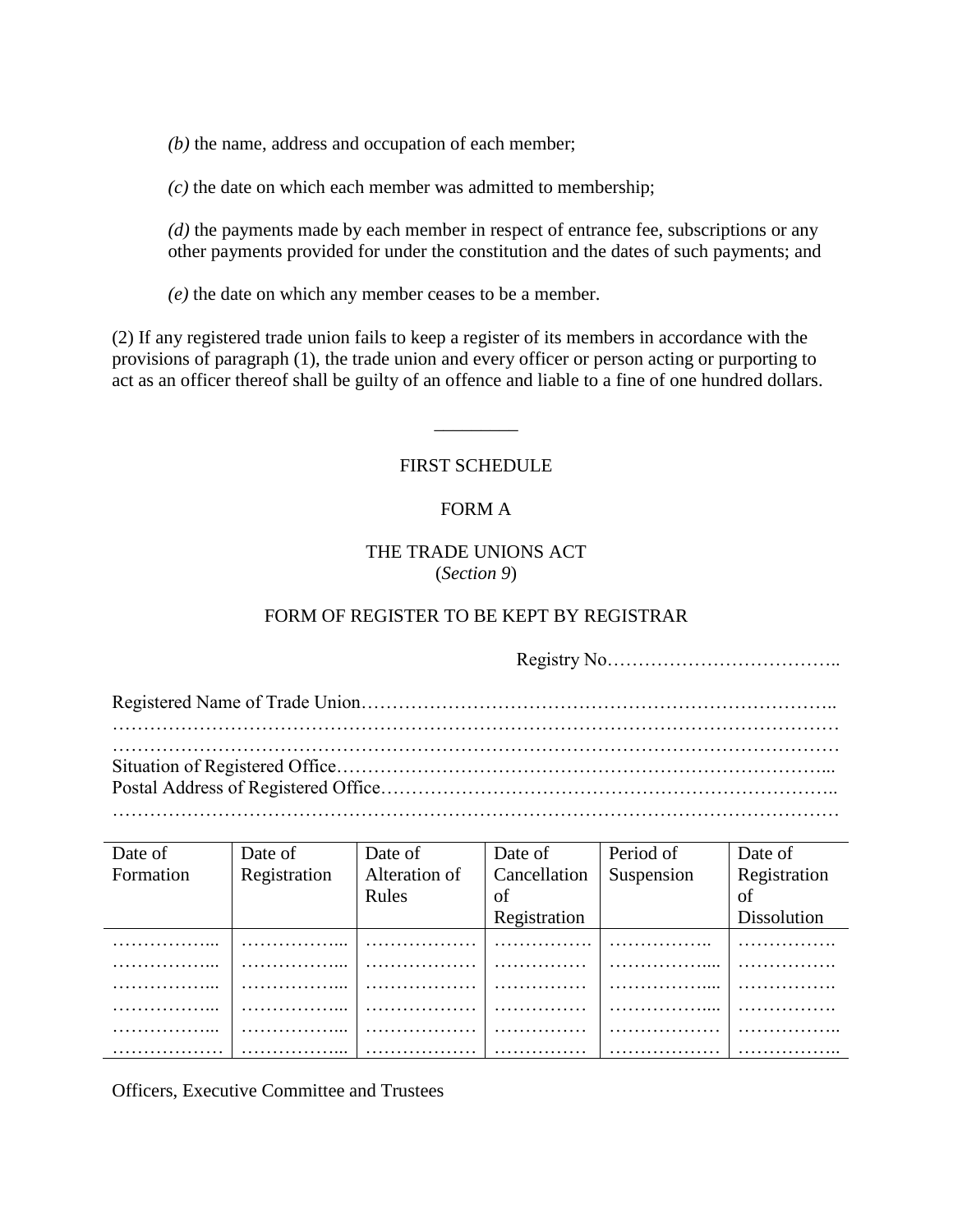*(b)* the name, address and occupation of each member;

*(c)* the date on which each member was admitted to membership;

*(d)* the payments made by each member in respect of entrance fee, subscriptions or any other payments provided for under the constitution and the dates of such payments; and

*(e)* the date on which any member ceases to be a member.

(2) If any registered trade union fails to keep a register of its members in accordance with the provisions of paragraph (1), the trade union and every officer or person acting or purporting to act as an officer thereof shall be guilty of an offence and liable to a fine of one hundred dollars.

---

FIRST SCHEDULE

FORM A

THE TRADE UNIONS ACT
(*Section 9*)

FORM OF REGISTER TO BE KEPT BY REGISTRAR

Registry No………………………………..

Registered Name of Trade Union……………………………………………………………..
…………………………………………………………………………………………………
…………………………………………………………………………………………………
Situation of Registered Office…………………………………………………………………...
Postal Address of Registered Office…………………………………………………………..
…………………………………………………………………………………………………

| Date of Formation | Date of Registration | Date of Alteration of Rules | Date of Cancellation of Registration | Period of Suspension | Date of Registration of Dissolution |
|---|---|---|---|---|---|
| ……………... | ……………... | ……………… | ……………. | …………….. | ……………. |
| ……………... | ……………... | ……………… | …………… | …………….... | ……………. |
| ……………... | ……………... | ……………… | …………… | …………….... | ……………. |
| ……………... | ……………... | ……………… | …………… | …………….... | ……………. |
| ……………... | ……………... | ……………… | …………… | ……………… | …………….. |
| ……………… | ……………... | ……………… | …………… | ……………… | …………….. |

Officers, Executive Committee and Trustees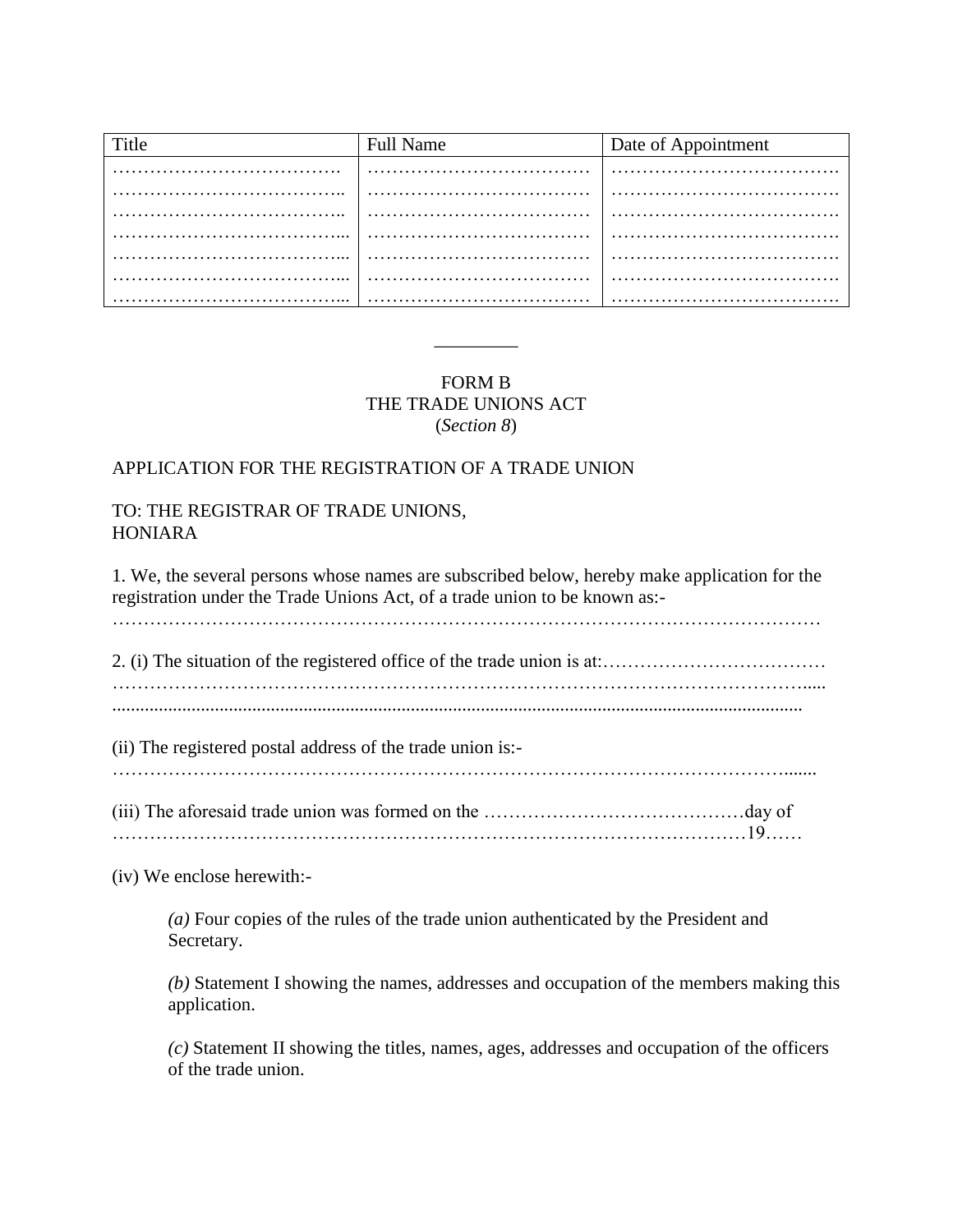| Title | Full Name | Date of Appointment |
|---|---|---|
| ………………………………. | ……………………………… | ……………………………… |
| ……………………………….. | ……………………………… | ……………………………… |
| ……………………………….. | ……………………………… | ……………………………… |
| ……………………………….... | ……………………………… | ……………………………… |
| ……………………………….... | ……………………………… | ……………………………… |
| ……………………………….... | ……………………………… | ……………………………… |
| ……………………………….... | ……………………………… | ……………………………… |

_________

FORM B
THE TRADE UNIONS ACT
(*Section 8*)

APPLICATION FOR THE REGISTRATION OF A TRADE UNION

TO: THE REGISTRAR OF TRADE UNIONS,
HONIARA

1. We, the several persons whose names are subscribed below, hereby make application for the registration under the Trade Unions Act, of a trade union to be known as:-
…………………………………………………………………………………………………

2. (i) The situation of the registered office of the trade union is at:………………………………
………………………………………………………………………………………………….....
......................................................................................................................................................

(ii) The registered postal address of the trade union is:-
………………………………………………………………………………………………......

(iii) The aforesaid trade union was formed on the ……………………………………day of
…………………………………………………………………………………………19……

(iv) We enclose herewith:-

*(a)* Four copies of the rules of the trade union authenticated by the President and Secretary.

*(b)* Statement I showing the names, addresses and occupation of the members making this application.

*(c)* Statement II showing the titles, names, ages, addresses and occupation of the officers of the trade union.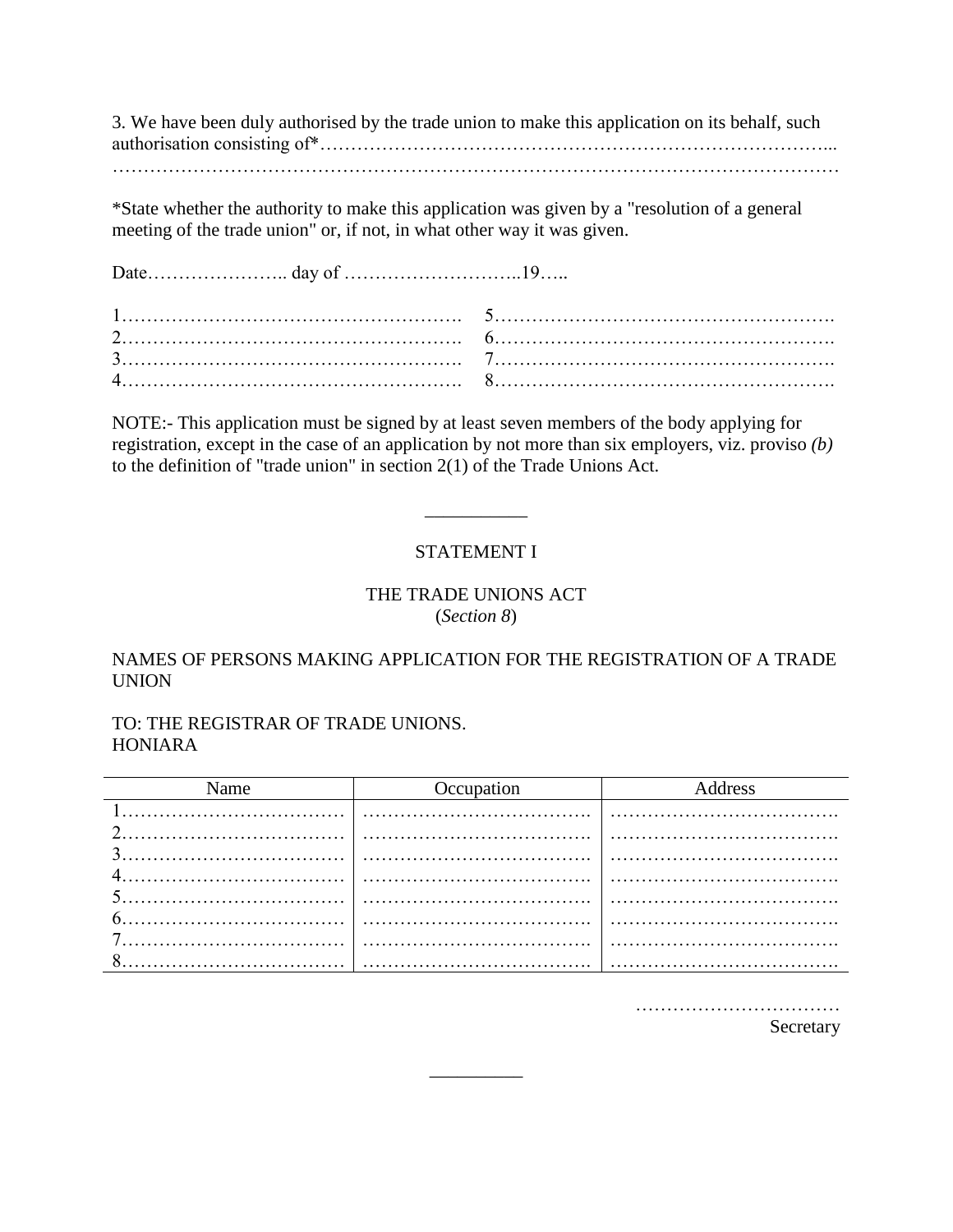3. We have been duly authorised by the trade union to make this application on its behalf, such authorisation consisting of*…………………………………………………………………………...
…………………………………………………………………………………………………………

*State whether the authority to make this application was given by a "resolution of a general meeting of the trade union" or, if not, in what other way it was given.

Date………………….. day of ………………………..19…..

1……………………………………………….   5……………………………………………….
2……………………………………………….   6……………………………………………….
3……………………………………………….   7……………………………………………….
4……………………………………………….   8……………………………………………….

NOTE:- This application must be signed by at least seven members of the body applying for registration, except in the case of an application by not more than six employers, viz. proviso *(b)* to the definition of "trade union" in section 2(1) of the Trade Unions Act.

---

STATEMENT I

THE TRADE UNIONS ACT
(*Section 8*)

NAMES OF PERSONS MAKING APPLICATION FOR THE REGISTRATION OF A TRADE UNION

TO: THE REGISTRAR OF TRADE UNIONS.
HONIARA

| Name | Occupation | Address |
|---|---|---|
| 1……………………………… | ………………………………. | ………………………………. |
| 2……………………………… | ………………………………. | ………………………………. |
| 3……………………………… | ………………………………. | ………………………………. |
| 4……………………………… | ………………………………. | ………………………………. |
| 5……………………………… | ………………………………. | ………………………………. |
| 6……………………………… | ………………………………. | ………………………………. |
| 7……………………………… | ………………………………. | ………………………………. |
| 8……………………………… | ………………………………. | ………………………………. |

……………………………
Secretary

---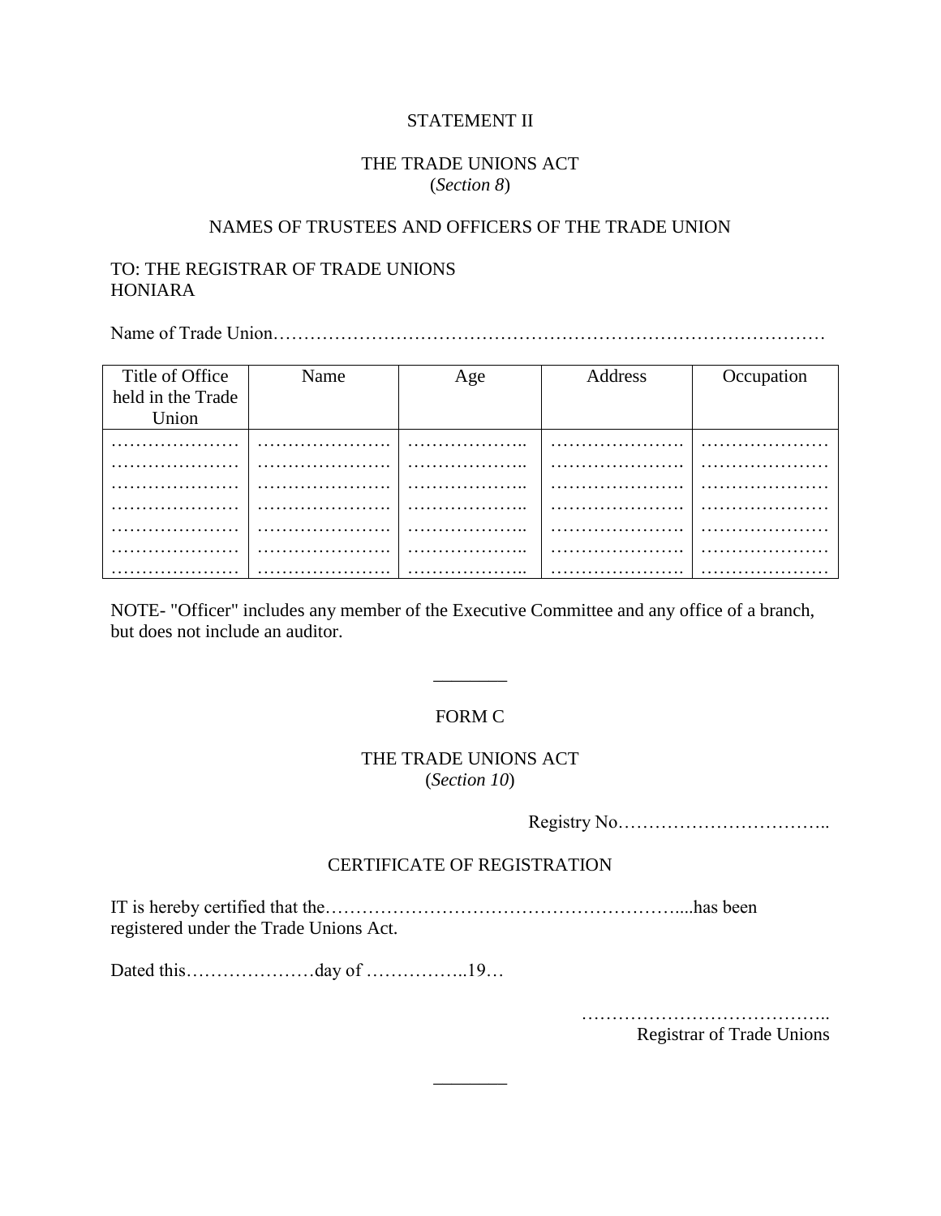STATEMENT II

THE TRADE UNIONS ACT
(*Section 8*)

NAMES OF TRUSTEES AND OFFICERS OF THE TRADE UNION

TO: THE REGISTRAR OF TRADE UNIONS
HONIARA

Name of Trade Union……………………………………………………………………………

| Title of Office held in the Trade Union | Name | Age | Address | Occupation |
|---|---|---|---|---|
| ………………… | …………………. | ……………….. | …………………. | ………………… |
| ………………… | …………………. | ……………….. | …………………. | ………………… |
| ………………… | …………………. | ……………….. | …………………. | ………………… |
| ………………… | …………………. | ……………….. | …………………. | ………………… |
| ………………… | …………………. | ……………….. | …………………. | ………………… |
| ………………… | …………………. | ……………….. | …………………. | ………………… |
| ………………… | …………………. | ……………….. | …………………. | ………………… |

NOTE- "Officer" includes any member of the Executive Committee and any office of a branch, but does not include an auditor.

________

FORM C

THE TRADE UNIONS ACT
(*Section 10*)

Registry No……………………………..

CERTIFICATE OF REGISTRATION

IT is hereby certified that the…………………………………………………....has been registered under the Trade Unions Act.

Dated this…………………day of ……………..19…

…………………………………..
Registrar of Trade Unions

________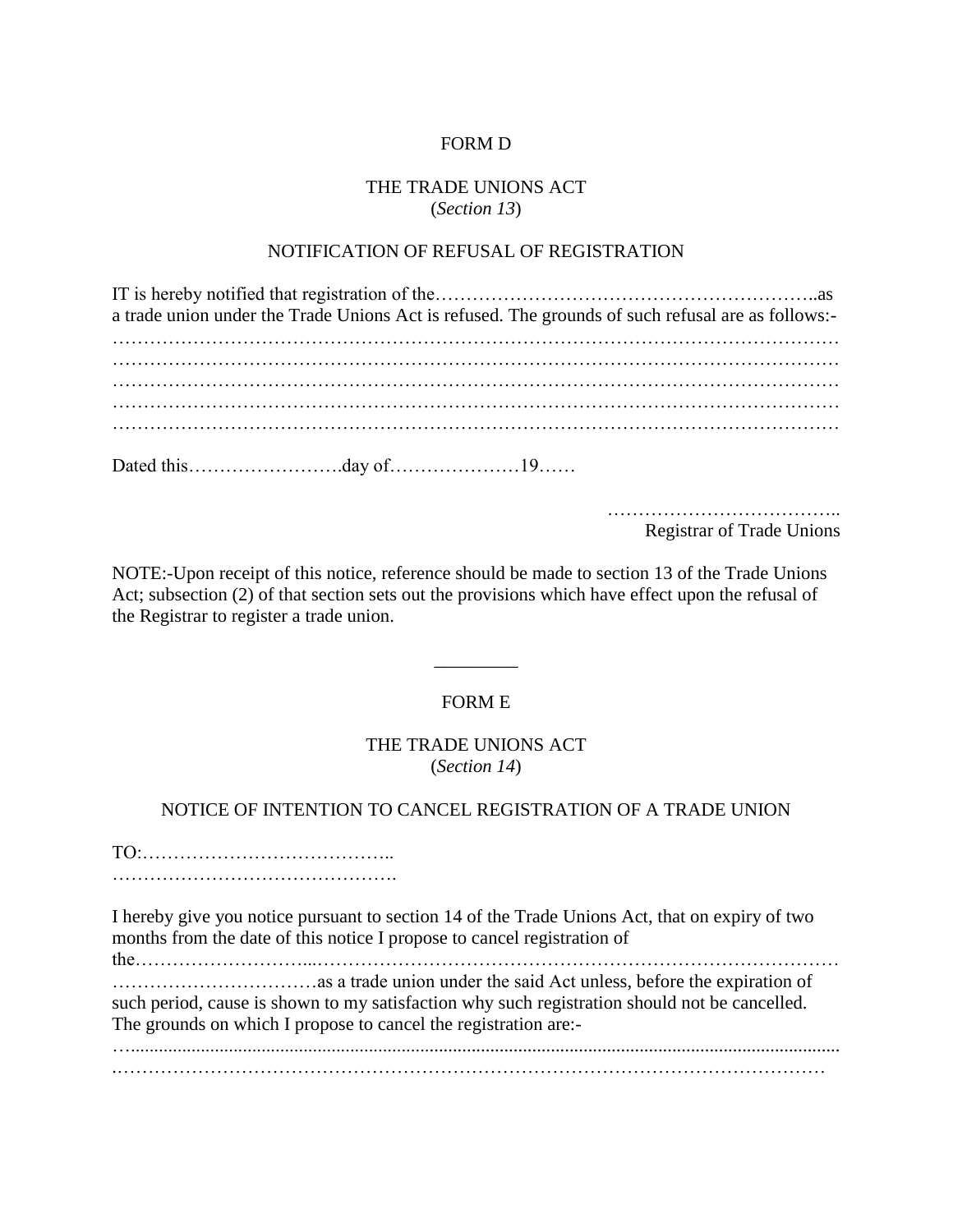FORM D

THE TRADE UNIONS ACT
(*Section 13*)

NOTIFICATION OF REFUSAL OF REGISTRATION

IT is hereby notified that registration of the…………………………………………………..as a trade union under the Trade Unions Act is refused. The grounds of such refusal are as follows:-
…………………………………………………………………………………………………
…………………………………………………………………………………………………
…………………………………………………………………………………………………
…………………………………………………………………………………………………
…………………………………………………………………………………………………

Dated this…………………….day of…………………19……

………………………………..
Registrar of Trade Unions

NOTE:-Upon receipt of this notice, reference should be made to section 13 of the Trade Unions Act; subsection (2) of that section sets out the provisions which have effect upon the refusal of the Registrar to register a trade union.

---

FORM E

THE TRADE UNIONS ACT
(*Section 14*)

NOTICE OF INTENTION TO CANCEL REGISTRATION OF A TRADE UNION

TO:…………………………………..
……………………………………….

I hereby give you notice pursuant to section 14 of the Trade Unions Act, that on expiry of two months from the date of this notice I propose to cancel registration of the……………………...……………………………………………………………………………
……………………………as a trade union under the said Act unless, before the expiration of such period, cause is shown to my satisfaction why such registration should not be cancelled. The grounds on which I propose to cancel the registration are:-
…...........................................................................................................................................
.………………………………………………………………………………………………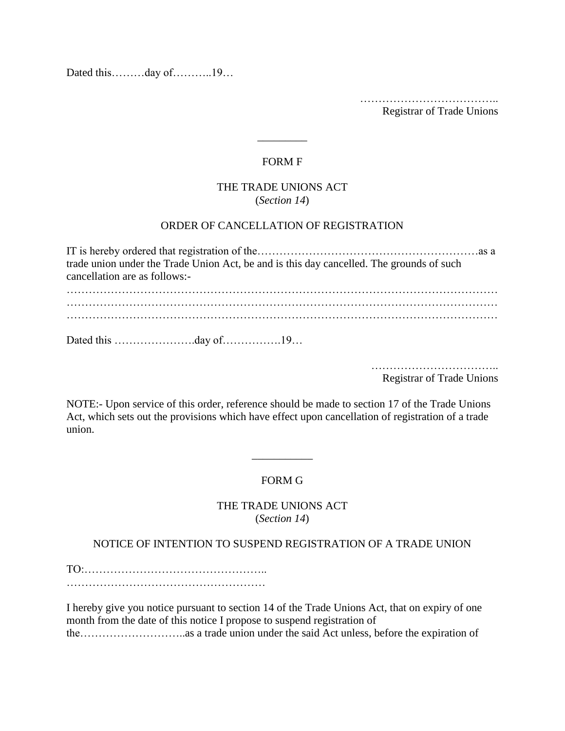Dated this………day of………..19…

………………………………..
Registrar of Trade Unions

---

FORM F

THE TRADE UNIONS ACT
(*Section 14*)

ORDER OF CANCELLATION OF REGISTRATION

IT is hereby ordered that registration of the…………………………………………………as a trade union under the Trade Union Act, be and is this day cancelled. The grounds of such cancellation are as follows:-

……………………………………………………………………………………………………
……………………………………………………………………………………………………
……………………………………………………………………………………………………

Dated this ………………….day of…………….19…

……………………………..
Registrar of Trade Unions

NOTE:- Upon service of this order, reference should be made to section 17 of the Trade Unions Act, which sets out the provisions which have effect upon cancellation of registration of a trade union.

---

FORM G

THE TRADE UNIONS ACT
(*Section 14*)

NOTICE OF INTENTION TO SUSPEND REGISTRATION OF A TRADE UNION

TO:…………………………………………..
………………………………………………

I hereby give you notice pursuant to section 14 of the Trade Unions Act, that on expiry of one month from the date of this notice I propose to suspend registration of the………………………..as a trade union under the said Act unless, before the expiration of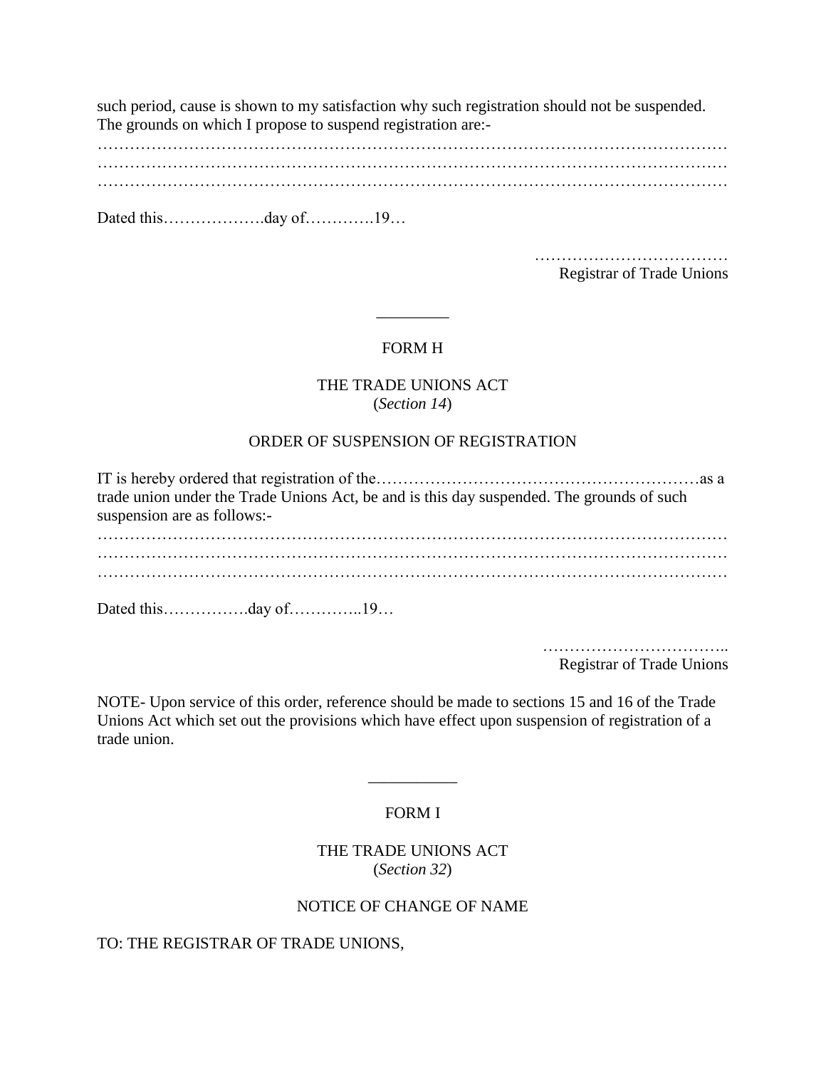such period, cause is shown to my satisfaction why such registration should not be suspended. The grounds on which I propose to suspend registration are:-

…………………………………………………………………………………………………………
…………………………………………………………………………………………………………
…………………………………………………………………………………………………………

Dated this……………….day of………….19…

………………………………
Registrar of Trade Unions

---

FORM H

THE TRADE UNIONS ACT
(*Section 14*)

ORDER OF SUSPENSION OF REGISTRATION

IT is hereby ordered that registration of the……………………………………………………as a trade union under the Trade Unions Act, be and is this day suspended. The grounds of such suspension are as follows:-

…………………………………………………………………………………………………………
…………………………………………………………………………………………………………
…………………………………………………………………………………………………………

Dated this…………….day of…………..19…

……………………………..
Registrar of Trade Unions

NOTE- Upon service of this order, reference should be made to sections 15 and 16 of the Trade Unions Act which set out the provisions which have effect upon suspension of registration of a trade union.

---

FORM I

THE TRADE UNIONS ACT
(*Section 32*)

NOTICE OF CHANGE OF NAME

TO: THE REGISTRAR OF TRADE UNIONS,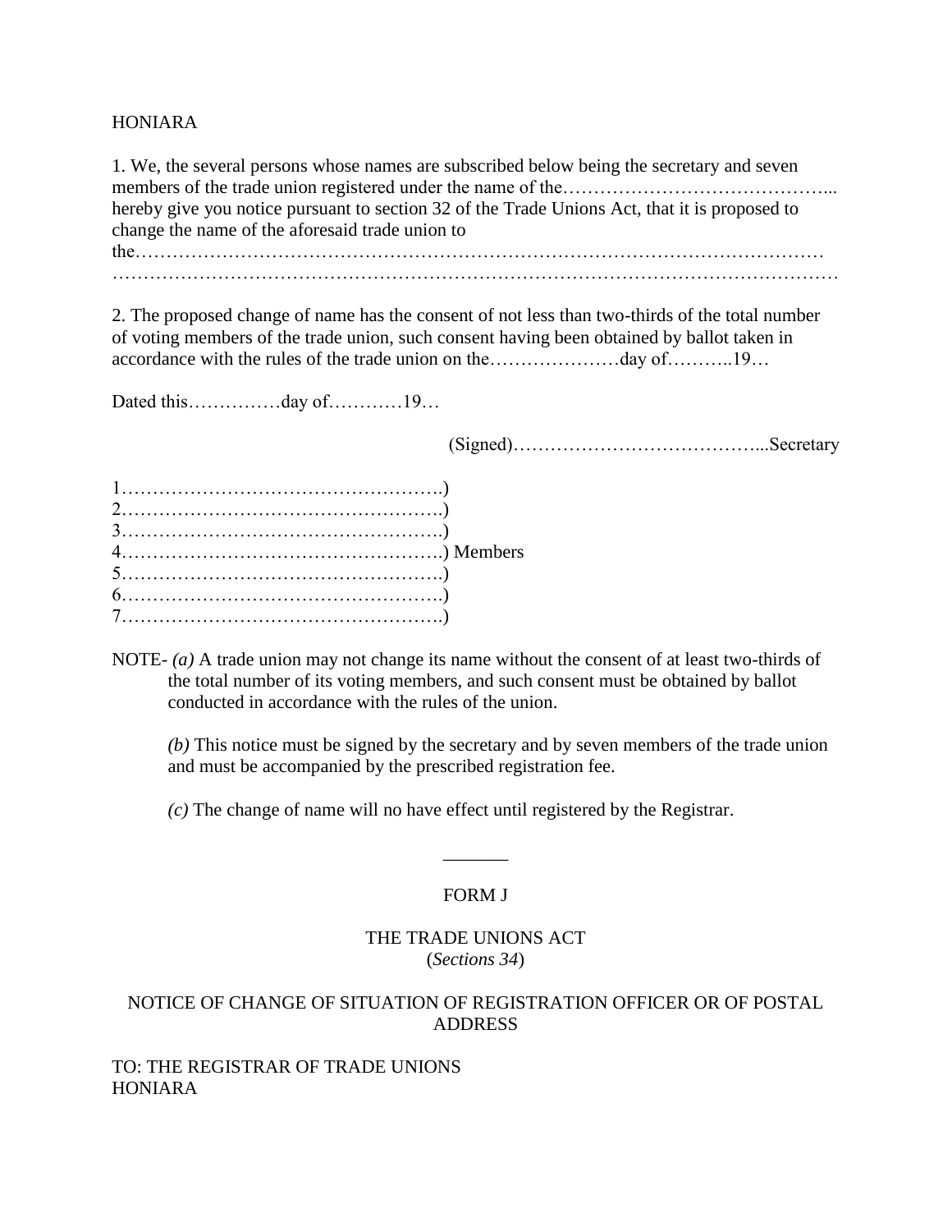HONIARA

1. We, the several persons whose names are subscribed below being the secretary and seven members of the trade union registered under the name of the……………………………………... hereby give you notice pursuant to section 32 of the Trade Unions Act, that it is proposed to change the name of the aforesaid trade union to the………………………………………………………………………………………………… …………………………………………………………………………………………………………

2. The proposed change of name has the consent of not less than two-thirds of the total number of voting members of the trade union, such consent having been obtained by ballot taken in accordance with the rules of the trade union on the…………………day of………..19…

Dated this……………day of…………19…

(Signed)…………………………………...Secretary

1…………………………………………….)
2…………………………………………….)
3…………………………………………….)
4…………………………………………….) Members
5…………………………………………….)
6…………………………………………….)
7…………………………………………….)

NOTE- *(a)* A trade union may not change its name without the consent of at least two-thirds of the total number of its voting members, and such consent must be obtained by ballot conducted in accordance with the rules of the union.

*(b)* This notice must be signed by the secretary and by seven members of the trade union and must be accompanied by the prescribed registration fee.

*(c)* The change of name will no have effect until registered by the Registrar.

_______

FORM J

THE TRADE UNIONS ACT
(*Sections 34*)

NOTICE OF CHANGE OF SITUATION OF REGISTRATION OFFICER OR OF POSTAL ADDRESS

TO: THE REGISTRAR OF TRADE UNIONS
HONIARA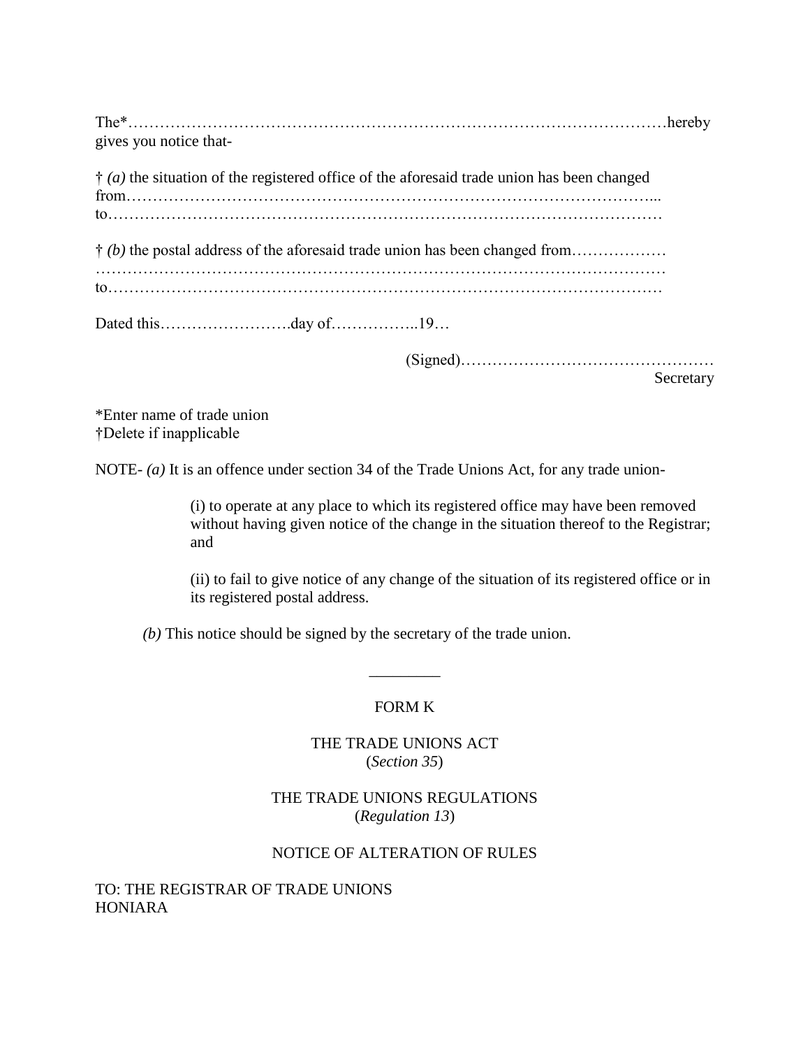The*……………………………………………………………………………………………hereby gives you notice that-

† *(a)* the situation of the registered office of the aforesaid trade union has been changed from…………………………………………………………………………………...
to…………………………………………………………………………………………

† *(b)* the postal address of the aforesaid trade union has been changed from………………
…………………………………………………………………………………………
to…………………………………………………………………………………………

Dated this…………………….day of……………..19…

(Signed)…………………………………………
Secretary

*Enter name of trade union
†Delete if inapplicable

NOTE- *(a)* It is an offence under section 34 of the Trade Unions Act, for any trade union-

> (i) to operate at any place to which its registered office may have been removed without having given notice of the change in the situation thereof to the Registrar; and
>
> (ii) to fail to give notice of any change of the situation of its registered office or in its registered postal address.

*(b)* This notice should be signed by the secretary of the trade union.

---

FORM K

THE TRADE UNIONS ACT
(*Section 35*)

THE TRADE UNIONS REGULATIONS
(*Regulation 13*)

NOTICE OF ALTERATION OF RULES

TO: THE REGISTRAR OF TRADE UNIONS
HONIARA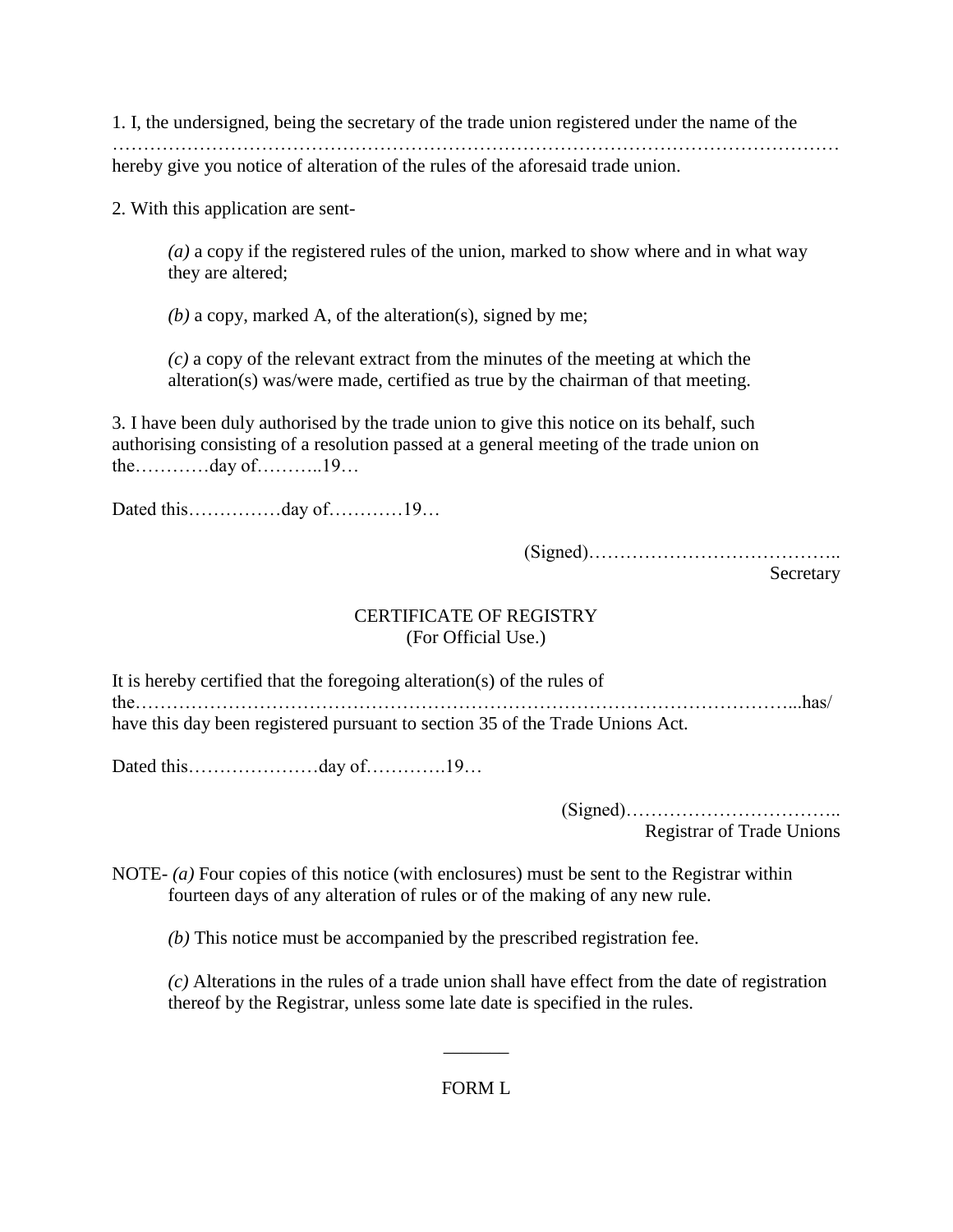1. I, the undersigned, being the secretary of the trade union registered under the name of the ………………………………………………………………………………………………………… hereby give you notice of alteration of the rules of the aforesaid trade union.

2. With this application are sent-

*(a)* a copy if the registered rules of the union, marked to show where and in what way they are altered;

*(b)* a copy, marked A, of the alteration(s), signed by me;

*(c)* a copy of the relevant extract from the minutes of the meeting at which the alteration(s) was/were made, certified as true by the chairman of that meeting.

3. I have been duly authorised by the trade union to give this notice on its behalf, such authorising consisting of a resolution passed at a general meeting of the trade union on the…………day of………..19…

Dated this……………day of…………19…

(Signed)…………………………………..
Secretary

CERTIFICATE OF REGISTRY
(For Official Use.)

It is hereby certified that the foregoing alteration(s) of the rules of the……………………………………………………………………………………………...has/ have this day been registered pursuant to section 35 of the Trade Unions Act.

Dated this…………………day of………….19…

(Signed)……………………………..
Registrar of Trade Unions

NOTE- *(a)* Four copies of this notice (with enclosures) must be sent to the Registrar within fourteen days of any alteration of rules or of the making of any new rule.

*(b)* This notice must be accompanied by the prescribed registration fee.

*(c)* Alterations in the rules of a trade union shall have effect from the date of registration thereof by the Registrar, unless some late date is specified in the rules.

_______

FORM L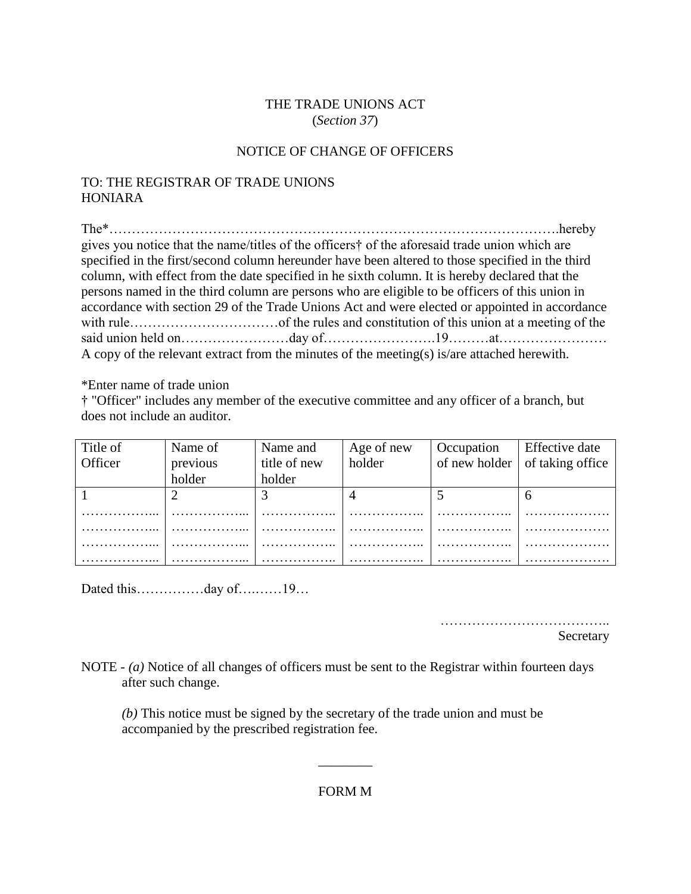THE TRADE UNIONS ACT
(*Section 37*)

NOTICE OF CHANGE OF OFFICERS

TO: THE REGISTRAR OF TRADE UNIONS
HONIARA

The*……………………………………………………………………………………….hereby gives you notice that the name/titles of the officers† of the aforesaid trade union which are specified in the first/second column hereunder have been altered to those specified in the third column, with effect from the date specified in he sixth column. It is hereby declared that the persons named in the third column are persons who are eligible to be officers of this union in accordance with section 29 of the Trade Unions Act and were elected or appointed in accordance with rule……………………………of the rules and constitution of this union at a meeting of the said union held on……………………day of…………………….19………at……………………
A copy of the relevant extract from the minutes of the meeting(s) is/are attached herewith.

*Enter name of trade union
† "Officer" includes any member of the executive committee and any officer of a branch, but does not include an auditor.

| Title of Officer | Name of previous holder | Name and title of new holder | Age of new holder | Occupation of new holder | Effective date of taking office |
|---|---|---|---|---|---|
| 1 | 2 | 3 | 4 | 5 | 6 |
| ……………... | ……………... | …………….. | …………….. | …………….. | ………………. |
| ……………... | ……………... | …………….. | …………….. | …………….. | ………………. |
| ……………... | ……………... | …………….. | …………….. | …………….. | ………………. |
| ……………... | ……………... | …………….. | …………….. | …………….. | ………………. |

Dated this……………day of….……19…

………………………………..
Secretary

NOTE - *(a)* Notice of all changes of officers must be sent to the Registrar within fourteen days after such change.

*(b)* This notice must be signed by the secretary of the trade union and must be accompanied by the prescribed registration fee.

________

FORM M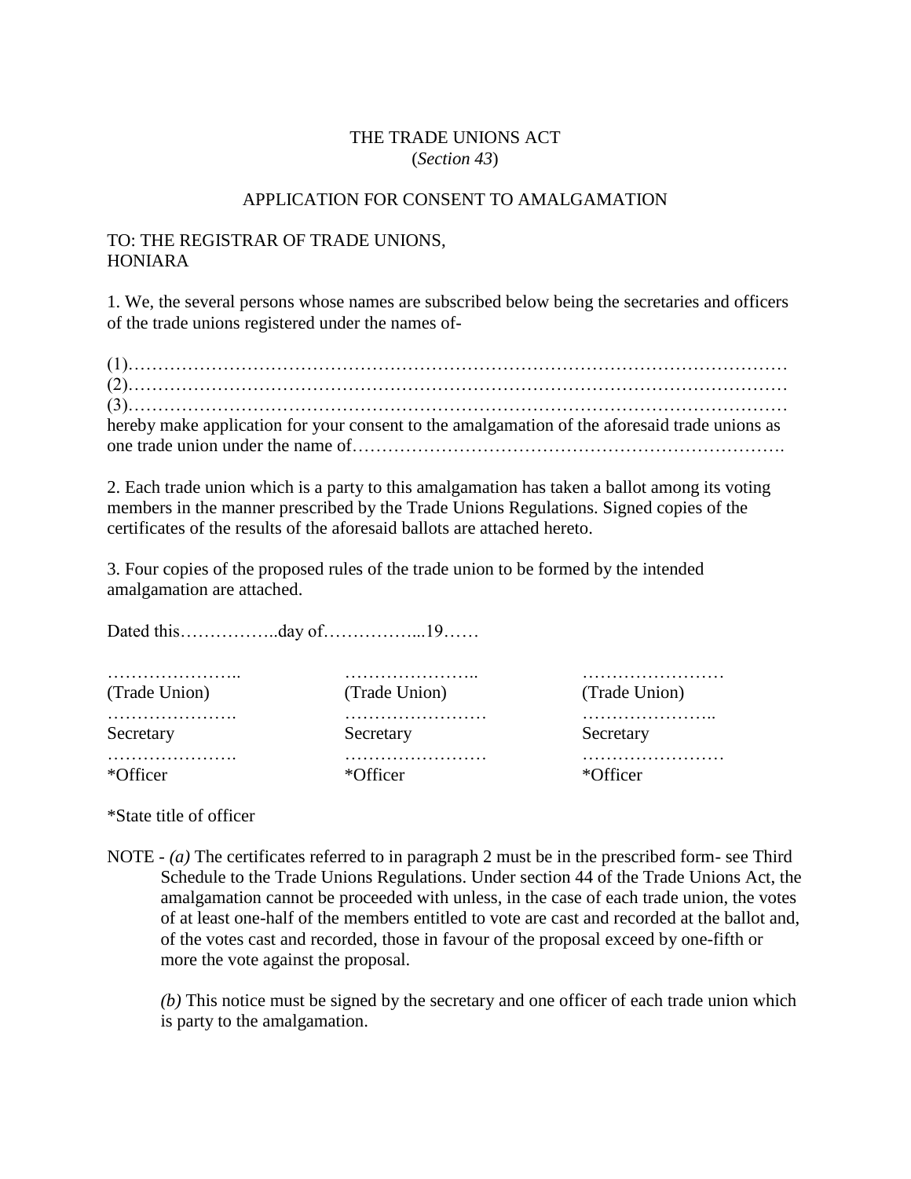THE TRADE UNIONS ACT
(*Section 43*)

APPLICATION FOR CONSENT TO AMALGAMATION

TO: THE REGISTRAR OF TRADE UNIONS,
HONIARA

1. We, the several persons whose names are subscribed below being the secretaries and officers of the trade unions registered under the names of-

(1)…………………………………………………………………………………………………
(2)…………………………………………………………………………………………………
(3)…………………………………………………………………………………………………
hereby make application for your consent to the amalgamation of the aforesaid trade unions as one trade union under the name of……………………………………………………………….

2. Each trade union which is a party to this amalgamation has taken a ballot among its voting members in the manner prescribed by the Trade Unions Regulations. Signed copies of the certificates of the results of the aforesaid ballots are attached hereto.

3. Four copies of the proposed rules of the trade union to be formed by the intended amalgamation are attached.

Dated this……………..day of……………...19……

| | | |
|---|---|---|
| ………………….. | ………………….. | …………………… |
| (Trade Union) | (Trade Union) | (Trade Union) |
| …………………. | …………………… | ………………….. |
| Secretary | Secretary | Secretary |
| …………………. | …………………… | …………………… |
| *Officer | *Officer | *Officer |

*State title of officer

NOTE - *(a)* The certificates referred to in paragraph 2 must be in the prescribed form- see Third Schedule to the Trade Unions Regulations. Under section 44 of the Trade Unions Act, the amalgamation cannot be proceeded with unless, in the case of each trade union, the votes of at least one-half of the members entitled to vote are cast and recorded at the ballot and, of the votes cast and recorded, those in favour of the proposal exceed by one-fifth or more the vote against the proposal.

*(b)* This notice must be signed by the secretary and one officer of each trade union which is party to the amalgamation.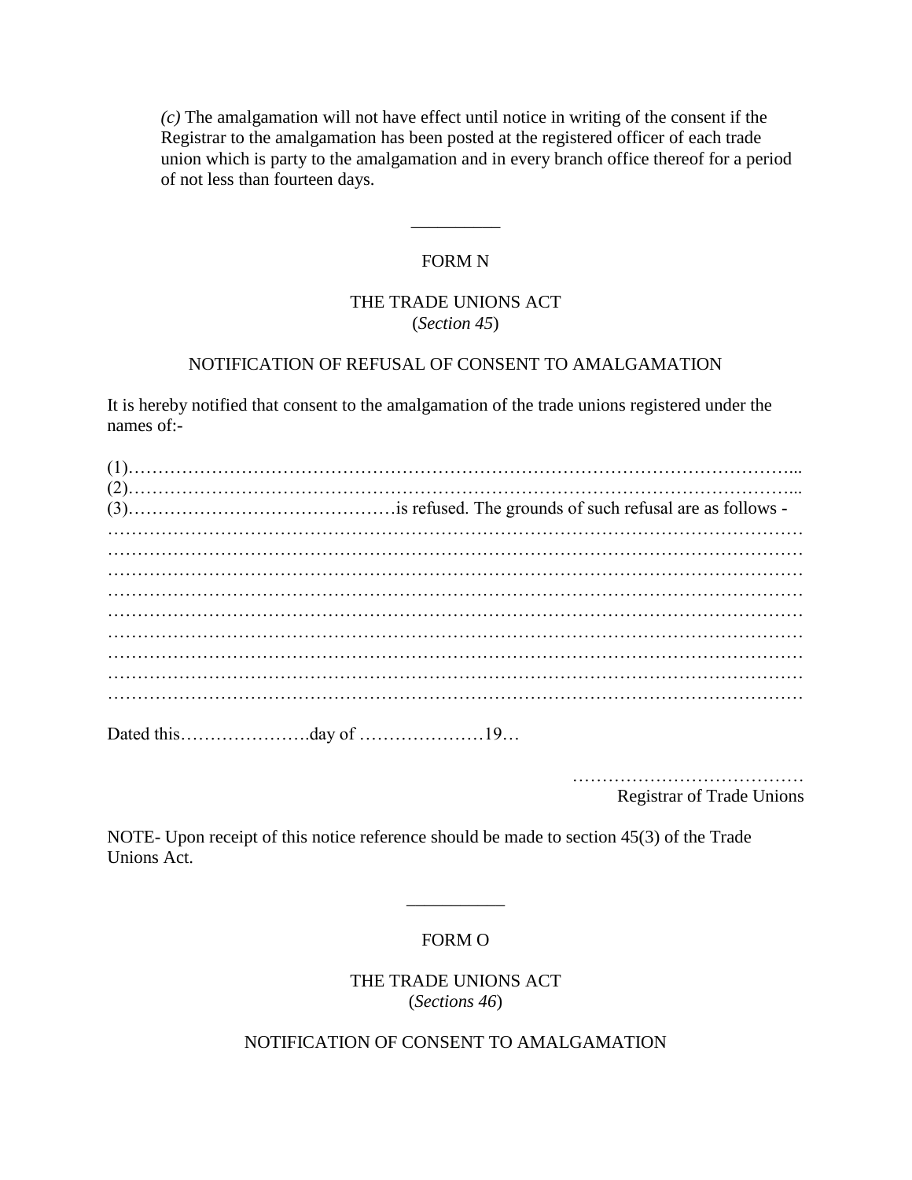*(c)* The amalgamation will not have effect until notice in writing of the consent if the Registrar to the amalgamation has been posted at the registered officer of each trade union which is party to the amalgamation and in every branch office thereof for a period of not less than fourteen days.

---

FORM N

THE TRADE UNIONS ACT
(*Section 45*)

NOTIFICATION OF REFUSAL OF CONSENT TO AMALGAMATION

It is hereby notified that consent to the amalgamation of the trade unions registered under the names of:-

(1)……………………………………………………………………………………………...
(2)……………………………………………………………………………………………...
(3)………………………………………is refused. The grounds of such refusal are as follows -
…………………………………………………………………………………………………
…………………………………………………………………………………………………
…………………………………………………………………………………………………
…………………………………………………………………………………………………
…………………………………………………………………………………………………
…………………………………………………………………………………………………
…………………………………………………………………………………………………
…………………………………………………………………………………………………
…………………………………………………………………………………………………

Dated this………………….day of …………………19…

…………………………………
Registrar of Trade Unions

NOTE- Upon receipt of this notice reference should be made to section 45(3) of the Trade Unions Act.

---

FORM O

THE TRADE UNIONS ACT
(*Sections 46*)

NOTIFICATION OF CONSENT TO AMALGAMATION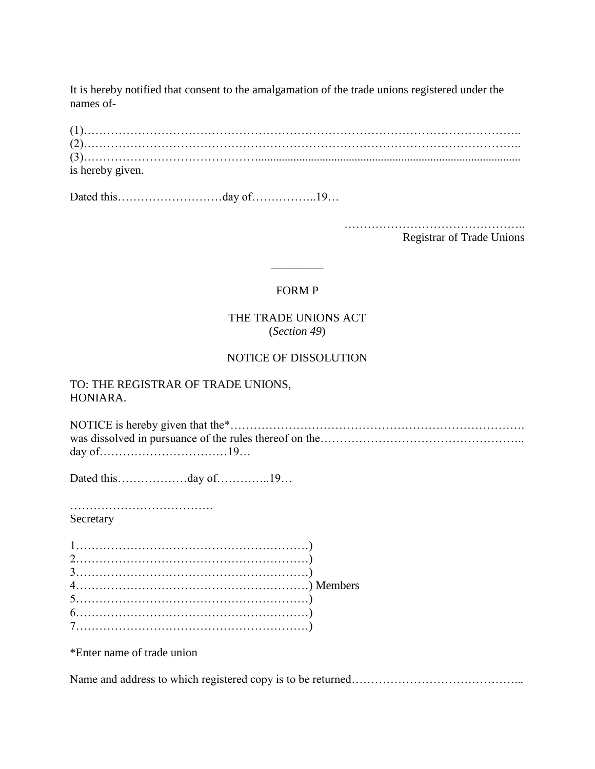It is hereby notified that consent to the amalgamation of the trade unions registered under the names of-

(1)……………………………………………………………………………………………..
(2)……………………………………………………………………………………………..
(3)……………………………………………………………………………………………..
is hereby given.

Dated this………………………day of……………..19…

……………………………………..
Registrar of Trade Unions

---

FORM P

THE TRADE UNIONS ACT
(*Section 49*)

NOTICE OF DISSOLUTION

TO: THE REGISTRAR OF TRADE UNIONS,
HONIARA.

NOTICE is hereby given that the*………………………………………………………………….
was dissolved in pursuance of the rules thereof on the…………………………………………..
day of……………………………19…

Dated this………………day of…………..19…

……………………………….
Secretary

1……………………………………………………)
2……………………………………………………)
3……………………………………………………)
4……………………………………………………) Members
5……………………………………………………)
6……………………………………………………)
7……………………………………………………)

*Enter name of trade union

Name and address to which registered copy is to be returned…………………………………...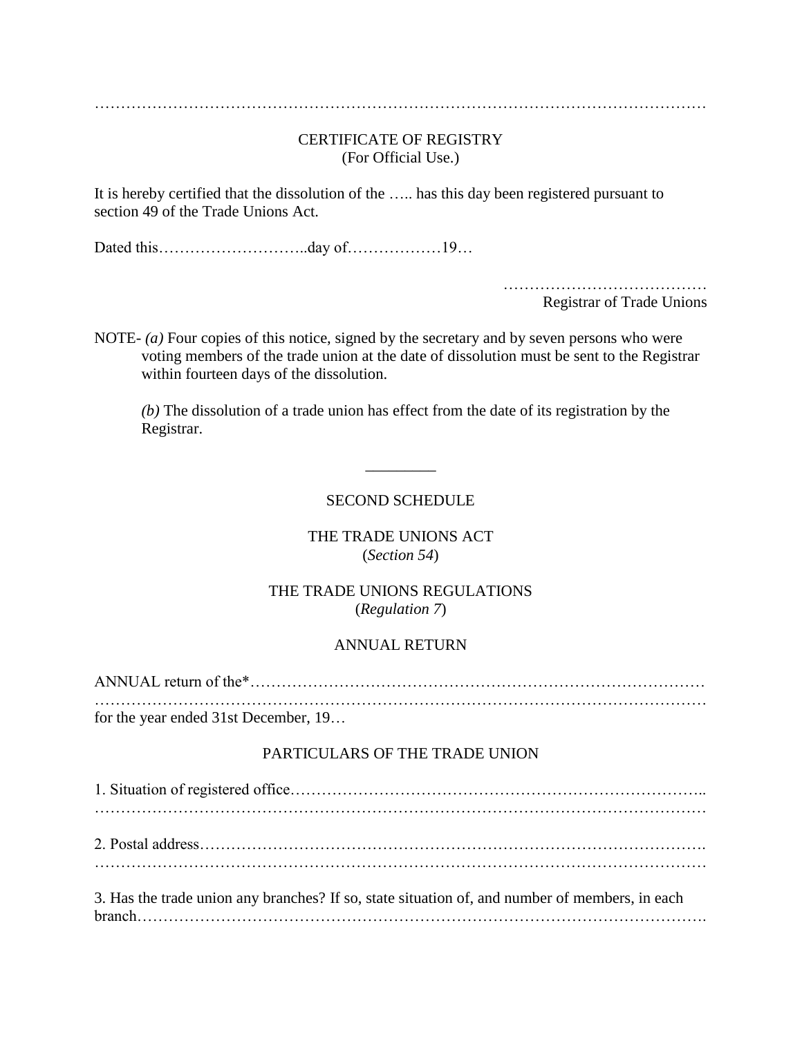……………………………………………………………………………………………………

CERTIFICATE OF REGISTRY
(For Official Use.)

It is hereby certified that the dissolution of the ….. has this day been registered pursuant to section 49 of the Trade Unions Act.

Dated this………………………..day of………………19…

…………………………………
Registrar of Trade Unions

NOTE- *(a)* Four copies of this notice, signed by the secretary and by seven persons who were voting members of the trade union at the date of dissolution must be sent to the Registrar within fourteen days of the dissolution.

*(b)* The dissolution of a trade union has effect from the date of its registration by the Registrar.

---

SECOND SCHEDULE

THE TRADE UNIONS ACT
(*Section 54*)

THE TRADE UNIONS REGULATIONS
(*Regulation 7*)

ANNUAL RETURN

ANNUAL return of the*……………………………………………………………………………
……………………………………………………………………………………………………
for the year ended 31st December, 19…

PARTICULARS OF THE TRADE UNION

1. Situation of registered office…………………………………………………………………..
……………………………………………………………………………………………………

2. Postal address……………………………………………………………………………….
……………………………………………………………………………………………………

3. Has the trade union any branches? If so, state situation of, and number of members, in each branch……………………………………………………………………………………………….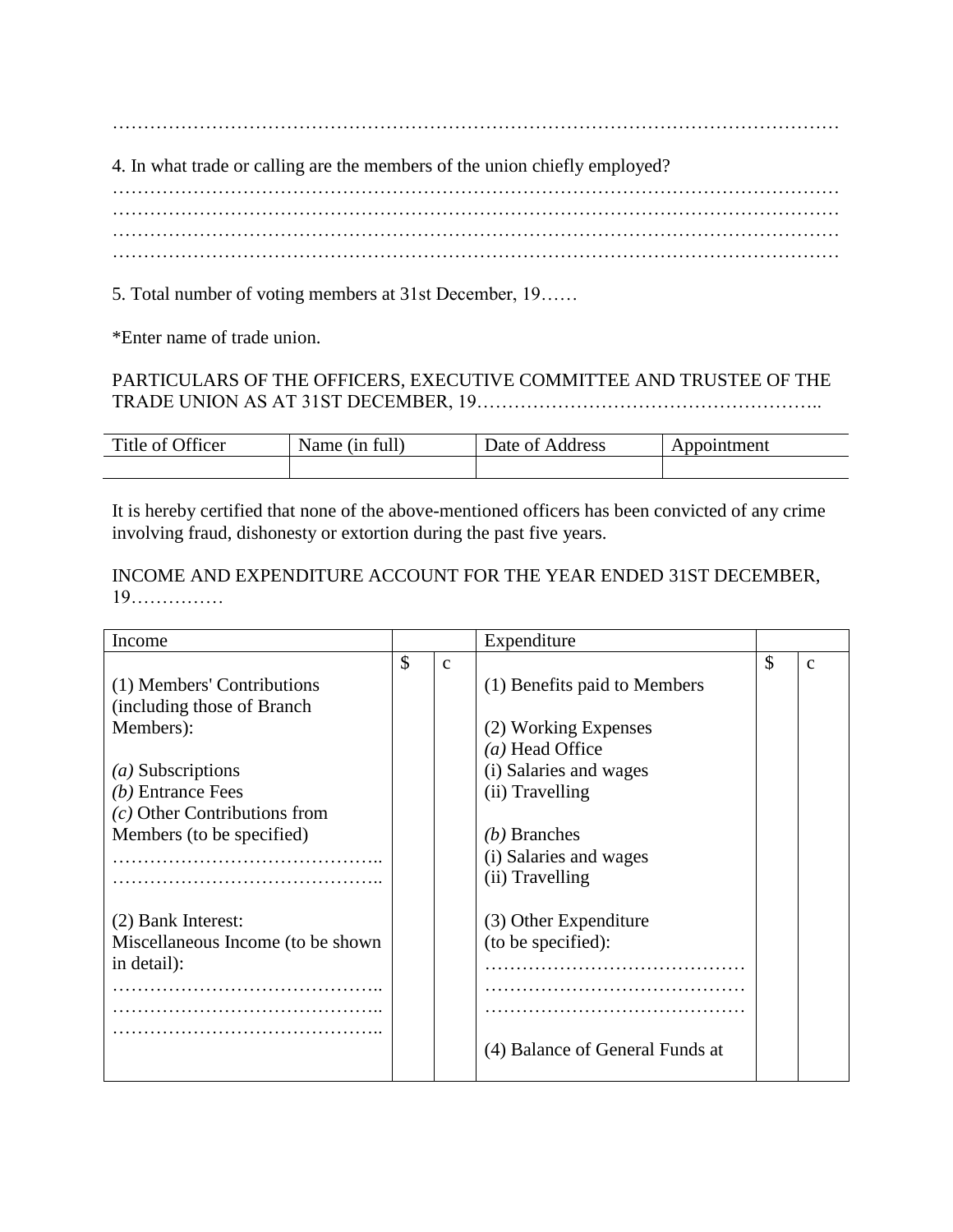…………………………………………………………………………………………………………

4. In what trade or calling are the members of the union chiefly employed?
…………………………………………………………………………………………………………
…………………………………………………………………………………………………………
…………………………………………………………………………………………………………
…………………………………………………………………………………………………………

5. Total number of voting members at 31st December, 19……

*Enter name of trade union.

PARTICULARS OF THE OFFICERS, EXECUTIVE COMMITTEE AND TRUSTEE OF THE TRADE UNION AS AT 31ST DECEMBER, 19………………………………………………..

| Title of Officer | Name (in full) | Date of Address | Appointment |
|---|---|---|---|
| | | | |

It is hereby certified that none of the above-mentioned officers has been convicted of any crime involving fraud, dishonesty or extortion during the past five years.

INCOME AND EXPENDITURE ACCOUNT FOR THE YEAR ENDED 31ST DECEMBER, 19……………

| Income | | | Expenditure | | |
|---|---|---|---|---|---|
| | $ | c | | $ | c |
| (1) Members' Contributions (including those of Branch Members): | | | (1) Benefits paid to Members | | |
| | | | (2) Working Expenses | | |
| | | | *(a)* Head Office | | |
| *(a)* Subscriptions | | | (i) Salaries and wages | | |
| *(b)* Entrance Fees | | | (ii) Travelling | | |
| *(c)* Other Contributions from Members (to be specified) | | | *(b)* Branches | | |
| …………………………………….. | | | (i) Salaries and wages | | |
| …………………………………….. | | | (ii) Travelling | | |
| (2) Bank Interest: | | | (3) Other Expenditure | | |
| Miscellaneous Income (to be shown in detail): | | | (to be specified): | | |
| …………………………………….. | | | …………………………………… | | |
| …………………………………….. | | | …………………………………… | | |
| …………………………………….. | | | …………………………………… | | |
| | | | (4) Balance of General Funds at | | |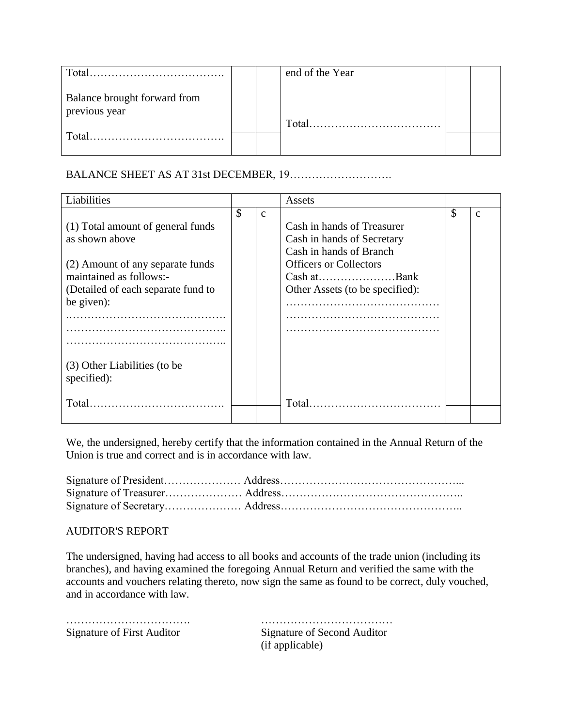| Total………………………………. | | | end of the Year | | |
|---|---|---|---|---|---|
| Balance brought forward from previous year | | | Total……………………………… | | |
| Total………………………………. | | | | | |

BALANCE SHEET AS AT 31st DECEMBER, 19……………………….

| Liabilities | | | Assets | | |
|---|---|---|---|---|---|
| | $ | c | | $ | c |
| (1) Total amount of general funds as shown above<br><br>(2) Amount of any separate funds maintained as follows:-<br>(Detailed of each separate fund to be given):<br>…………………………………….<br>……………………………………..<br>……………………………………..<br><br>(3) Other Liabilities (to be specified): | | | Cash in hands of Treasurer<br>Cash in hands of Secretary<br>Cash in hands of Branch Officers or Collectors<br>Cash at…………………Bank<br>Other Assets (to be specified):<br>……………………………………<br>……………………………………<br>…………………………………… | | |
| Total………………………………. | | | Total……………………………… | | |

We, the undersigned, hereby certify that the information contained in the Annual Return of the Union is true and correct and is in accordance with law.

Signature of President………………… Address…………………………………………...
Signature of Treasurer………………… Address…………………………………………..
Signature of Secretary………………… Address…………………………………………..

AUDITOR'S REPORT

The undersigned, having had access to all books and accounts of the trade union (including its branches), and having examined the foregoing Annual Return and verified the same with the accounts and vouchers relating thereto, now sign the same as found to be correct, duly vouched, and in accordance with law.

……………………………. ………………………………
Signature of First Auditor Signature of Second Auditor (if applicable)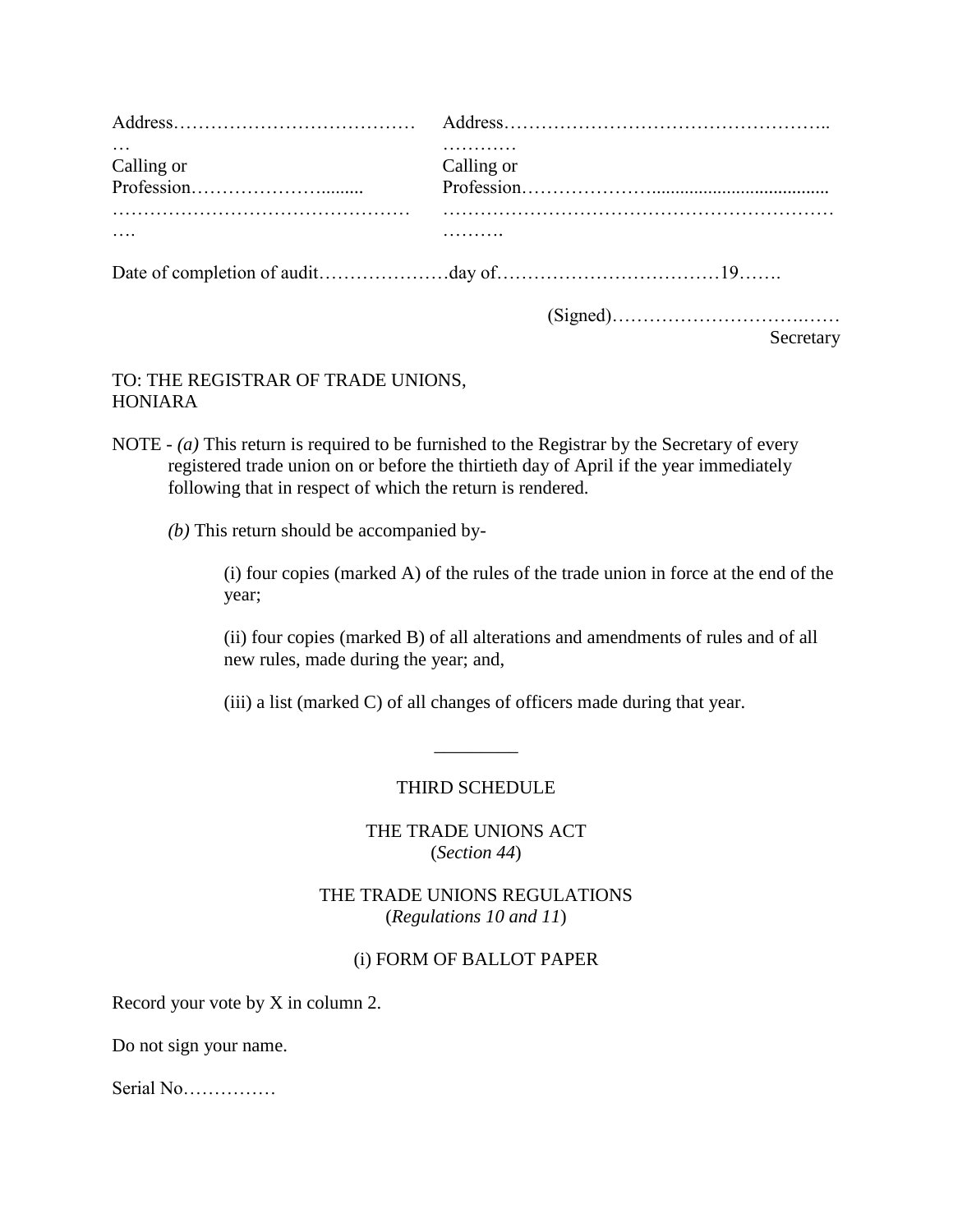| | |
|---|---|
| Address……………………………………… | Address…………………………………………….. |
| Calling or Profession………………….........…………………………………………………. | Calling or Profession…………………......................................……………………………………………………………. |

Date of completion of audit…………………day of………………………………19…….

(Signed)……………………….……
Secretary

TO: THE REGISTRAR OF TRADE UNIONS,
HONIARA

NOTE - *(a)* This return is required to be furnished to the Registrar by the Secretary of every registered trade union on or before the thirtieth day of April if the year immediately following that in respect of which the return is rendered.

*(b)* This return should be accompanied by-

(i) four copies (marked A) of the rules of the trade union in force at the end of the year;

(ii) four copies (marked B) of all alterations and amendments of rules and of all new rules, made during the year; and,

(iii) a list (marked C) of all changes of officers made during that year.

---

## THIRD SCHEDULE

THE TRADE UNIONS ACT
(*Section 44*)

THE TRADE UNIONS REGULATIONS
(*Regulations 10 and 11*)

(i) FORM OF BALLOT PAPER

Record your vote by X in column 2.

Do not sign your name.

Serial No……………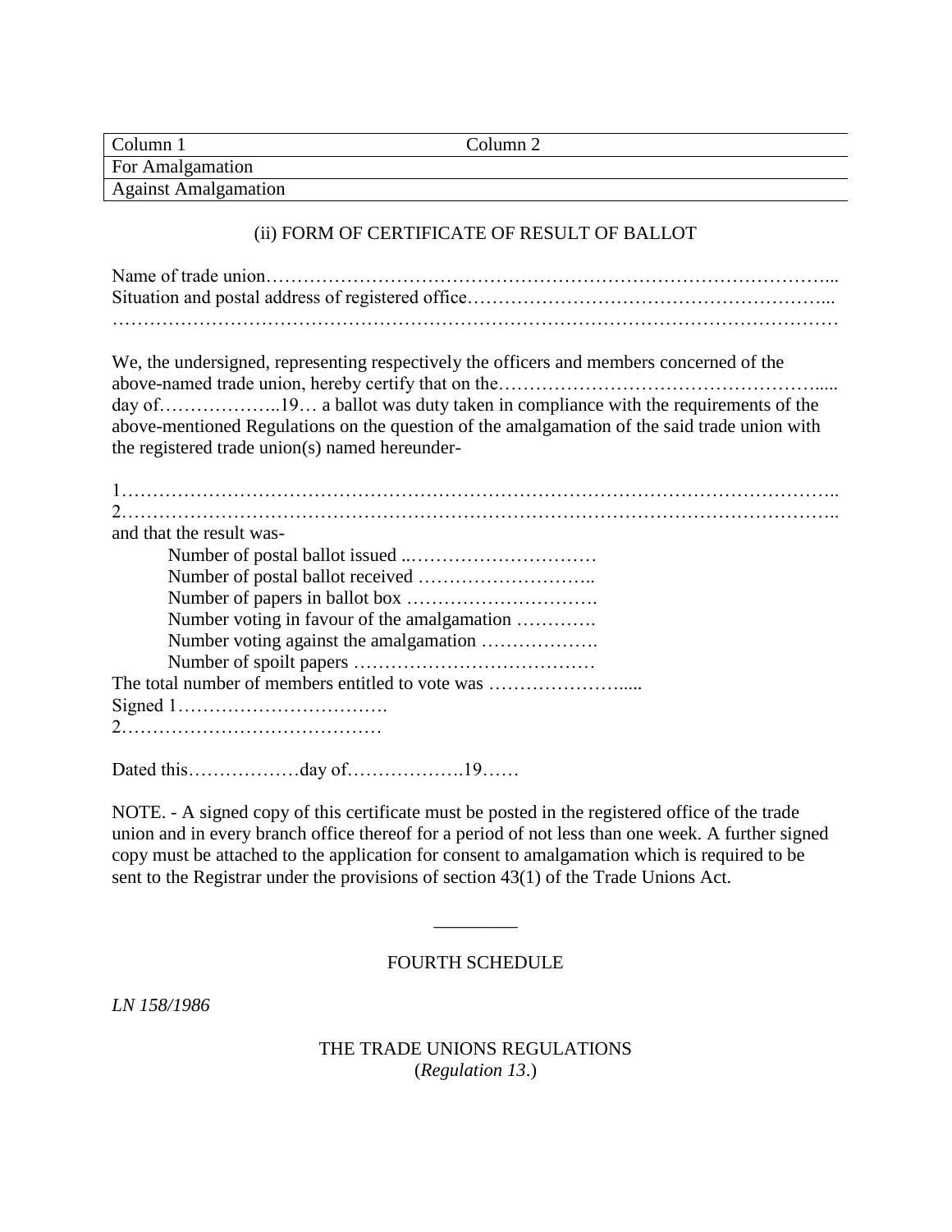| Column 1 | Column 2 |
|---|---|
| For Amalgamation | |
| Against Amalgamation | |

(ii) FORM OF CERTIFICATE OF RESULT OF BALLOT

Name of trade union………………………………………………………………………………...
Situation and postal address of registered office………………………………………………...
………………………………………………………………………………………………………

We, the undersigned, representing respectively the officers and members concerned of the above-named trade union, hereby certify that on the…………………………………………..... day of………………..19… a ballot was duty taken in compliance with the requirements of the above-mentioned Regulations on the question of the amalgamation of the said trade union with the registered trade union(s) named hereunder-

1……………………………………………………………………………………………………..
2……………………………………………………………………………………………………..
and that the result was-

Number of postal ballot issued ..…………………………
Number of postal ballot received ………………………..
Number of papers in ballot box ………………………….
Number voting in favour of the amalgamation ………….
Number voting against the amalgamation ……………….
Number of spoilt papers …………………………………

The total number of members entitled to vote was …………………….....
Signed 1…………………………….
2……………………………………

Dated this………………day of……………….19……

NOTE. - A signed copy of this certificate must be posted in the registered office of the trade union and in every branch office thereof for a period of not less than one week. A further signed copy must be attached to the application for consent to amalgamation which is required to be sent to the Registrar under the provisions of section 43(1) of the Trade Unions Act.

_________

FOURTH SCHEDULE

*LN 158/1986*

THE TRADE UNIONS REGULATIONS
(*Regulation 13*.)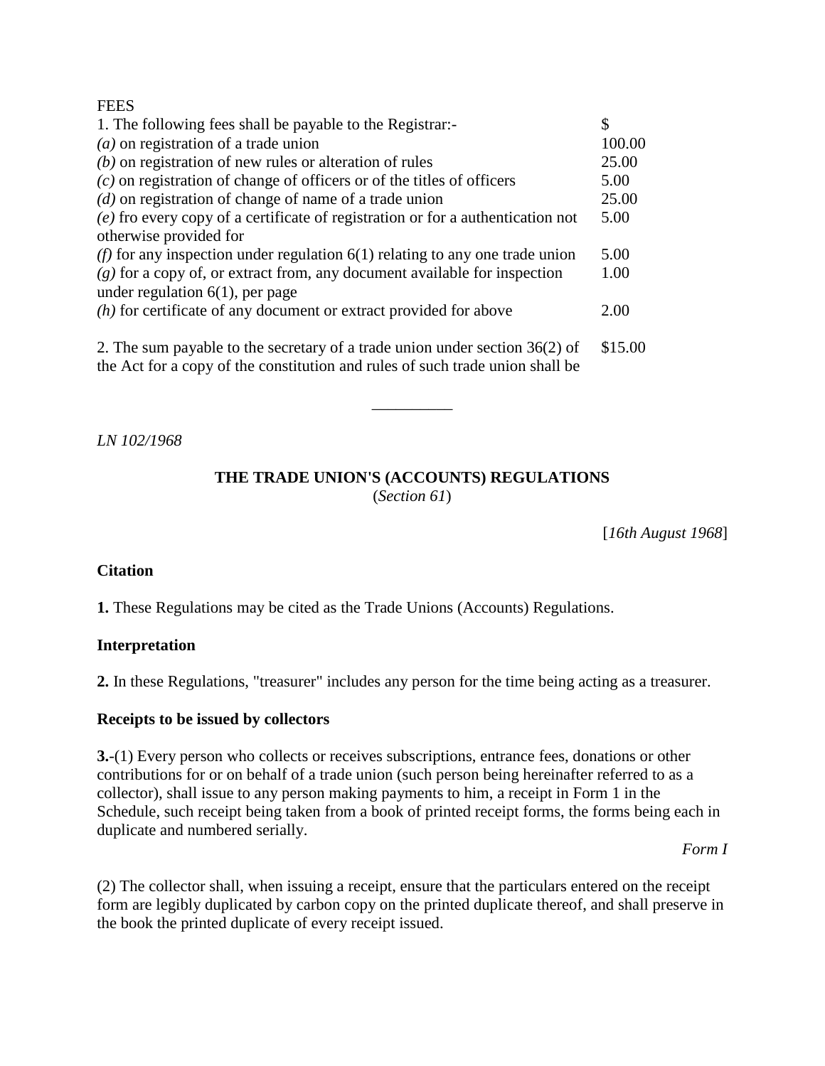FEES

| 1. The following fees shall be payable to the Registrar:- | $ |
|---|---|
| *(a)* on registration of a trade union | 100.00 |
| *(b)* on registration of new rules or alteration of rules | 25.00 |
| *(c)* on registration of change of officers or of the titles of officers | 5.00 |
| *(d)* on registration of change of name of a trade union | 25.00 |
| *(e)* fro every copy of a certificate of registration or for a authentication not otherwise provided for | 5.00 |
| *(f)* for any inspection under regulation 6(1) relating to any one trade union | 5.00 |
| *(g)* for a copy of, or extract from, any document available for inspection under regulation 6(1), per page | 1.00 |
| *(h)* for certificate of any document or extract provided for above | 2.00 |
| 2. The sum payable to the secretary of a trade union under section 36(2) of the Act for a copy of the constitution and rules of such trade union shall be | $15.00 |

__________

*LN 102/1968*

**THE TRADE UNION'S (ACCOUNTS) REGULATIONS**
(*Section 61*)

[*16th August 1968*]

**Citation**

**1.** These Regulations may be cited as the Trade Unions (Accounts) Regulations.

**Interpretation**

**2.** In these Regulations, "treasurer" includes any person for the time being acting as a treasurer.

**Receipts to be issued by collectors**

**3.**-(1) Every person who collects or receives subscriptions, entrance fees, donations or other contributions for or on behalf of a trade union (such person being hereinafter referred to as a collector), shall issue to any person making payments to him, a receipt in Form 1 in the Schedule, such receipt being taken from a book of printed receipt forms, the forms being each in duplicate and numbered serially.

*Form I*

(2) The collector shall, when issuing a receipt, ensure that the particulars entered on the receipt form are legibly duplicated by carbon copy on the printed duplicate thereof, and shall preserve in the book the printed duplicate of every receipt issued.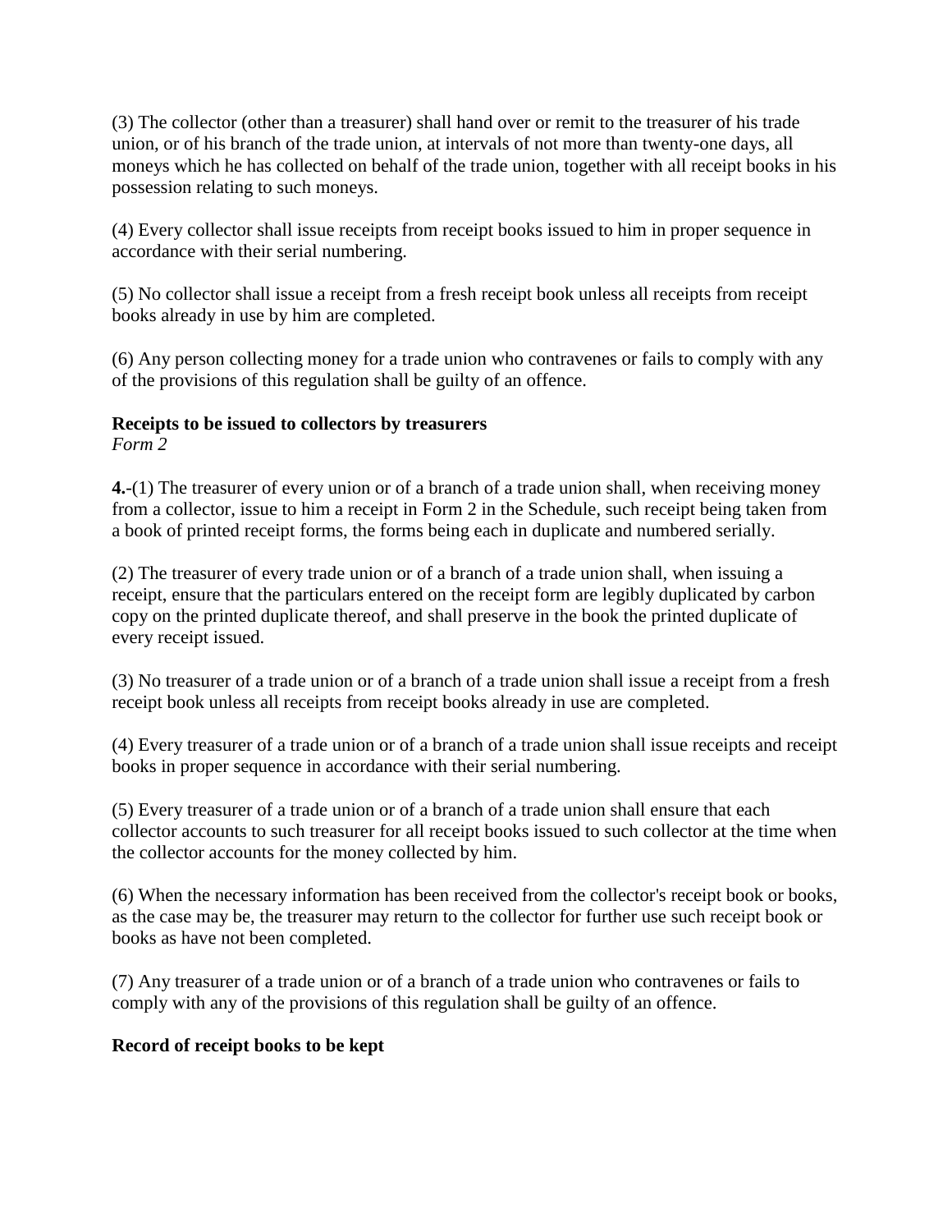(3) The collector (other than a treasurer) shall hand over or remit to the treasurer of his trade union, or of his branch of the trade union, at intervals of not more than twenty-one days, all moneys which he has collected on behalf of the trade union, together with all receipt books in his possession relating to such moneys.

(4) Every collector shall issue receipts from receipt books issued to him in proper sequence in accordance with their serial numbering.

(5) No collector shall issue a receipt from a fresh receipt book unless all receipts from receipt books already in use by him are completed.

(6) Any person collecting money for a trade union who contravenes or fails to comply with any of the provisions of this regulation shall be guilty of an offence.

**Receipts to be issued to collectors by treasurers**
*Form 2*

**4.**-(1) The treasurer of every union or of a branch of a trade union shall, when receiving money from a collector, issue to him a receipt in Form 2 in the Schedule, such receipt being taken from a book of printed receipt forms, the forms being each in duplicate and numbered serially.

(2) The treasurer of every trade union or of a branch of a trade union shall, when issuing a receipt, ensure that the particulars entered on the receipt form are legibly duplicated by carbon copy on the printed duplicate thereof, and shall preserve in the book the printed duplicate of every receipt issued.

(3) No treasurer of a trade union or of a branch of a trade union shall issue a receipt from a fresh receipt book unless all receipts from receipt books already in use are completed.

(4) Every treasurer of a trade union or of a branch of a trade union shall issue receipts and receipt books in proper sequence in accordance with their serial numbering.

(5) Every treasurer of a trade union or of a branch of a trade union shall ensure that each collector accounts to such treasurer for all receipt books issued to such collector at the time when the collector accounts for the money collected by him.

(6) When the necessary information has been received from the collector's receipt book or books, as the case may be, the treasurer may return to the collector for further use such receipt book or books as have not been completed.

(7) Any treasurer of a trade union or of a branch of a trade union who contravenes or fails to comply with any of the provisions of this regulation shall be guilty of an offence.

**Record of receipt books to be kept**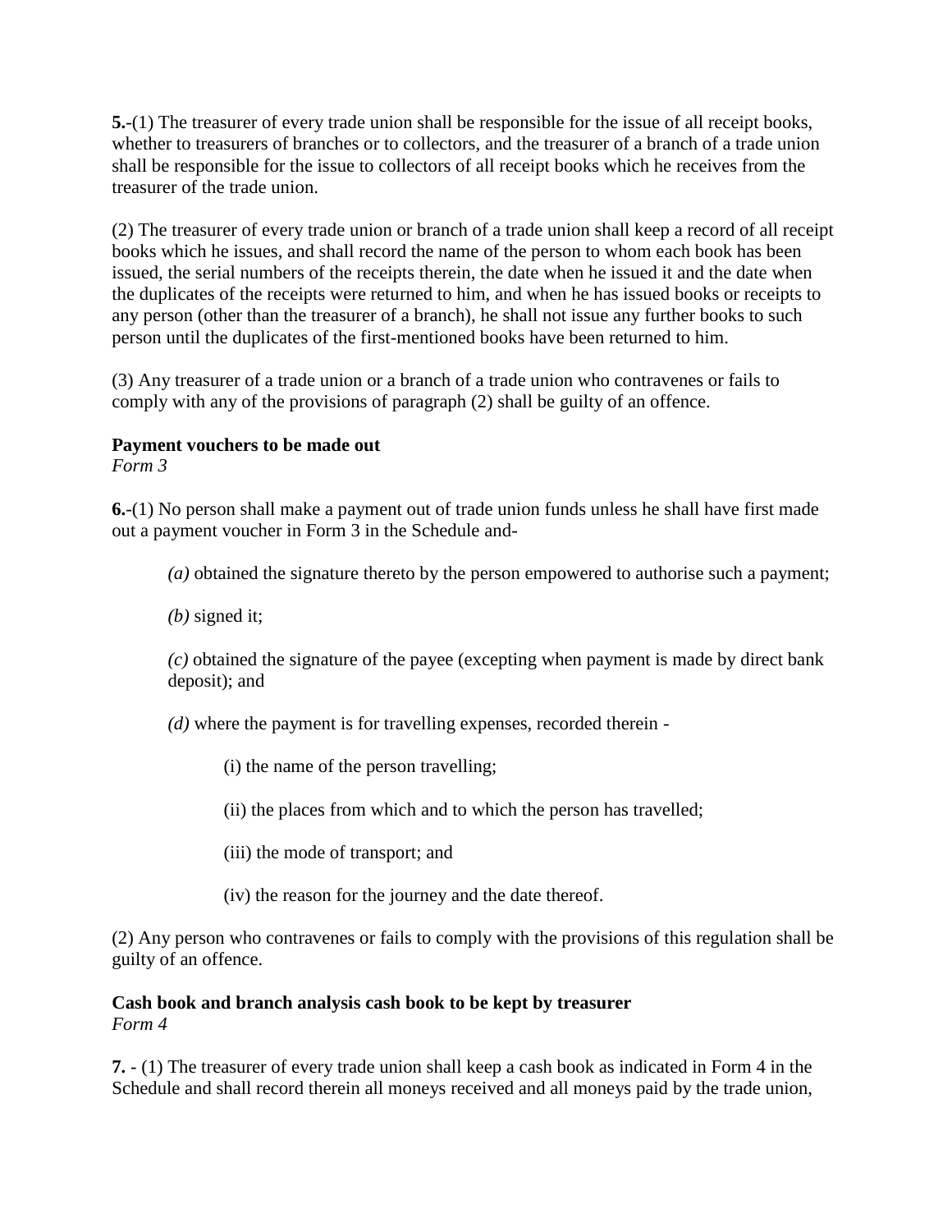**5.**-(1) The treasurer of every trade union shall be responsible for the issue of all receipt books, whether to treasurers of branches or to collectors, and the treasurer of a branch of a trade union shall be responsible for the issue to collectors of all receipt books which he receives from the treasurer of the trade union.

(2) The treasurer of every trade union or branch of a trade union shall keep a record of all receipt books which he issues, and shall record the name of the person to whom each book has been issued, the serial numbers of the receipts therein, the date when he issued it and the date when the duplicates of the receipts were returned to him, and when he has issued books or receipts to any person (other than the treasurer of a branch), he shall not issue any further books to such person until the duplicates of the first-mentioned books have been returned to him.

(3) Any treasurer of a trade union or a branch of a trade union who contravenes or fails to comply with any of the provisions of paragraph (2) shall be guilty of an offence.

**Payment vouchers to be made out**
*Form 3*

**6.**-(1) No person shall make a payment out of trade union funds unless he shall have first made out a payment voucher in Form 3 in the Schedule and-

*(a)* obtained the signature thereto by the person empowered to authorise such a payment;

*(b)* signed it;

*(c)* obtained the signature of the payee (excepting when payment is made by direct bank deposit); and

*(d)* where the payment is for travelling expenses, recorded therein -

(i) the name of the person travelling;

(ii) the places from which and to which the person has travelled;

(iii) the mode of transport; and

(iv) the reason for the journey and the date thereof.

(2) Any person who contravenes or fails to comply with the provisions of this regulation shall be guilty of an offence.

**Cash book and branch analysis cash book to be kept by treasurer**
*Form 4*

**7.** - (1) The treasurer of every trade union shall keep a cash book as indicated in Form 4 in the Schedule and shall record therein all moneys received and all moneys paid by the trade union,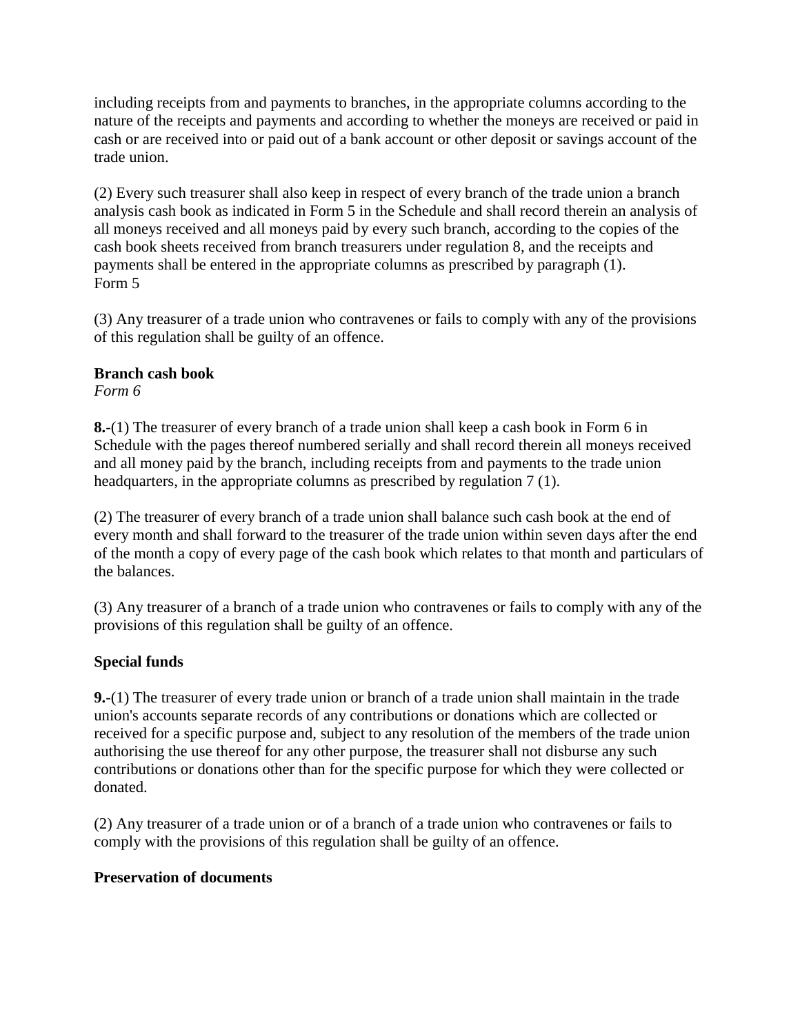including receipts from and payments to branches, in the appropriate columns according to the nature of the receipts and payments and according to whether the moneys are received or paid in cash or are received into or paid out of a bank account or other deposit or savings account of the trade union.

(2) Every such treasurer shall also keep in respect of every branch of the trade union a branch analysis cash book as indicated in Form 5 in the Schedule and shall record therein an analysis of all moneys received and all moneys paid by every such branch, according to the copies of the cash book sheets received from branch treasurers under regulation 8, and the receipts and payments shall be entered in the appropriate columns as prescribed by paragraph (1).
Form 5

(3) Any treasurer of a trade union who contravenes or fails to comply with any of the provisions of this regulation shall be guilty of an offence.

**Branch cash book**
*Form 6*

**8.**-(1) The treasurer of every branch of a trade union shall keep a cash book in Form 6 in Schedule with the pages thereof numbered serially and shall record therein all moneys received and all money paid by the branch, including receipts from and payments to the trade union headquarters, in the appropriate columns as prescribed by regulation 7 (1).

(2) The treasurer of every branch of a trade union shall balance such cash book at the end of every month and shall forward to the treasurer of the trade union within seven days after the end of the month a copy of every page of the cash book which relates to that month and particulars of the balances.

(3) Any treasurer of a branch of a trade union who contravenes or fails to comply with any of the provisions of this regulation shall be guilty of an offence.

**Special funds**

**9.**-(1) The treasurer of every trade union or branch of a trade union shall maintain in the trade union's accounts separate records of any contributions or donations which are collected or received for a specific purpose and, subject to any resolution of the members of the trade union authorising the use thereof for any other purpose, the treasurer shall not disburse any such contributions or donations other than for the specific purpose for which they were collected or donated.

(2) Any treasurer of a trade union or of a branch of a trade union who contravenes or fails to comply with the provisions of this regulation shall be guilty of an offence.

**Preservation of documents**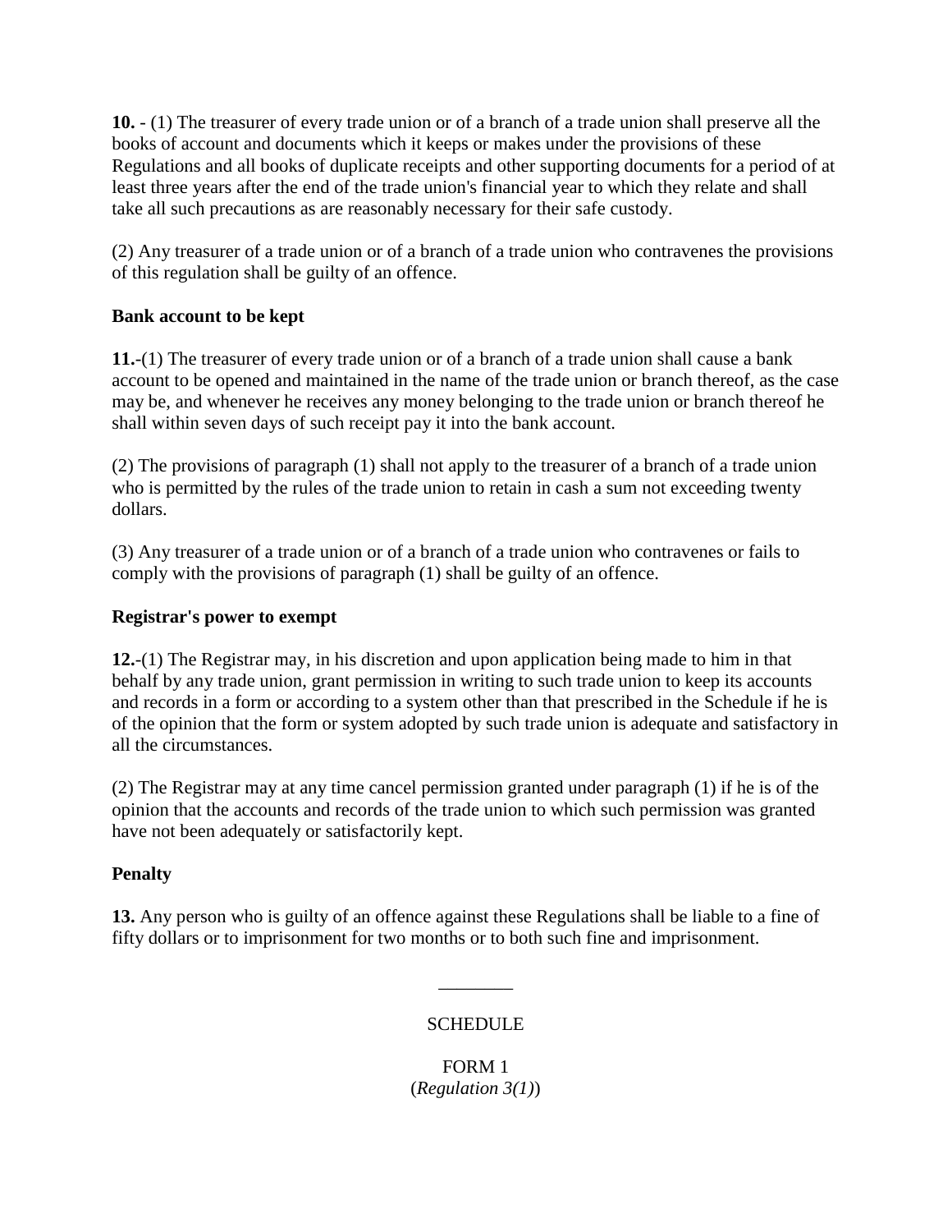**10.** - (1) The treasurer of every trade union or of a branch of a trade union shall preserve all the books of account and documents which it keeps or makes under the provisions of these Regulations and all books of duplicate receipts and other supporting documents for a period of at least three years after the end of the trade union's financial year to which they relate and shall take all such precautions as are reasonably necessary for their safe custody.

(2) Any treasurer of a trade union or of a branch of a trade union who contravenes the provisions of this regulation shall be guilty of an offence.

**Bank account to be kept**

**11.**-(1) The treasurer of every trade union or of a branch of a trade union shall cause a bank account to be opened and maintained in the name of the trade union or branch thereof, as the case may be, and whenever he receives any money belonging to the trade union or branch thereof he shall within seven days of such receipt pay it into the bank account.

(2) The provisions of paragraph (1) shall not apply to the treasurer of a branch of a trade union who is permitted by the rules of the trade union to retain in cash a sum not exceeding twenty dollars.

(3) Any treasurer of a trade union or of a branch of a trade union who contravenes or fails to comply with the provisions of paragraph (1) shall be guilty of an offence.

**Registrar's power to exempt**

**12.**-(1) The Registrar may, in his discretion and upon application being made to him in that behalf by any trade union, grant permission in writing to such trade union to keep its accounts and records in a form or according to a system other than that prescribed in the Schedule if he is of the opinion that the form or system adopted by such trade union is adequate and satisfactory in all the circumstances.

(2) The Registrar may at any time cancel permission granted under paragraph (1) if he is of the opinion that the accounts and records of the trade union to which such permission was granted have not been adequately or satisfactorily kept.

**Penalty**

**13.** Any person who is guilty of an offence against these Regulations shall be liable to a fine of fifty dollars or to imprisonment for two months or to both such fine and imprisonment.

________

SCHEDULE

FORM 1
(*Regulation 3(1)*)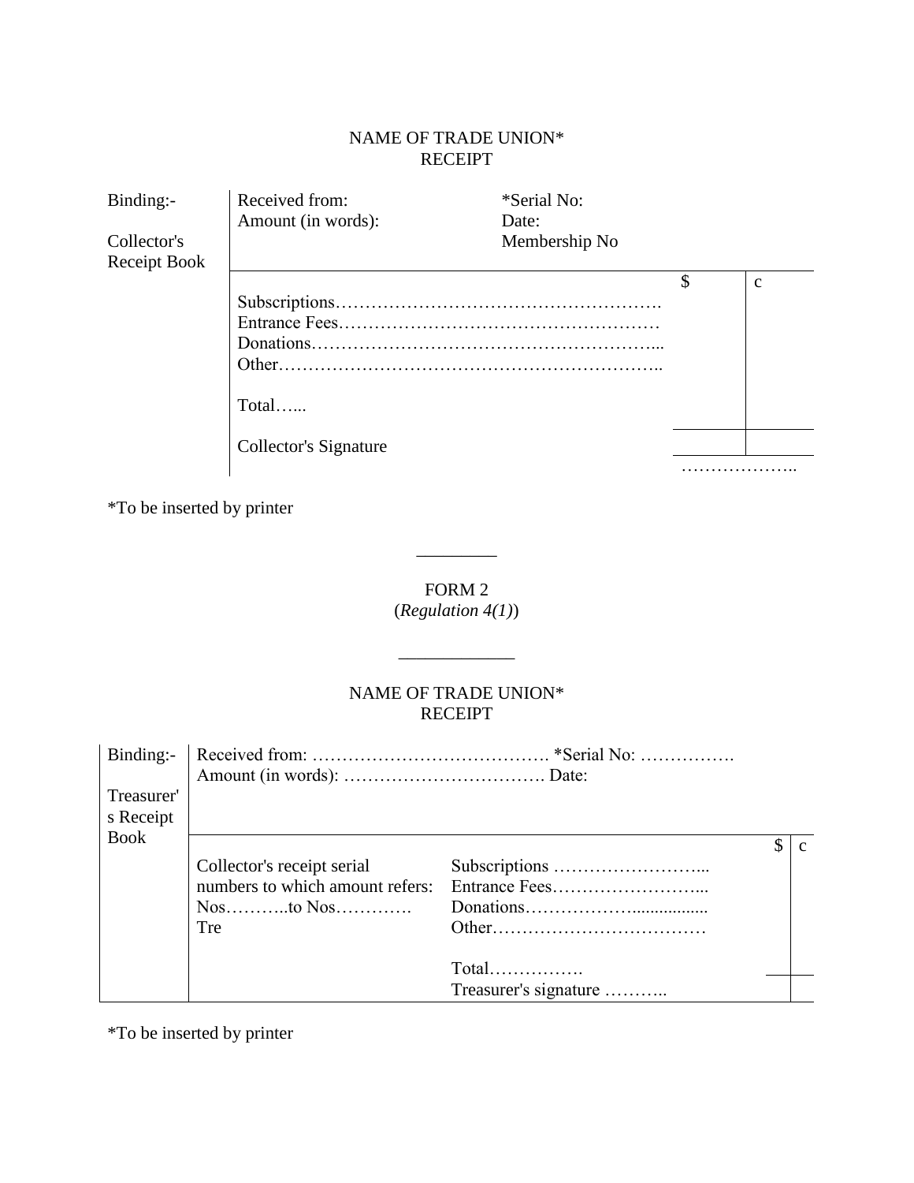NAME OF TRADE UNION*
RECEIPT

| Binding:- Collector's Receipt Book | Received from: Amount (in words): | *Serial No: Date: Membership No | | |
|---|---|---|---|---|
| | | | $ | c |
| | Subscriptions………………………………………………. | | | |
| | Entrance Fees……………………………………………… | | | |
| | Donations…………………………………………………... | | | |
| | Other……………………………………………………….. | | | |
| | Total…... | | | |
| | Collector's Signature | | ……………….. | |

*To be inserted by printer

---

FORM 2
(*Regulation 4(1)*)

---

NAME OF TRADE UNION*
RECEIPT

| Binding:- Treasurer's Receipt Book | Received from: …………………………………. *Serial No: ……………. Amount (in words): ……………………………. Date: | | | |
|---|---|---|---|---|
| | | | $ | c |
| | Collector's receipt serial numbers to which amount refers: Nos………..to Nos…………. Tre | Subscriptions ……………………... Entrance Fees……………………... Donations……………….................. Other……………………………… | | |
| | | Total……………. Treasurer's signature ……….. | | |

*To be inserted by printer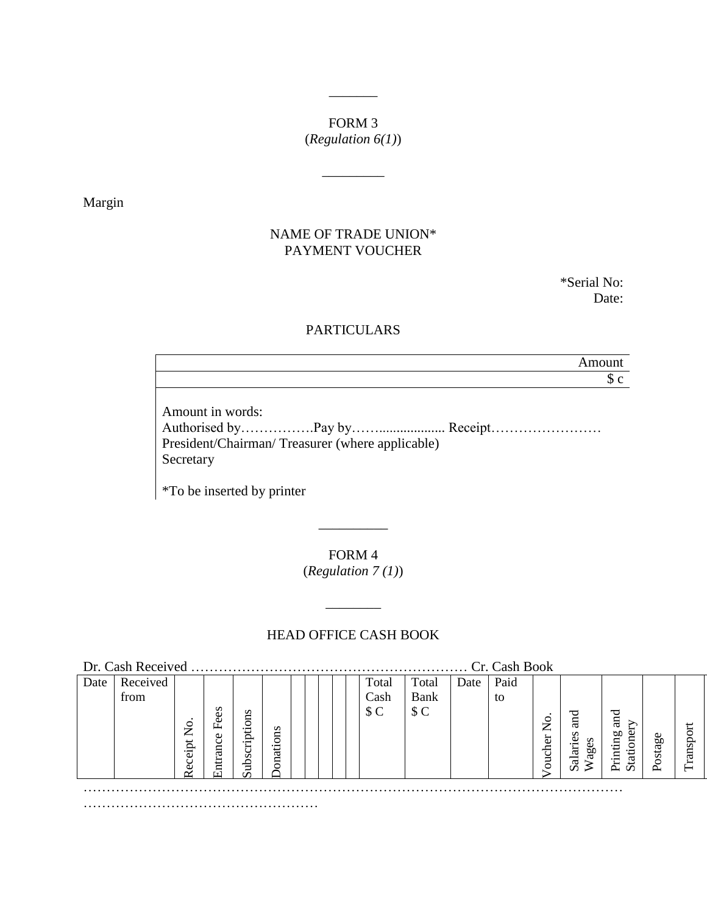FORM 3
(*Regulation 6(1)*)

Margin

NAME OF TRADE UNION*
PAYMENT VOUCHER

*Serial No:
Date:

PARTICULARS

| Amount |
|---|
| $ c |

Amount in words:
Authorised by…………….Pay by…….................. Receipt……………………
President/Chairman/ Treasurer (where applicable)
Secretary

*To be inserted by printer

FORM 4
(*Regulation 7 (1)*)

HEAD OFFICE CASH BOOK

Dr. Cash Received …………………………………………………… Cr. Cash Book

| Date | Received from | Receipt No. | Entrance Fees | Subscriptions | Donations | | | | | | Total Cash $ C | Total Bank $ C | Date | Paid to | Voucher No. | Salaries and Wages | Printing and Stationery | Postage | Transport |
|---|---|---|---|---|---|---|---|---|---|---|---|---|---|---|---|---|---|---|---|
| | | | | | | | | | | | | | | | | | | | |

……………………………………………………………………………………………………
……………………………………………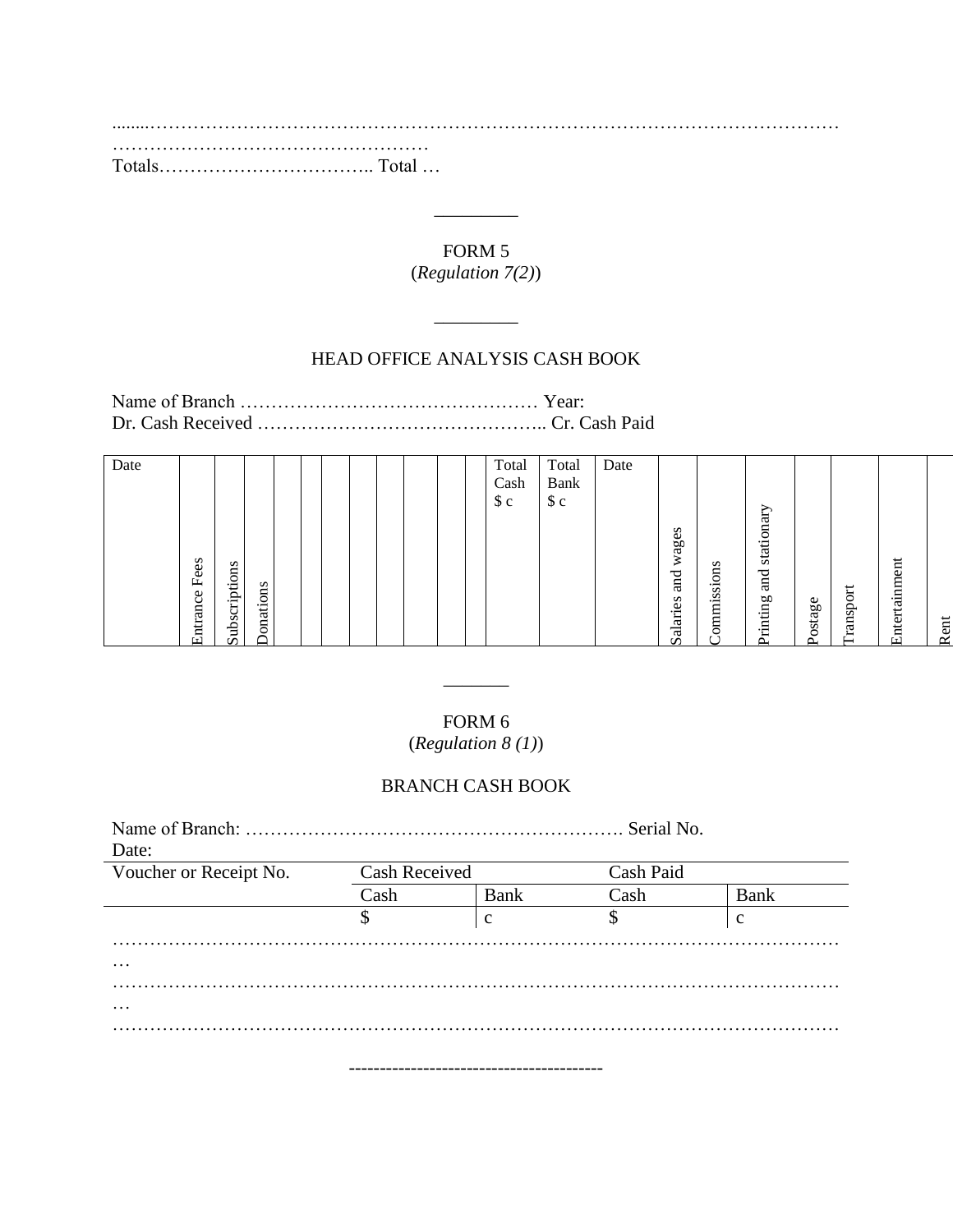........……………………………………………………………………………………………
……………………………………………
Totals…………………………….. Total …

---

FORM 5
(*Regulation 7(2)*)

---

HEAD OFFICE ANALYSIS CASH BOOK

Name of Branch ………………………………………… Year:
Dr. Cash Received ……………………………………….. Cr. Cash Paid

| Date | Entrance Fees | Subscriptions | Donations | | | | | | | | | Total Cash $ c | Total Bank $ c | Date | Salaries and wages | Commissions | Printing and stationary | Postage | Transport | Entertainment | Rent |
|---|---|---|---|---|---|---|---|---|---|---|---|---|---|---|---|---|---|---|---|---|---|
| | | | | | | | | | | | | | | | | | | | | | |

---

FORM 6
(*Regulation 8 (1)*)

BRANCH CASH BOOK

Name of Branch: ……………………………………………………. Serial No.
Date:

| Voucher or Receipt No. | Cash Received | | Cash Paid | |
|---|---|---|---|---|
| | Cash | Bank | Cash | Bank |
| | $ | c | $ | c |

……………………………………………………………………………………………………
…
……………………………………………………………………………………………………
…
……………………………………………………………………………………………………

----------------------------------------